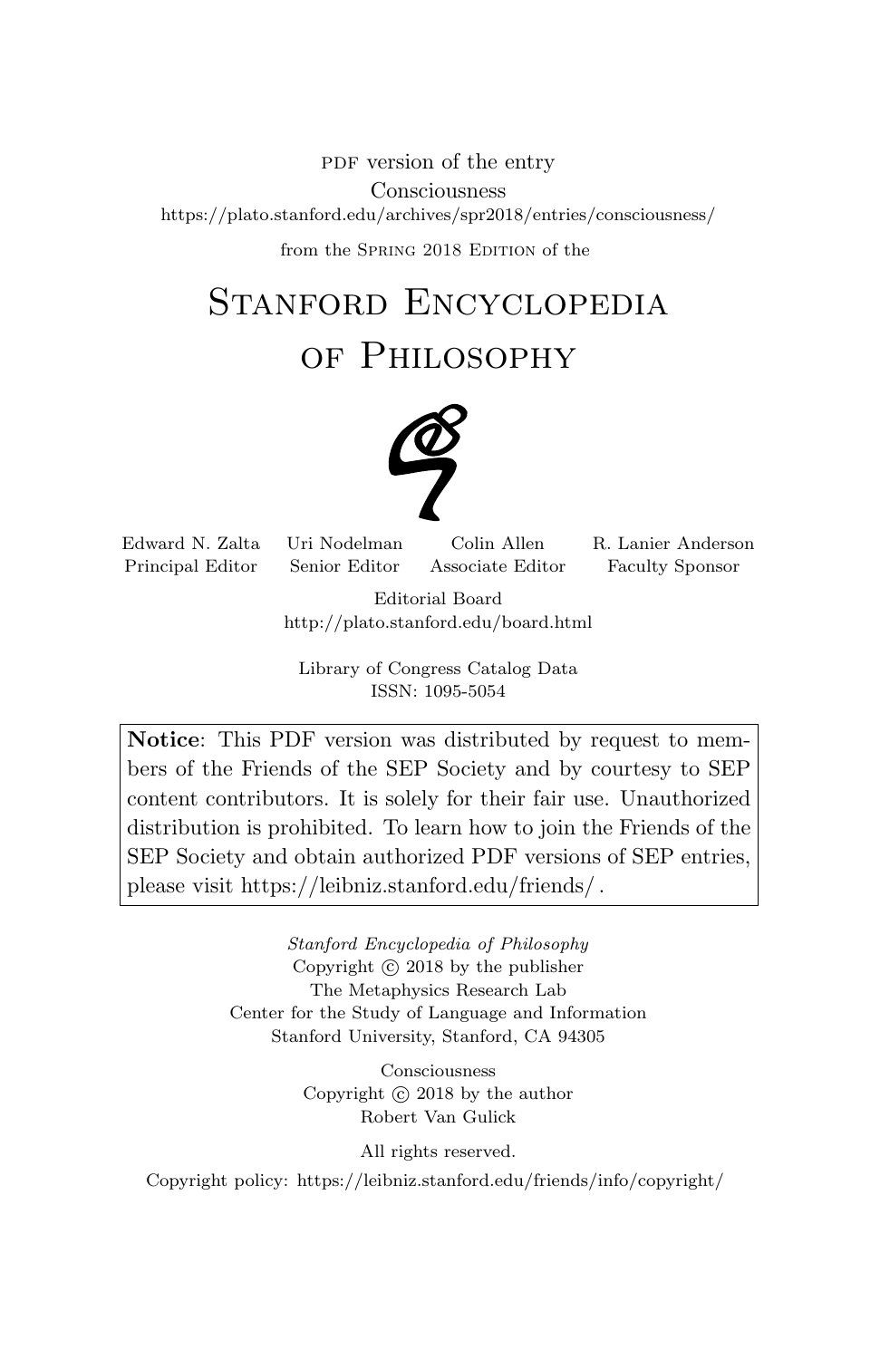PDF version of the entry

Consciousness

https://plato.stanford.edu/archives/spr2018/entries/consciousness/

from the Spring 2018 Edition of the

# Stanford Encyclopedia of Philosophy

| Edward N. Zalta | Uri Nodelman | Colin Allen | R. Lanier Anderson |
|---|---|---|---|
| Principal Editor | Senior Editor | Associate Editor | Faculty Sponsor |

Editorial Board
http://plato.stanford.edu/board.html

Library of Congress Catalog Data
ISSN: 1095-5054

**Notice**: This PDF version was distributed by request to members of the Friends of the SEP Society and by courtesy to SEP content contributors. It is solely for their fair use. Unauthorized distribution is prohibited. To learn how to join the Friends of the SEP Society and obtain authorized PDF versions of SEP entries, please visit https://leibniz.stanford.edu/friends/ .

*Stanford Encyclopedia of Philosophy*
Copyright © 2018 by the publisher
The Metaphysics Research Lab
Center for the Study of Language and Information
Stanford University, Stanford, CA 94305

Consciousness
Copyright © 2018 by the author
Robert Van Gulick

All rights reserved.

Copyright policy: https://leibniz.stanford.edu/friends/info/copyright/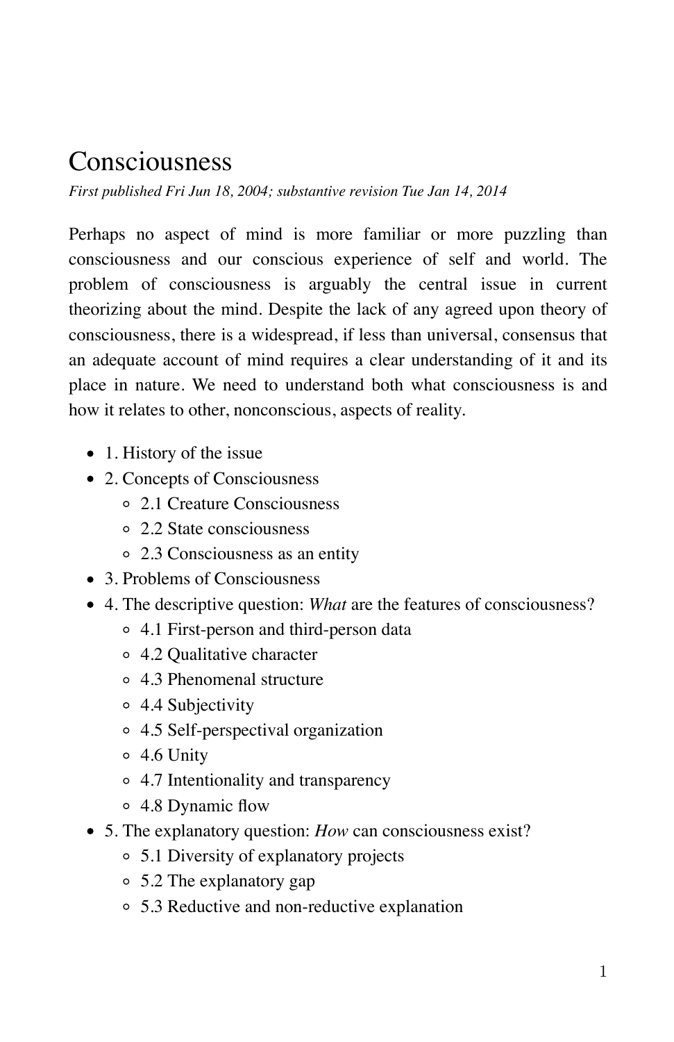# Consciousness

*First published Fri Jun 18, 2004; substantive revision Tue Jan 14, 2014*

Perhaps no aspect of mind is more familiar or more puzzling than consciousness and our conscious experience of self and world. The problem of consciousness is arguably the central issue in current theorizing about the mind. Despite the lack of any agreed upon theory of consciousness, there is a widespread, if less than universal, consensus that an adequate account of mind requires a clear understanding of it and its place in nature. We need to understand both what consciousness is and how it relates to other, nonconscious, aspects of reality.

- 1. History of the issue
- 2. Concepts of Consciousness
  - 2.1 Creature Consciousness
  - 2.2 State consciousness
  - 2.3 Consciousness as an entity
- 3. Problems of Consciousness
- 4. The descriptive question: *What* are the features of consciousness?
  - 4.1 First-person and third-person data
  - 4.2 Qualitative character
  - 4.3 Phenomenal structure
  - 4.4 Subjectivity
  - 4.5 Self-perspectival organization
  - 4.6 Unity
  - 4.7 Intentionality and transparency
  - 4.8 Dynamic flow
- 5. The explanatory question: *How* can consciousness exist?
  - 5.1 Diversity of explanatory projects
  - 5.2 The explanatory gap
  - 5.3 Reductive and non-reductive explanation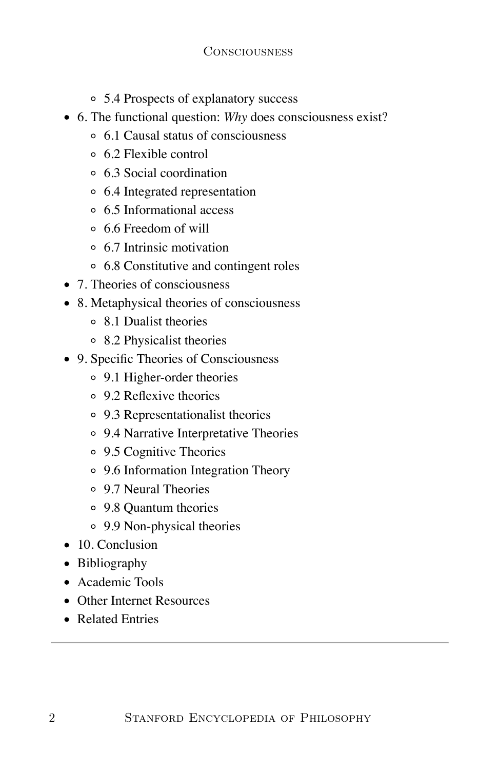- 5.4 Prospects of explanatory success
- 6. The functional question: *Why* does consciousness exist?
    - 6.1 Causal status of consciousness
    - 6.2 Flexible control
    - 6.3 Social coordination
    - 6.4 Integrated representation
    - 6.5 Informational access
    - 6.6 Freedom of will
    - 6.7 Intrinsic motivation
    - 6.8 Constitutive and contingent roles
- 7. Theories of consciousness
- 8. Metaphysical theories of consciousness
    - 8.1 Dualist theories
    - 8.2 Physicalist theories
- 9. Specific Theories of Consciousness
    - 9.1 Higher-order theories
    - 9.2 Reflexive theories
    - 9.3 Representationalist theories
    - 9.4 Narrative Interpretative Theories
    - 9.5 Cognitive Theories
    - 9.6 Information Integration Theory
    - 9.7 Neural Theories
    - 9.8 Quantum theories
    - 9.9 Non-physical theories
- 10. Conclusion
- Bibliography
- Academic Tools
- Other Internet Resources
- Related Entries

---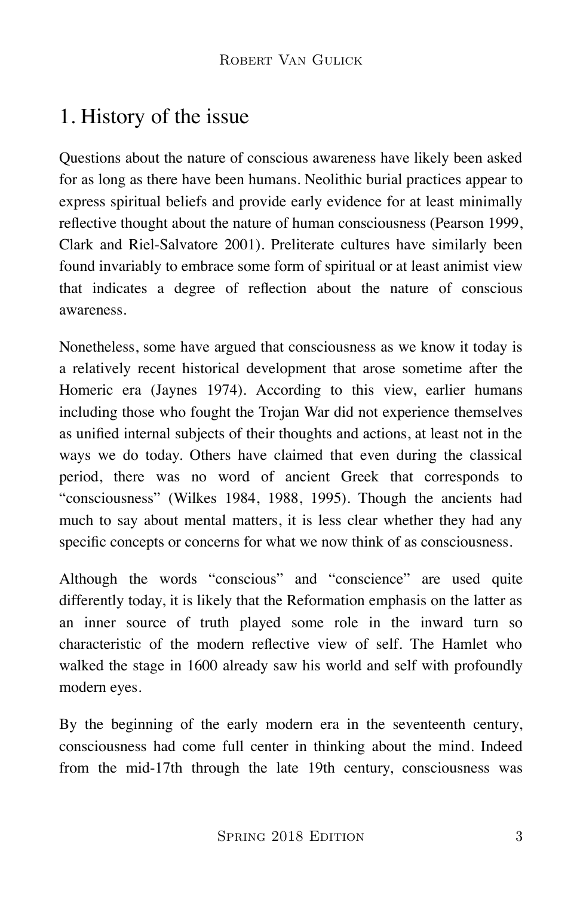## 1. History of the issue

Questions about the nature of conscious awareness have likely been asked for as long as there have been humans. Neolithic burial practices appear to express spiritual beliefs and provide early evidence for at least minimally reflective thought about the nature of human consciousness (Pearson 1999, Clark and Riel-Salvatore 2001). Preliterate cultures have similarly been found invariably to embrace some form of spiritual or at least animist view that indicates a degree of reflection about the nature of conscious awareness.

Nonetheless, some have argued that consciousness as we know it today is a relatively recent historical development that arose sometime after the Homeric era (Jaynes 1974). According to this view, earlier humans including those who fought the Trojan War did not experience themselves as unified internal subjects of their thoughts and actions, at least not in the ways we do today. Others have claimed that even during the classical period, there was no word of ancient Greek that corresponds to "consciousness" (Wilkes 1984, 1988, 1995). Though the ancients had much to say about mental matters, it is less clear whether they had any specific concepts or concerns for what we now think of as consciousness.

Although the words "conscious" and "conscience" are used quite differently today, it is likely that the Reformation emphasis on the latter as an inner source of truth played some role in the inward turn so characteristic of the modern reflective view of self. The Hamlet who walked the stage in 1600 already saw his world and self with profoundly modern eyes.

By the beginning of the early modern era in the seventeenth century, consciousness had come full center in thinking about the mind. Indeed from the mid-17th through the late 19th century, consciousness was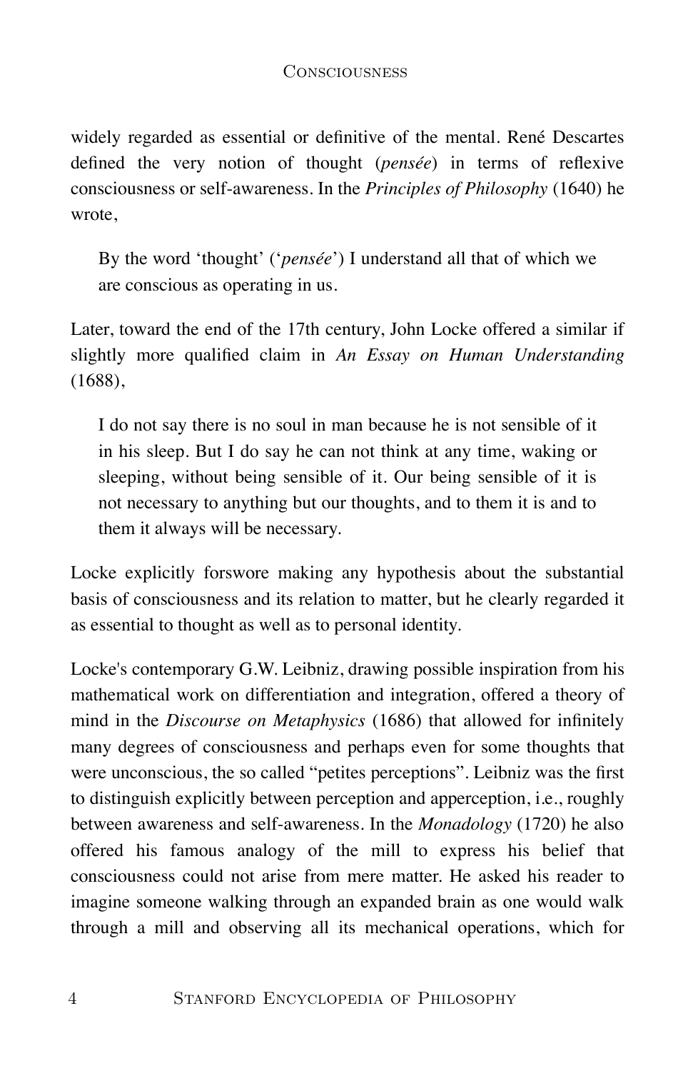widely regarded as essential or definitive of the mental. René Descartes defined the very notion of thought (*pensée*) in terms of reflexive consciousness or self-awareness. In the *Principles of Philosophy* (1640) he wrote,

> By the word 'thought' ('*pensée*') I understand all that of which we are conscious as operating in us.

Later, toward the end of the 17th century, John Locke offered a similar if slightly more qualified claim in *An Essay on Human Understanding* (1688),

> I do not say there is no soul in man because he is not sensible of it in his sleep. But I do say he can not think at any time, waking or sleeping, without being sensible of it. Our being sensible of it is not necessary to anything but our thoughts, and to them it is and to them it always will be necessary.

Locke explicitly forswore making any hypothesis about the substantial basis of consciousness and its relation to matter, but he clearly regarded it as essential to thought as well as to personal identity.

Locke's contemporary G.W. Leibniz, drawing possible inspiration from his mathematical work on differentiation and integration, offered a theory of mind in the *Discourse on Metaphysics* (1686) that allowed for infinitely many degrees of consciousness and perhaps even for some thoughts that were unconscious, the so called "petites perceptions". Leibniz was the first to distinguish explicitly between perception and apperception, i.e., roughly between awareness and self-awareness. In the *Monadology* (1720) he also offered his famous analogy of the mill to express his belief that consciousness could not arise from mere matter. He asked his reader to imagine someone walking through an expanded brain as one would walk through a mill and observing all its mechanical operations, which for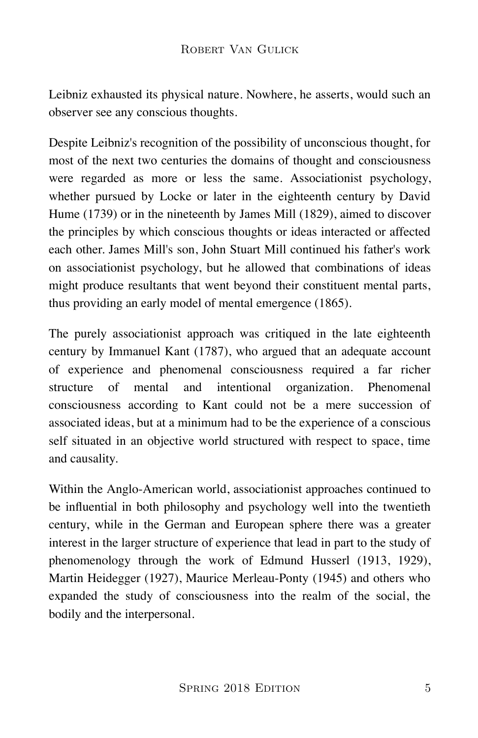Leibniz exhausted its physical nature. Nowhere, he asserts, would such an observer see any conscious thoughts.

Despite Leibniz's recognition of the possibility of unconscious thought, for most of the next two centuries the domains of thought and consciousness were regarded as more or less the same. Associationist psychology, whether pursued by Locke or later in the eighteenth century by David Hume (1739) or in the nineteenth by James Mill (1829), aimed to discover the principles by which conscious thoughts or ideas interacted or affected each other. James Mill's son, John Stuart Mill continued his father's work on associationist psychology, but he allowed that combinations of ideas might produce resultants that went beyond their constituent mental parts, thus providing an early model of mental emergence (1865).

The purely associationist approach was critiqued in the late eighteenth century by Immanuel Kant (1787), who argued that an adequate account of experience and phenomenal consciousness required a far richer structure of mental and intentional organization. Phenomenal consciousness according to Kant could not be a mere succession of associated ideas, but at a minimum had to be the experience of a conscious self situated in an objective world structured with respect to space, time and causality.

Within the Anglo-American world, associationist approaches continued to be influential in both philosophy and psychology well into the twentieth century, while in the German and European sphere there was a greater interest in the larger structure of experience that lead in part to the study of phenomenology through the work of Edmund Husserl (1913, 1929), Martin Heidegger (1927), Maurice Merleau-Ponty (1945) and others who expanded the study of consciousness into the realm of the social, the bodily and the interpersonal.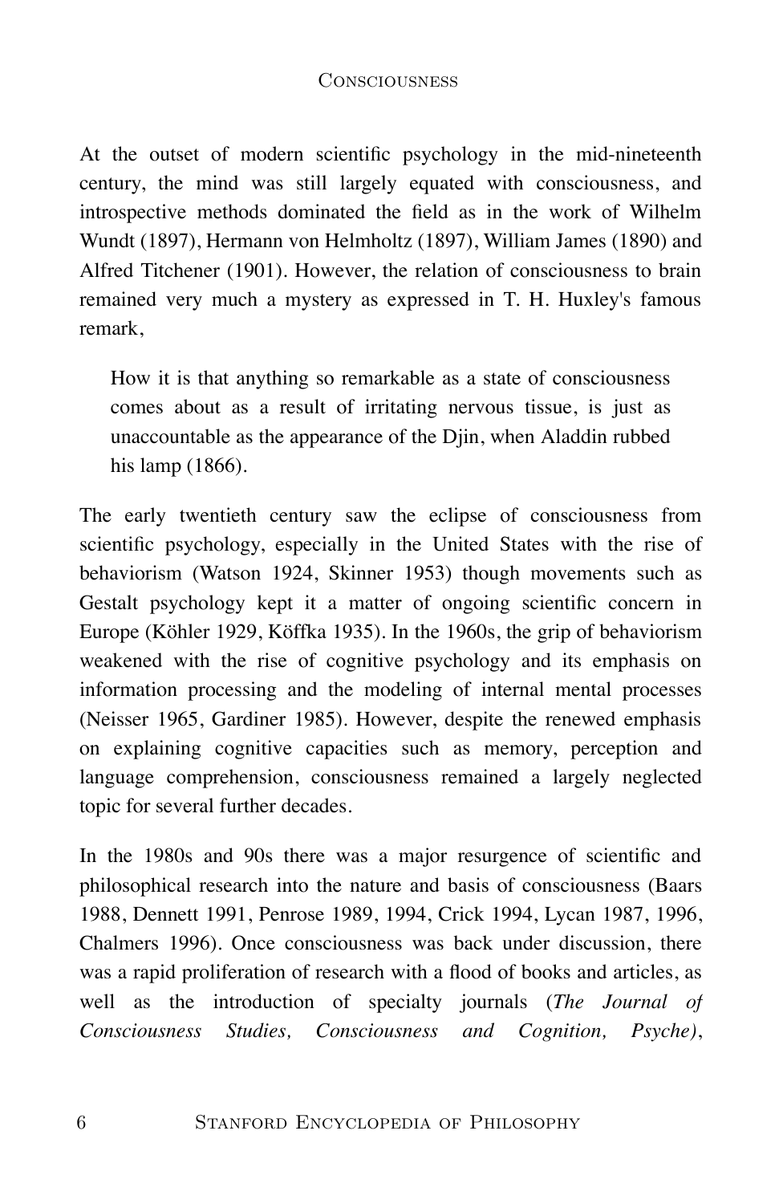At the outset of modern scientific psychology in the mid-nineteenth century, the mind was still largely equated with consciousness, and introspective methods dominated the field as in the work of Wilhelm Wundt (1897), Hermann von Helmholtz (1897), William James (1890) and Alfred Titchener (1901). However, the relation of consciousness to brain remained very much a mystery as expressed in T. H. Huxley's famous remark,

> How it is that anything so remarkable as a state of consciousness comes about as a result of irritating nervous tissue, is just as unaccountable as the appearance of the Djin, when Aladdin rubbed his lamp (1866).

The early twentieth century saw the eclipse of consciousness from scientific psychology, especially in the United States with the rise of behaviorism (Watson 1924, Skinner 1953) though movements such as Gestalt psychology kept it a matter of ongoing scientific concern in Europe (Köhler 1929, Köffka 1935). In the 1960s, the grip of behaviorism weakened with the rise of cognitive psychology and its emphasis on information processing and the modeling of internal mental processes (Neisser 1965, Gardiner 1985). However, despite the renewed emphasis on explaining cognitive capacities such as memory, perception and language comprehension, consciousness remained a largely neglected topic for several further decades.

In the 1980s and 90s there was a major resurgence of scientific and philosophical research into the nature and basis of consciousness (Baars 1988, Dennett 1991, Penrose 1989, 1994, Crick 1994, Lycan 1987, 1996, Chalmers 1996). Once consciousness was back under discussion, there was a rapid proliferation of research with a flood of books and articles, as well as the introduction of specialty journals (*The Journal of Consciousness Studies, Consciousness and Cognition, Psyche)*,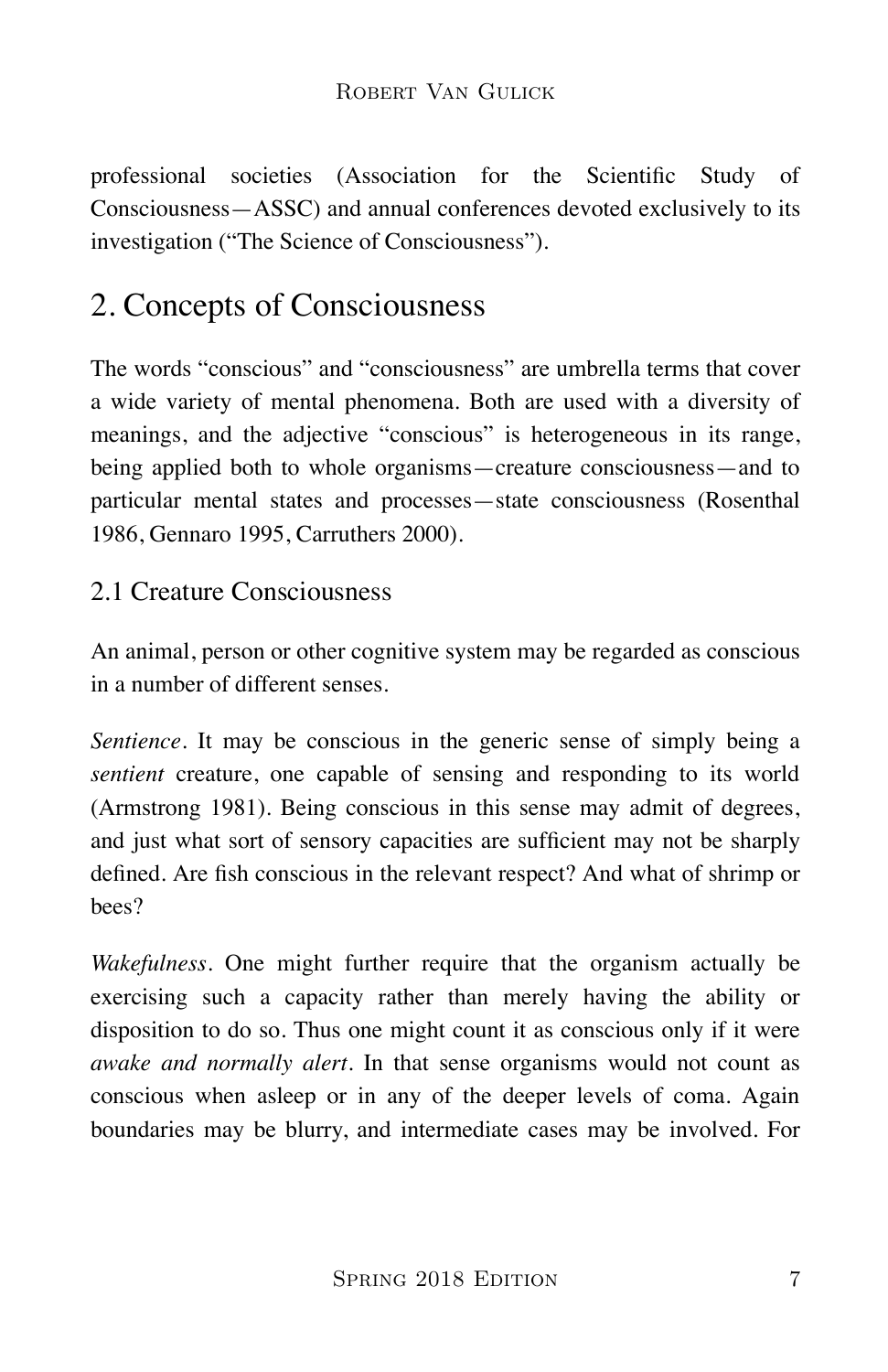professional societies (Association for the Scientific Study of Consciousness—ASSC) and annual conferences devoted exclusively to its investigation ("The Science of Consciousness").

## 2. Concepts of Consciousness

The words "conscious" and "consciousness" are umbrella terms that cover a wide variety of mental phenomena. Both are used with a diversity of meanings, and the adjective "conscious" is heterogeneous in its range, being applied both to whole organisms—creature consciousness—and to particular mental states and processes—state consciousness (Rosenthal 1986, Gennaro 1995, Carruthers 2000).

### 2.1 Creature Consciousness

An animal, person or other cognitive system may be regarded as conscious in a number of different senses.

*Sentience*. It may be conscious in the generic sense of simply being a *sentient* creature, one capable of sensing and responding to its world (Armstrong 1981). Being conscious in this sense may admit of degrees, and just what sort of sensory capacities are sufficient may not be sharply defined. Are fish conscious in the relevant respect? And what of shrimp or bees?

*Wakefulness*. One might further require that the organism actually be exercising such a capacity rather than merely having the ability or disposition to do so. Thus one might count it as conscious only if it were *awake and normally alert*. In that sense organisms would not count as conscious when asleep or in any of the deeper levels of coma. Again boundaries may be blurry, and intermediate cases may be involved. For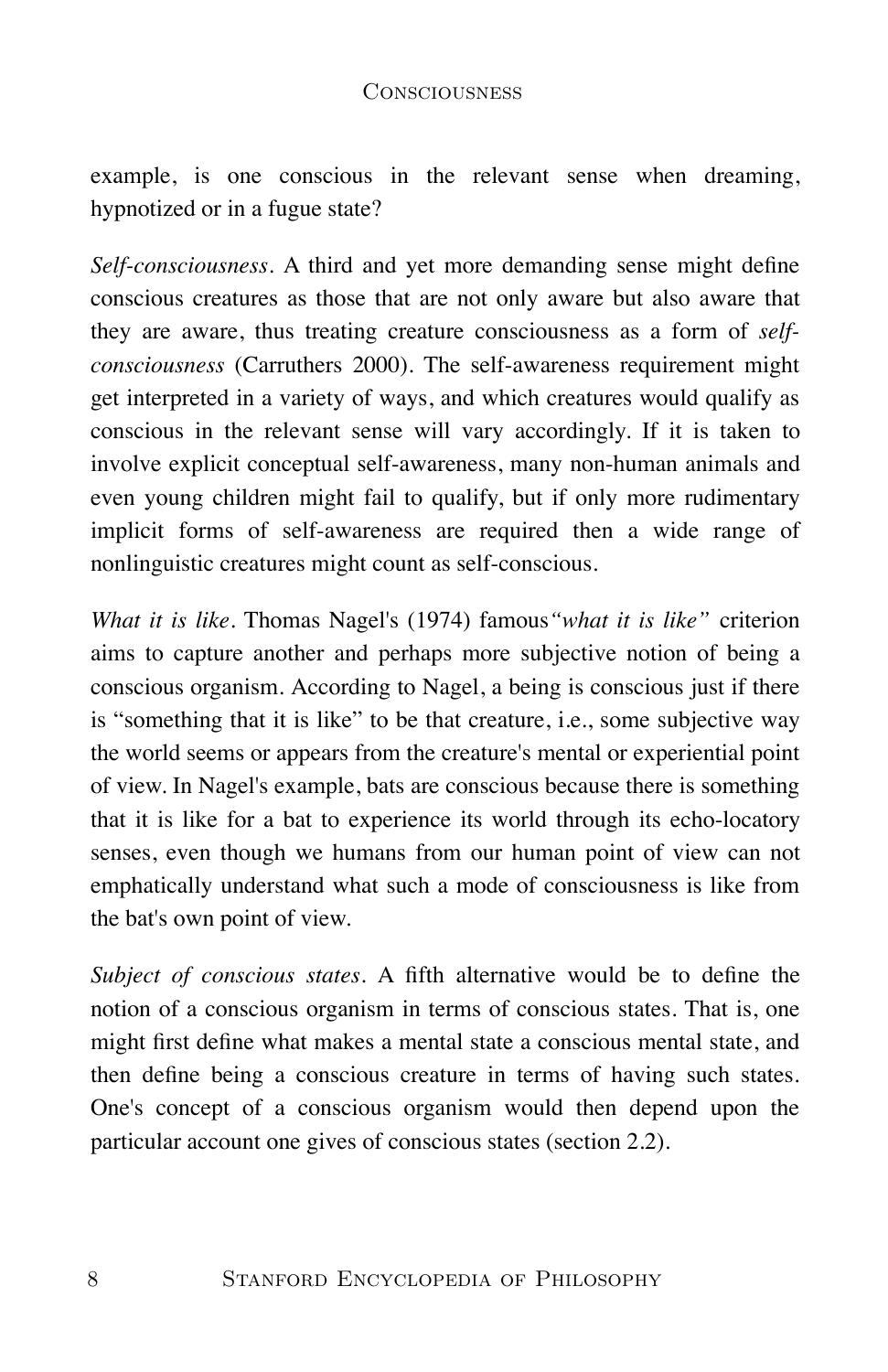example, is one conscious in the relevant sense when dreaming, hypnotized or in a fugue state?

*Self-consciousness*. A third and yet more demanding sense might define conscious creatures as those that are not only aware but also aware that they are aware, thus treating creature consciousness as a form of *self-consciousness* (Carruthers 2000). The self-awareness requirement might get interpreted in a variety of ways, and which creatures would qualify as conscious in the relevant sense will vary accordingly. If it is taken to involve explicit conceptual self-awareness, many non-human animals and even young children might fail to qualify, but if only more rudimentary implicit forms of self-awareness are required then a wide range of nonlinguistic creatures might count as self-conscious.

*What it is like*. Thomas Nagel's (1974) famous *"what it is like"* criterion aims to capture another and perhaps more subjective notion of being a conscious organism. According to Nagel, a being is conscious just if there is "something that it is like" to be that creature, i.e., some subjective way the world seems or appears from the creature's mental or experiential point of view. In Nagel's example, bats are conscious because there is something that it is like for a bat to experience its world through its echo-locatory senses, even though we humans from our human point of view can not emphatically understand what such a mode of consciousness is like from the bat's own point of view.

*Subject of conscious states*. A fifth alternative would be to define the notion of a conscious organism in terms of conscious states. That is, one might first define what makes a mental state a conscious mental state, and then define being a conscious creature in terms of having such states. One's concept of a conscious organism would then depend upon the particular account one gives of conscious states (section 2.2).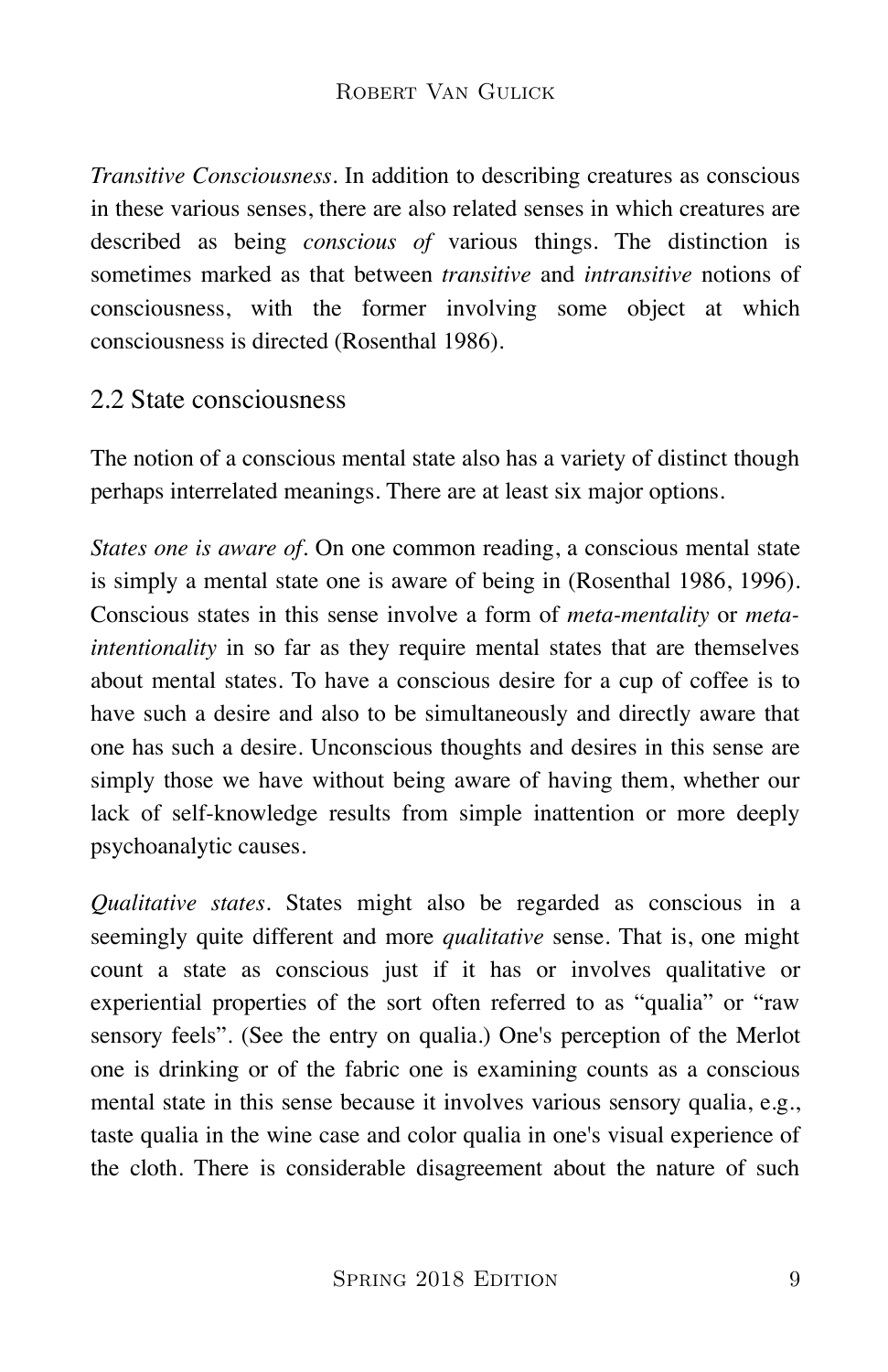*Transitive Consciousness*. In addition to describing creatures as conscious in these various senses, there are also related senses in which creatures are described as being *conscious of* various things. The distinction is sometimes marked as that between *transitive* and *intransitive* notions of consciousness, with the former involving some object at which consciousness is directed (Rosenthal 1986).

## 2.2 State consciousness

The notion of a conscious mental state also has a variety of distinct though perhaps interrelated meanings. There are at least six major options.

*States one is aware of*. On one common reading, a conscious mental state is simply a mental state one is aware of being in (Rosenthal 1986, 1996). Conscious states in this sense involve a form of *meta-mentality* or *meta-intentionality* in so far as they require mental states that are themselves about mental states. To have a conscious desire for a cup of coffee is to have such a desire and also to be simultaneously and directly aware that one has such a desire. Unconscious thoughts and desires in this sense are simply those we have without being aware of having them, whether our lack of self-knowledge results from simple inattention or more deeply psychoanalytic causes.

*Qualitative states*. States might also be regarded as conscious in a seemingly quite different and more *qualitative* sense. That is, one might count a state as conscious just if it has or involves qualitative or experiential properties of the sort often referred to as "qualia" or "raw sensory feels". (See the entry on qualia.) One's perception of the Merlot one is drinking or of the fabric one is examining counts as a conscious mental state in this sense because it involves various sensory qualia, e.g., taste qualia in the wine case and color qualia in one's visual experience of the cloth. There is considerable disagreement about the nature of such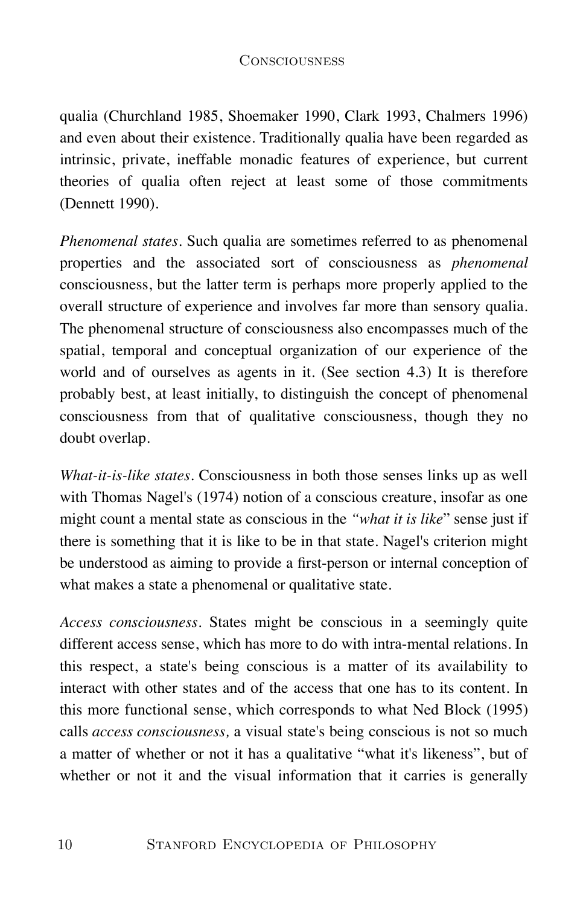qualia (Churchland 1985, Shoemaker 1990, Clark 1993, Chalmers 1996) and even about their existence. Traditionally qualia have been regarded as intrinsic, private, ineffable monadic features of experience, but current theories of qualia often reject at least some of those commitments (Dennett 1990).

*Phenomenal states*. Such qualia are sometimes referred to as phenomenal properties and the associated sort of consciousness as *phenomenal* consciousness, but the latter term is perhaps more properly applied to the overall structure of experience and involves far more than sensory qualia. The phenomenal structure of consciousness also encompasses much of the spatial, temporal and conceptual organization of our experience of the world and of ourselves as agents in it. (See section 4.3) It is therefore probably best, at least initially, to distinguish the concept of phenomenal consciousness from that of qualitative consciousness, though they no doubt overlap.

*What-it-is-like states*. Consciousness in both those senses links up as well with Thomas Nagel's (1974) notion of a conscious creature, insofar as one might count a mental state as conscious in the *"what it is like"* sense just if there is something that it is like to be in that state. Nagel's criterion might be understood as aiming to provide a first-person or internal conception of what makes a state a phenomenal or qualitative state.

*Access consciousness*. States might be conscious in a seemingly quite different access sense, which has more to do with intra-mental relations. In this respect, a state's being conscious is a matter of its availability to interact with other states and of the access that one has to its content. In this more functional sense, which corresponds to what Ned Block (1995) calls *access consciousness,* a visual state's being conscious is not so much a matter of whether or not it has a qualitative "what it's likeness", but of whether or not it and the visual information that it carries is generally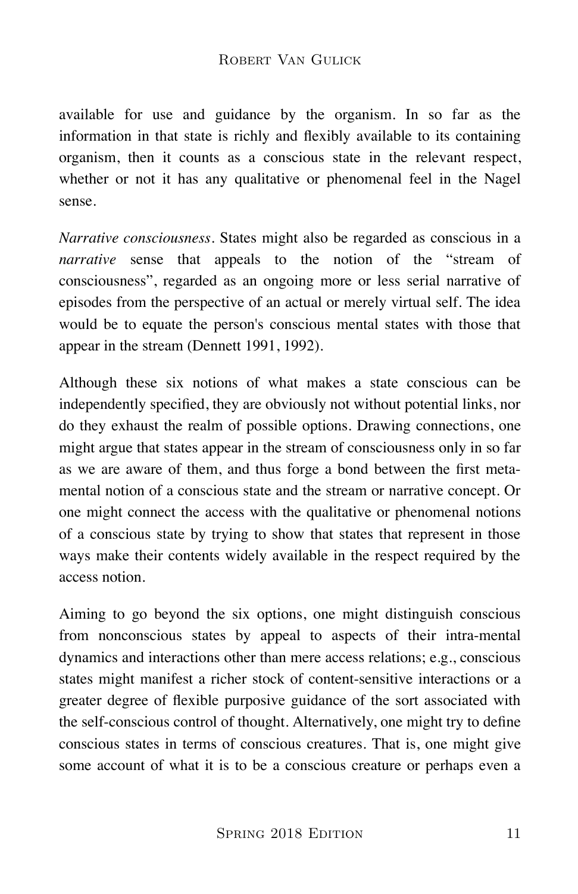available for use and guidance by the organism. In so far as the information in that state is richly and flexibly available to its containing organism, then it counts as a conscious state in the relevant respect, whether or not it has any qualitative or phenomenal feel in the Nagel sense.

*Narrative consciousness*. States might also be regarded as conscious in a *narrative* sense that appeals to the notion of the "stream of consciousness", regarded as an ongoing more or less serial narrative of episodes from the perspective of an actual or merely virtual self. The idea would be to equate the person's conscious mental states with those that appear in the stream (Dennett 1991, 1992).

Although these six notions of what makes a state conscious can be independently specified, they are obviously not without potential links, nor do they exhaust the realm of possible options. Drawing connections, one might argue that states appear in the stream of consciousness only in so far as we are aware of them, and thus forge a bond between the first meta-mental notion of a conscious state and the stream or narrative concept. Or one might connect the access with the qualitative or phenomenal notions of a conscious state by trying to show that states that represent in those ways make their contents widely available in the respect required by the access notion.

Aiming to go beyond the six options, one might distinguish conscious from nonconscious states by appeal to aspects of their intra-mental dynamics and interactions other than mere access relations; e.g., conscious states might manifest a richer stock of content-sensitive interactions or a greater degree of flexible purposive guidance of the sort associated with the self-conscious control of thought. Alternatively, one might try to define conscious states in terms of conscious creatures. That is, one might give some account of what it is to be a conscious creature or perhaps even a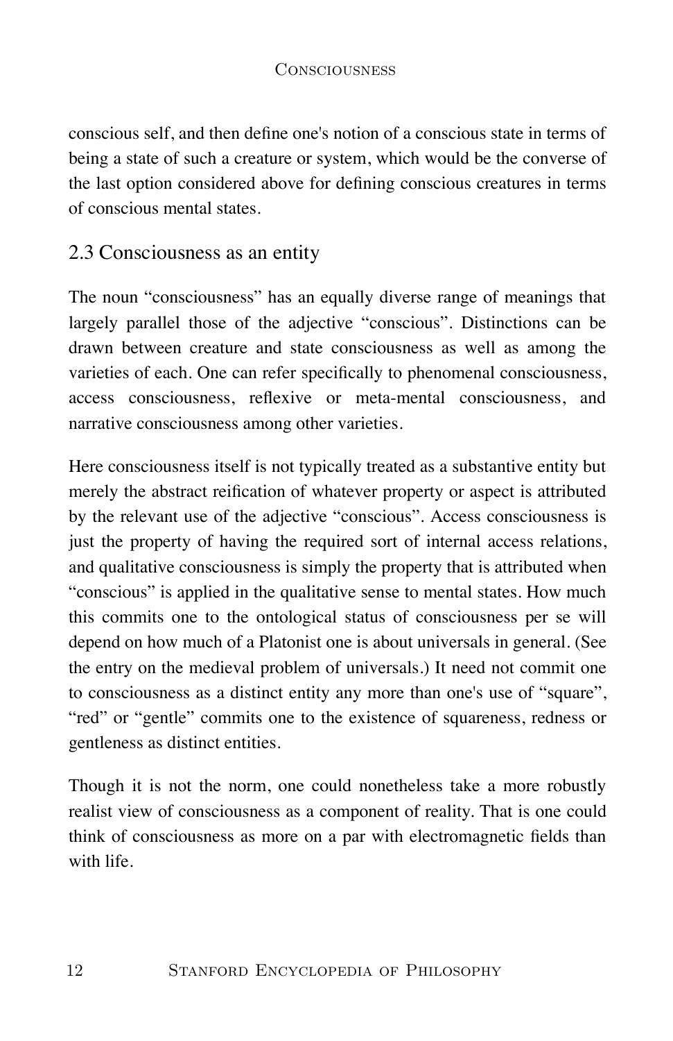conscious self, and then define one's notion of a conscious state in terms of being a state of such a creature or system, which would be the converse of the last option considered above for defining conscious creatures in terms of conscious mental states.

## 2.3 Consciousness as an entity

The noun "consciousness" has an equally diverse range of meanings that largely parallel those of the adjective "conscious". Distinctions can be drawn between creature and state consciousness as well as among the varieties of each. One can refer specifically to phenomenal consciousness, access consciousness, reflexive or meta-mental consciousness, and narrative consciousness among other varieties.

Here consciousness itself is not typically treated as a substantive entity but merely the abstract reification of whatever property or aspect is attributed by the relevant use of the adjective "conscious". Access consciousness is just the property of having the required sort of internal access relations, and qualitative consciousness is simply the property that is attributed when "conscious" is applied in the qualitative sense to mental states. How much this commits one to the ontological status of consciousness per se will depend on how much of a Platonist one is about universals in general. (See the entry on the medieval problem of universals.) It need not commit one to consciousness as a distinct entity any more than one's use of "square", "red" or "gentle" commits one to the existence of squareness, redness or gentleness as distinct entities.

Though it is not the norm, one could nonetheless take a more robustly realist view of consciousness as a component of reality. That is one could think of consciousness as more on a par with electromagnetic fields than with life.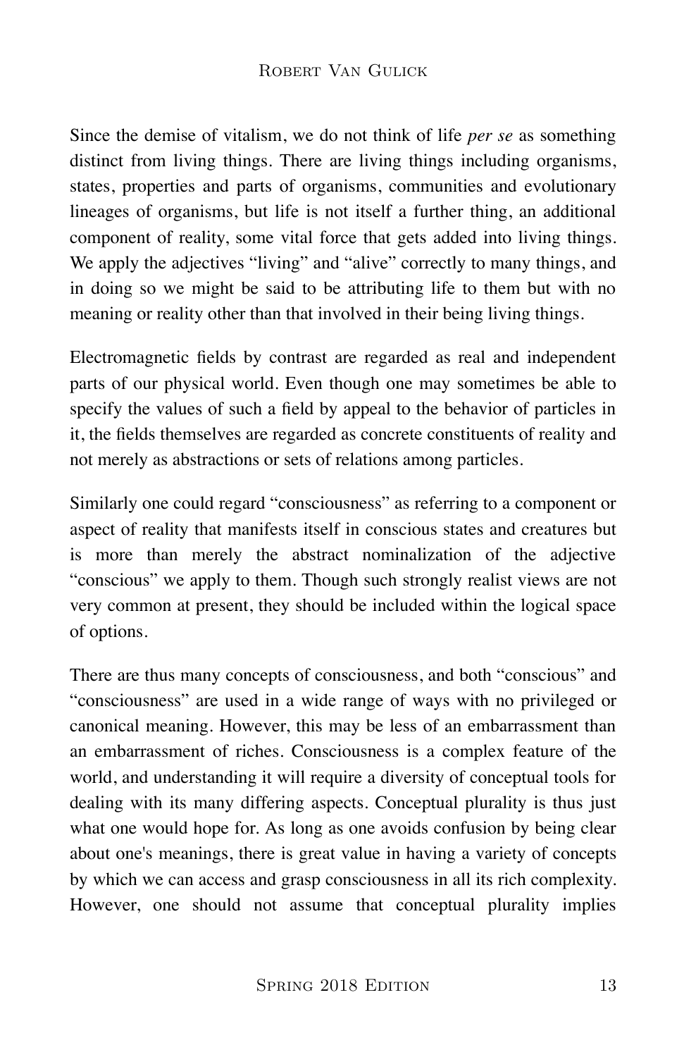Since the demise of vitalism, we do not think of life *per se* as something distinct from living things. There are living things including organisms, states, properties and parts of organisms, communities and evolutionary lineages of organisms, but life is not itself a further thing, an additional component of reality, some vital force that gets added into living things. We apply the adjectives “living” and “alive” correctly to many things, and in doing so we might be said to be attributing life to them but with no meaning or reality other than that involved in their being living things.

Electromagnetic fields by contrast are regarded as real and independent parts of our physical world. Even though one may sometimes be able to specify the values of such a field by appeal to the behavior of particles in it, the fields themselves are regarded as concrete constituents of reality and not merely as abstractions or sets of relations among particles.

Similarly one could regard “consciousness” as referring to a component or aspect of reality that manifests itself in conscious states and creatures but is more than merely the abstract nominalization of the adjective “conscious” we apply to them. Though such strongly realist views are not very common at present, they should be included within the logical space of options.

There are thus many concepts of consciousness, and both “conscious” and “consciousness” are used in a wide range of ways with no privileged or canonical meaning. However, this may be less of an embarrassment than an embarrassment of riches. Consciousness is a complex feature of the world, and understanding it will require a diversity of conceptual tools for dealing with its many differing aspects. Conceptual plurality is thus just what one would hope for. As long as one avoids confusion by being clear about one's meanings, there is great value in having a variety of concepts by which we can access and grasp consciousness in all its rich complexity. However, one should not assume that conceptual plurality implies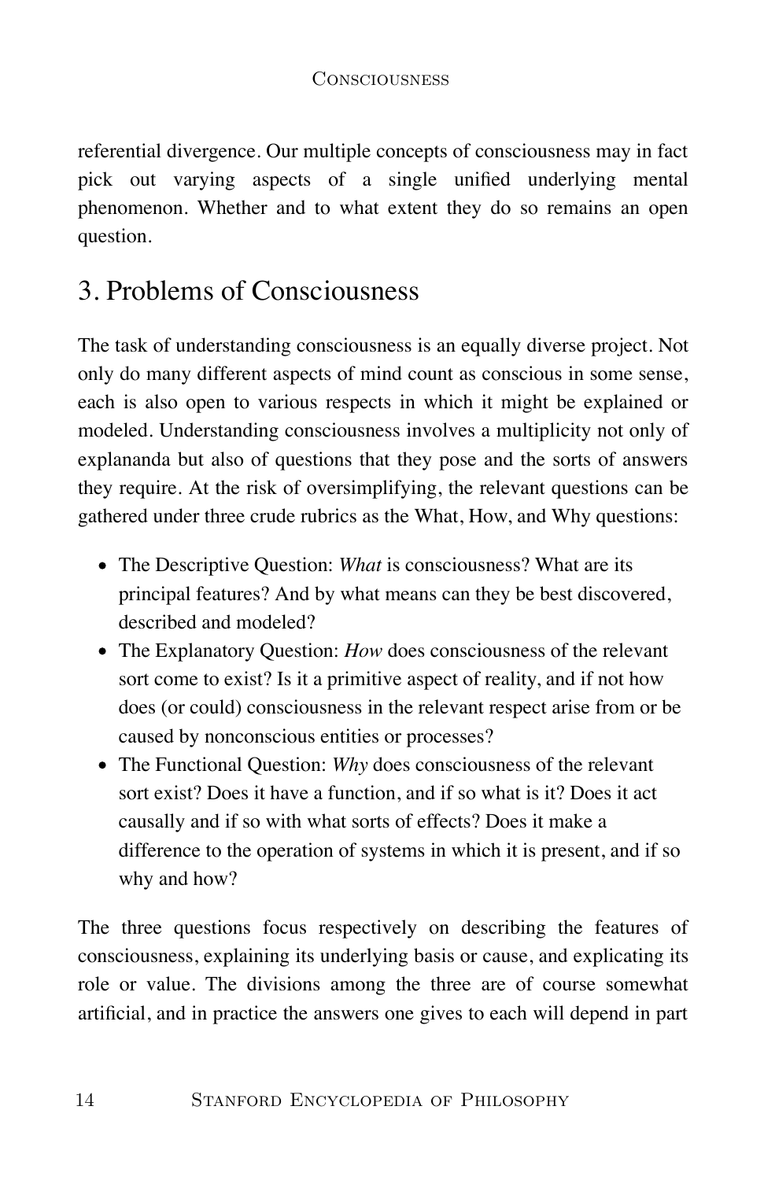referential divergence. Our multiple concepts of consciousness may in fact pick out varying aspects of a single unified underlying mental phenomenon. Whether and to what extent they do so remains an open question.

## 3. Problems of Consciousness

The task of understanding consciousness is an equally diverse project. Not only do many different aspects of mind count as conscious in some sense, each is also open to various respects in which it might be explained or modeled. Understanding consciousness involves a multiplicity not only of explananda but also of questions that they pose and the sorts of answers they require. At the risk of oversimplifying, the relevant questions can be gathered under three crude rubrics as the What, How, and Why questions:

- The Descriptive Question: *What* is consciousness? What are its principal features? And by what means can they be best discovered, described and modeled?
- The Explanatory Question: *How* does consciousness of the relevant sort come to exist? Is it a primitive aspect of reality, and if not how does (or could) consciousness in the relevant respect arise from or be caused by nonconscious entities or processes?
- The Functional Question: *Why* does consciousness of the relevant sort exist? Does it have a function, and if so what is it? Does it act causally and if so with what sorts of effects? Does it make a difference to the operation of systems in which it is present, and if so why and how?

The three questions focus respectively on describing the features of consciousness, explaining its underlying basis or cause, and explicating its role or value. The divisions among the three are of course somewhat artificial, and in practice the answers one gives to each will depend in part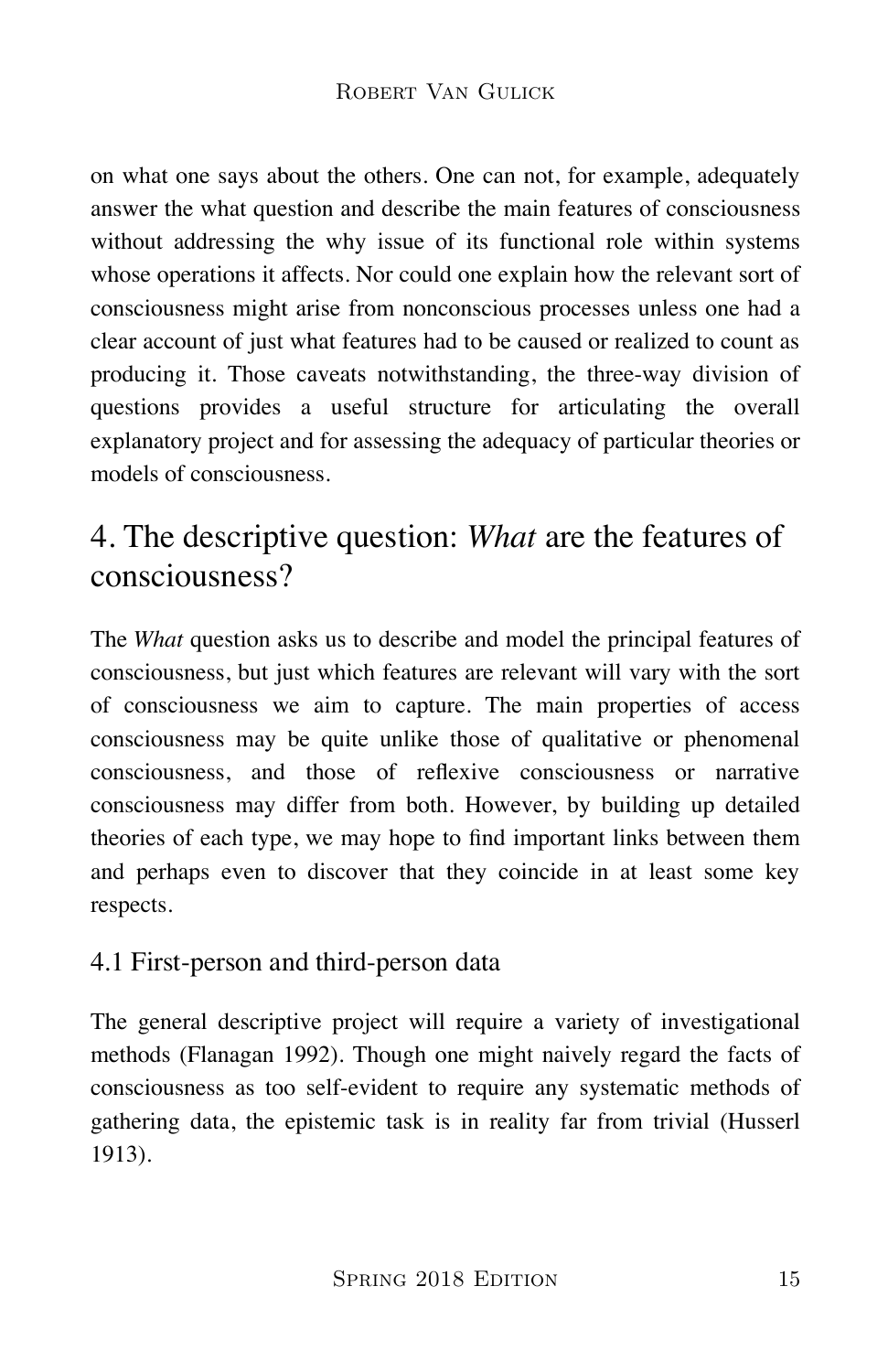on what one says about the others. One can not, for example, adequately answer the what question and describe the main features of consciousness without addressing the why issue of its functional role within systems whose operations it affects. Nor could one explain how the relevant sort of consciousness might arise from nonconscious processes unless one had a clear account of just what features had to be caused or realized to count as producing it. Those caveats notwithstanding, the three-way division of questions provides a useful structure for articulating the overall explanatory project and for assessing the adequacy of particular theories or models of consciousness.

## 4. The descriptive question: *What* are the features of consciousness?

The *What* question asks us to describe and model the principal features of consciousness, but just which features are relevant will vary with the sort of consciousness we aim to capture. The main properties of access consciousness may be quite unlike those of qualitative or phenomenal consciousness, and those of reflexive consciousness or narrative consciousness may differ from both. However, by building up detailed theories of each type, we may hope to find important links between them and perhaps even to discover that they coincide in at least some key respects.

### 4.1 First-person and third-person data

The general descriptive project will require a variety of investigational methods (Flanagan 1992). Though one might naively regard the facts of consciousness as too self-evident to require any systematic methods of gathering data, the epistemic task is in reality far from trivial (Husserl 1913).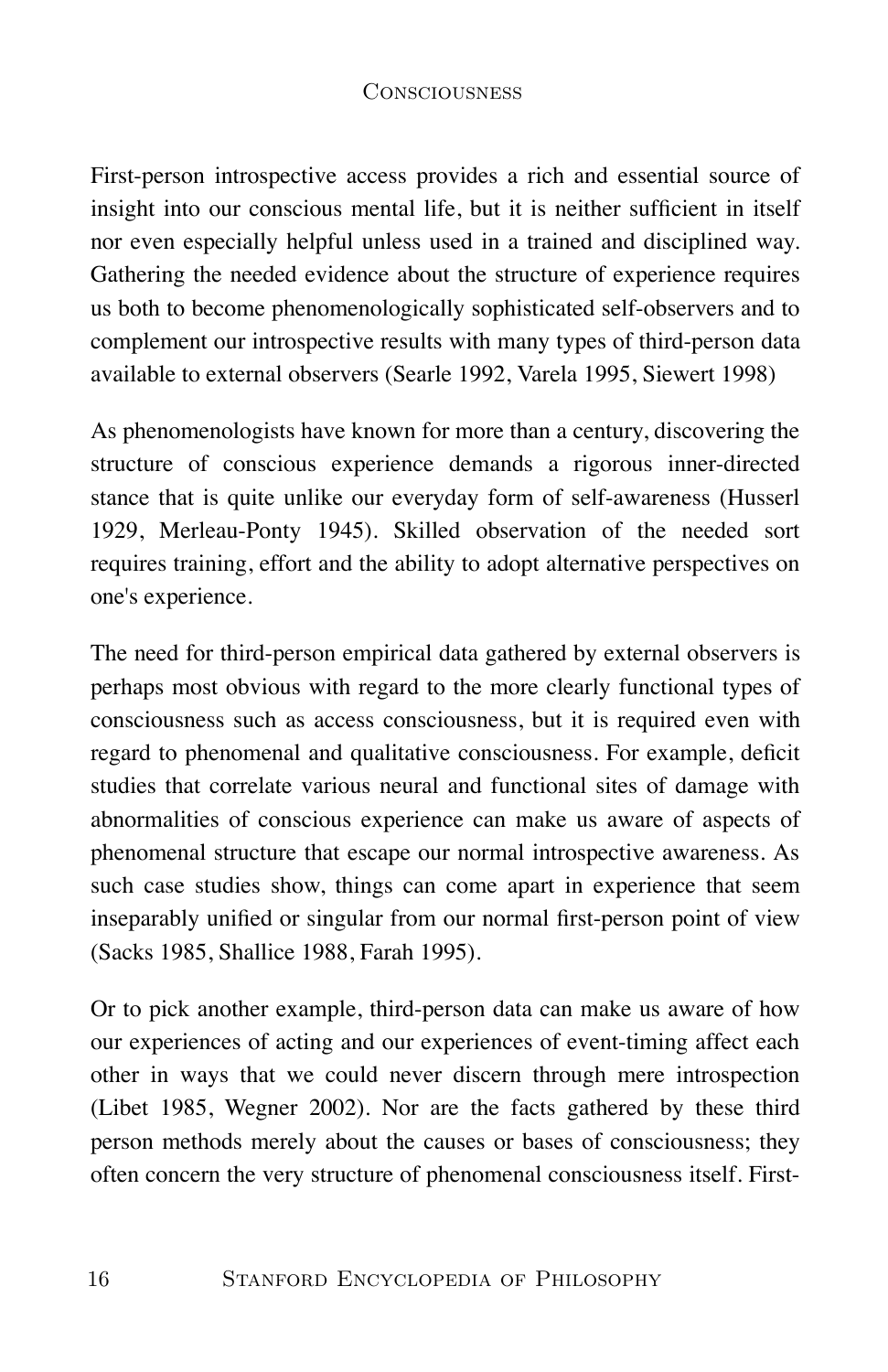First-person introspective access provides a rich and essential source of insight into our conscious mental life, but it is neither sufficient in itself nor even especially helpful unless used in a trained and disciplined way. Gathering the needed evidence about the structure of experience requires us both to become phenomenologically sophisticated self-observers and to complement our introspective results with many types of third-person data available to external observers (Searle 1992, Varela 1995, Siewert 1998)

As phenomenologists have known for more than a century, discovering the structure of conscious experience demands a rigorous inner-directed stance that is quite unlike our everyday form of self-awareness (Husserl 1929, Merleau-Ponty 1945). Skilled observation of the needed sort requires training, effort and the ability to adopt alternative perspectives on one's experience.

The need for third-person empirical data gathered by external observers is perhaps most obvious with regard to the more clearly functional types of consciousness such as access consciousness, but it is required even with regard to phenomenal and qualitative consciousness. For example, deficit studies that correlate various neural and functional sites of damage with abnormalities of conscious experience can make us aware of aspects of phenomenal structure that escape our normal introspective awareness. As such case studies show, things can come apart in experience that seem inseparably unified or singular from our normal first-person point of view (Sacks 1985, Shallice 1988, Farah 1995).

Or to pick another example, third-person data can make us aware of how our experiences of acting and our experiences of event-timing affect each other in ways that we could never discern through mere introspection (Libet 1985, Wegner 2002). Nor are the facts gathered by these third person methods merely about the causes or bases of consciousness; they often concern the very structure of phenomenal consciousness itself. First-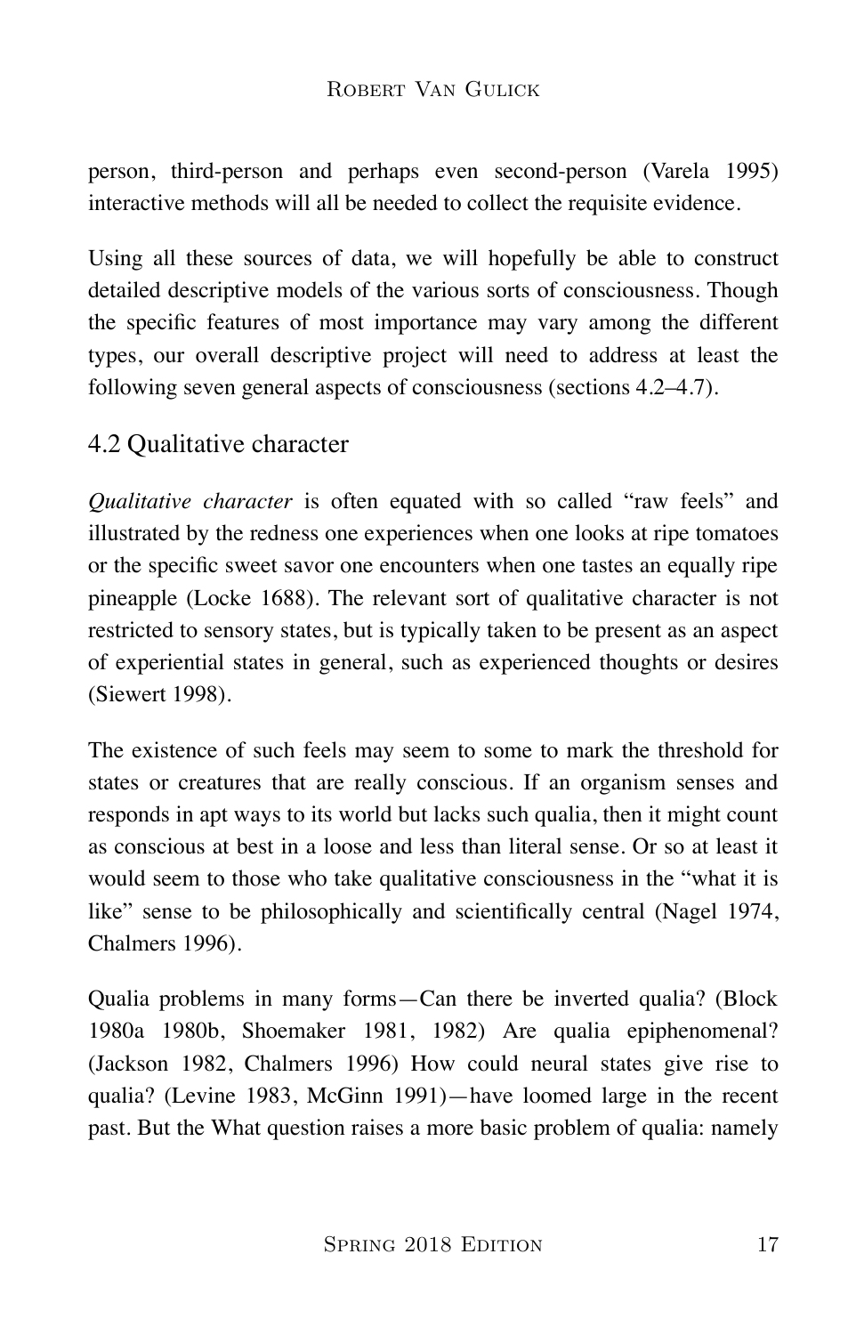person, third-person and perhaps even second-person (Varela 1995) interactive methods will all be needed to collect the requisite evidence.

Using all these sources of data, we will hopefully be able to construct detailed descriptive models of the various sorts of consciousness. Though the specific features of most importance may vary among the different types, our overall descriptive project will need to address at least the following seven general aspects of consciousness (sections 4.2–4.7).

## 4.2 Qualitative character

*Qualitative character* is often equated with so called "raw feels" and illustrated by the redness one experiences when one looks at ripe tomatoes or the specific sweet savor one encounters when one tastes an equally ripe pineapple (Locke 1688). The relevant sort of qualitative character is not restricted to sensory states, but is typically taken to be present as an aspect of experiential states in general, such as experienced thoughts or desires (Siewert 1998).

The existence of such feels may seem to some to mark the threshold for states or creatures that are really conscious. If an organism senses and responds in apt ways to its world but lacks such qualia, then it might count as conscious at best in a loose and less than literal sense. Or so at least it would seem to those who take qualitative consciousness in the "what it is like" sense to be philosophically and scientifically central (Nagel 1974, Chalmers 1996).

Qualia problems in many forms—Can there be inverted qualia? (Block 1980a 1980b, Shoemaker 1981, 1982) Are qualia epiphenomenal? (Jackson 1982, Chalmers 1996) How could neural states give rise to qualia? (Levine 1983, McGinn 1991)—have loomed large in the recent past. But the What question raises a more basic problem of qualia: namely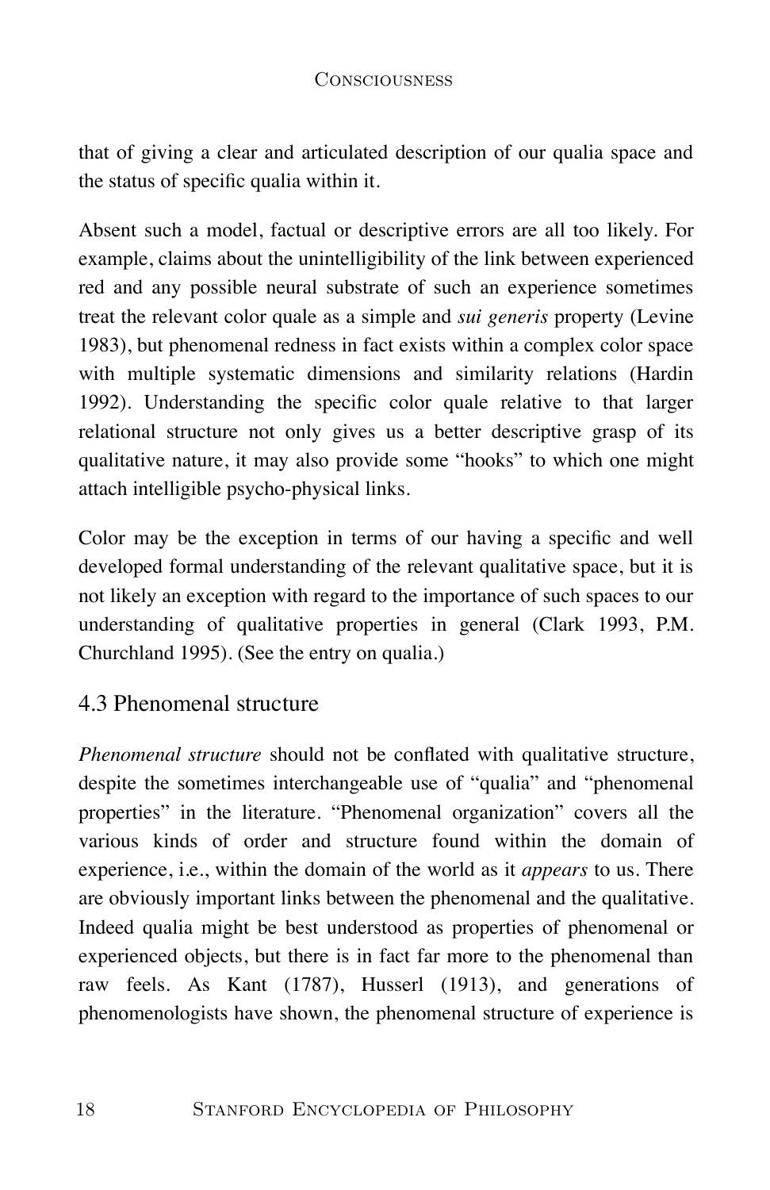that of giving a clear and articulated description of our qualia space and the status of specific qualia within it.

Absent such a model, factual or descriptive errors are all too likely. For example, claims about the unintelligibility of the link between experienced red and any possible neural substrate of such an experience sometimes treat the relevant color quale as a simple and *sui generis* property (Levine 1983), but phenomenal redness in fact exists within a complex color space with multiple systematic dimensions and similarity relations (Hardin 1992). Understanding the specific color quale relative to that larger relational structure not only gives us a better descriptive grasp of its qualitative nature, it may also provide some "hooks" to which one might attach intelligible psycho-physical links.

Color may be the exception in terms of our having a specific and well developed formal understanding of the relevant qualitative space, but it is not likely an exception with regard to the importance of such spaces to our understanding of qualitative properties in general (Clark 1993, P.M. Churchland 1995). (See the entry on qualia.)

### 4.3 Phenomenal structure

*Phenomenal structure* should not be conflated with qualitative structure, despite the sometimes interchangeable use of "qualia" and "phenomenal properties" in the literature. "Phenomenal organization" covers all the various kinds of order and structure found within the domain of experience, i.e., within the domain of the world as it *appears* to us. There are obviously important links between the phenomenal and the qualitative. Indeed qualia might be best understood as properties of phenomenal or experienced objects, but there is in fact far more to the phenomenal than raw feels. As Kant (1787), Husserl (1913), and generations of phenomenologists have shown, the phenomenal structure of experience is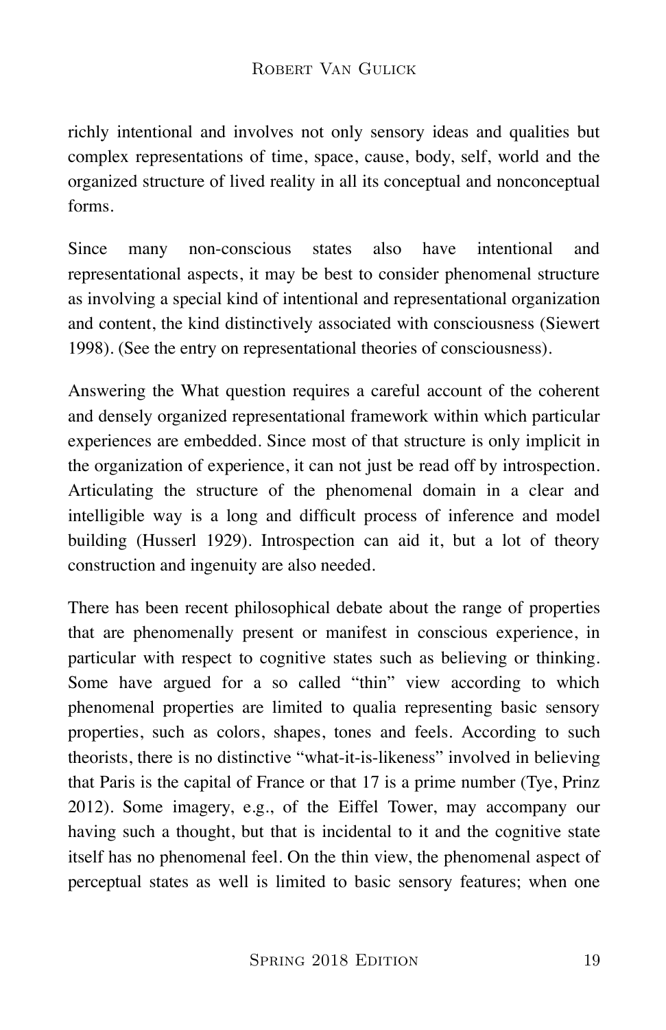richly intentional and involves not only sensory ideas and qualities but complex representations of time, space, cause, body, self, world and the organized structure of lived reality in all its conceptual and nonconceptual forms.

Since many non-conscious states also have intentional and representational aspects, it may be best to consider phenomenal structure as involving a special kind of intentional and representational organization and content, the kind distinctively associated with consciousness (Siewert 1998). (See the entry on representational theories of consciousness).

Answering the What question requires a careful account of the coherent and densely organized representational framework within which particular experiences are embedded. Since most of that structure is only implicit in the organization of experience, it can not just be read off by introspection. Articulating the structure of the phenomenal domain in a clear and intelligible way is a long and difficult process of inference and model building (Husserl 1929). Introspection can aid it, but a lot of theory construction and ingenuity are also needed.

There has been recent philosophical debate about the range of properties that are phenomenally present or manifest in conscious experience, in particular with respect to cognitive states such as believing or thinking. Some have argued for a so called "thin" view according to which phenomenal properties are limited to qualia representing basic sensory properties, such as colors, shapes, tones and feels. According to such theorists, there is no distinctive "what-it-is-likeness" involved in believing that Paris is the capital of France or that 17 is a prime number (Tye, Prinz 2012). Some imagery, e.g., of the Eiffel Tower, may accompany our having such a thought, but that is incidental to it and the cognitive state itself has no phenomenal feel. On the thin view, the phenomenal aspect of perceptual states as well is limited to basic sensory features; when one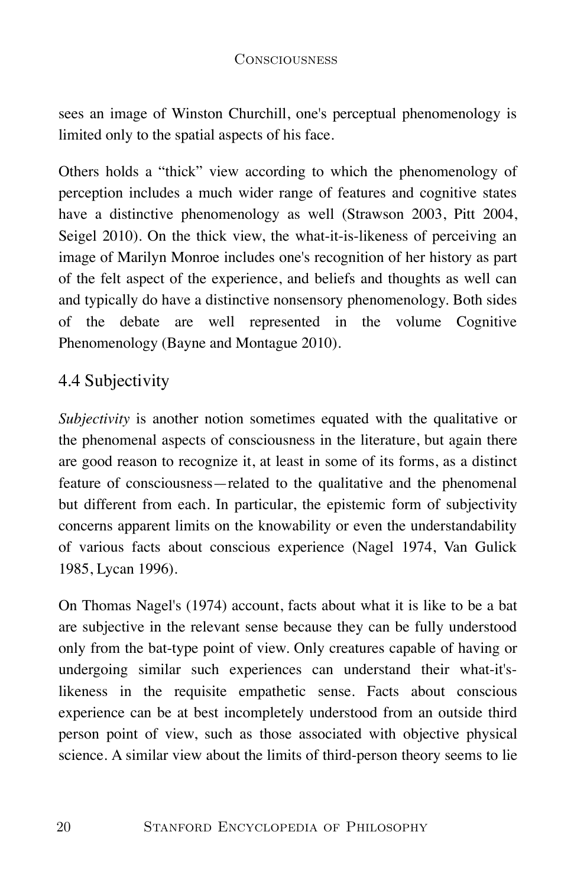sees an image of Winston Churchill, one's perceptual phenomenology is limited only to the spatial aspects of his face.

Others holds a "thick" view according to which the phenomenology of perception includes a much wider range of features and cognitive states have a distinctive phenomenology as well (Strawson 2003, Pitt 2004, Seigel 2010). On the thick view, the what-it-is-likeness of perceiving an image of Marilyn Monroe includes one's recognition of her history as part of the felt aspect of the experience, and beliefs and thoughts as well can and typically do have a distinctive nonsensory phenomenology. Both sides of the debate are well represented in the volume Cognitive Phenomenology (Bayne and Montague 2010).

## 4.4 Subjectivity

*Subjectivity* is another notion sometimes equated with the qualitative or the phenomenal aspects of consciousness in the literature, but again there are good reason to recognize it, at least in some of its forms, as a distinct feature of consciousness—related to the qualitative and the phenomenal but different from each. In particular, the epistemic form of subjectivity concerns apparent limits on the knowability or even the understandability of various facts about conscious experience (Nagel 1974, Van Gulick 1985, Lycan 1996).

On Thomas Nagel's (1974) account, facts about what it is like to be a bat are subjective in the relevant sense because they can be fully understood only from the bat-type point of view. Only creatures capable of having or undergoing similar such experiences can understand their what-it's-likeness in the requisite empathetic sense. Facts about conscious experience can be at best incompletely understood from an outside third person point of view, such as those associated with objective physical science. A similar view about the limits of third-person theory seems to lie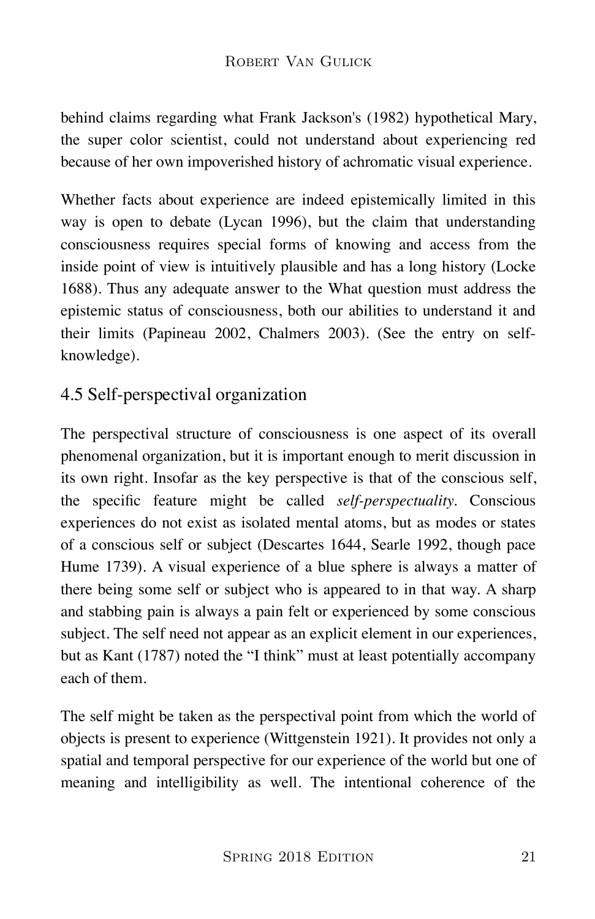behind claims regarding what Frank Jackson's (1982) hypothetical Mary, the super color scientist, could not understand about experiencing red because of her own impoverished history of achromatic visual experience.

Whether facts about experience are indeed epistemically limited in this way is open to debate (Lycan 1996), but the claim that understanding consciousness requires special forms of knowing and access from the inside point of view is intuitively plausible and has a long history (Locke 1688). Thus any adequate answer to the What question must address the epistemic status of consciousness, both our abilities to understand it and their limits (Papineau 2002, Chalmers 2003). (See the entry on self-knowledge).

### 4.5 Self-perspectival organization

The perspectival structure of consciousness is one aspect of its overall phenomenal organization, but it is important enough to merit discussion in its own right. Insofar as the key perspective is that of the conscious self, the specific feature might be called *self-perspectuality*. Conscious experiences do not exist as isolated mental atoms, but as modes or states of a conscious self or subject (Descartes 1644, Searle 1992, though pace Hume 1739). A visual experience of a blue sphere is always a matter of there being some self or subject who is appeared to in that way. A sharp and stabbing pain is always a pain felt or experienced by some conscious subject. The self need not appear as an explicit element in our experiences, but as Kant (1787) noted the "I think" must at least potentially accompany each of them.

The self might be taken as the perspectival point from which the world of objects is present to experience (Wittgenstein 1921). It provides not only a spatial and temporal perspective for our experience of the world but one of meaning and intelligibility as well. The intentional coherence of the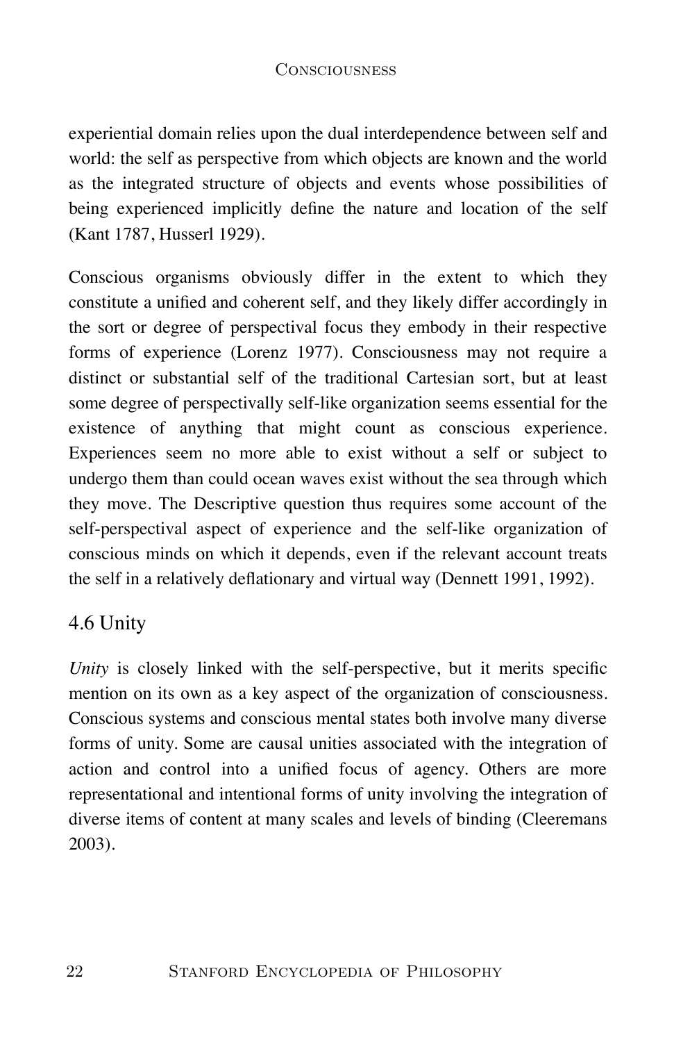experiential domain relies upon the dual interdependence between self and world: the self as perspective from which objects are known and the world as the integrated structure of objects and events whose possibilities of being experienced implicitly define the nature and location of the self (Kant 1787, Husserl 1929).

Conscious organisms obviously differ in the extent to which they constitute a unified and coherent self, and they likely differ accordingly in the sort or degree of perspectival focus they embody in their respective forms of experience (Lorenz 1977). Consciousness may not require a distinct or substantial self of the traditional Cartesian sort, but at least some degree of perspectivally self-like organization seems essential for the existence of anything that might count as conscious experience. Experiences seem no more able to exist without a self or subject to undergo them than could ocean waves exist without the sea through which they move. The Descriptive question thus requires some account of the self-perspectival aspect of experience and the self-like organization of conscious minds on which it depends, even if the relevant account treats the self in a relatively deflationary and virtual way (Dennett 1991, 1992).

## 4.6 Unity

*Unity* is closely linked with the self-perspective, but it merits specific mention on its own as a key aspect of the organization of consciousness. Conscious systems and conscious mental states both involve many diverse forms of unity. Some are causal unities associated with the integration of action and control into a unified focus of agency. Others are more representational and intentional forms of unity involving the integration of diverse items of content at many scales and levels of binding (Cleeremans 2003).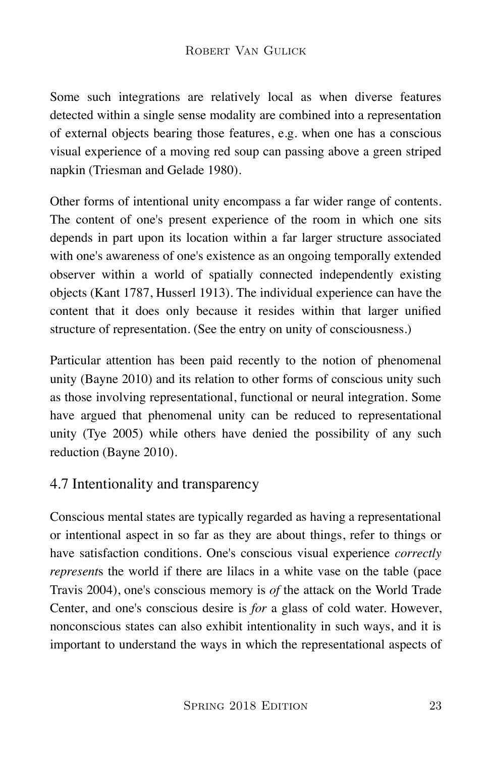Some such integrations are relatively local as when diverse features detected within a single sense modality are combined into a representation of external objects bearing those features, e.g. when one has a conscious visual experience of a moving red soup can passing above a green striped napkin (Triesman and Gelade 1980).

Other forms of intentional unity encompass a far wider range of contents. The content of one's present experience of the room in which one sits depends in part upon its location within a far larger structure associated with one's awareness of one's existence as an ongoing temporally extended observer within a world of spatially connected independently existing objects (Kant 1787, Husserl 1913). The individual experience can have the content that it does only because it resides within that larger unified structure of representation. (See the entry on unity of consciousness.)

Particular attention has been paid recently to the notion of phenomenal unity (Bayne 2010) and its relation to other forms of conscious unity such as those involving representational, functional or neural integration. Some have argued that phenomenal unity can be reduced to representational unity (Tye 2005) while others have denied the possibility of any such reduction (Bayne 2010).

## 4.7 Intentionality and transparency

Conscious mental states are typically regarded as having a representational or intentional aspect in so far as they are about things, refer to things or have satisfaction conditions. One's conscious visual experience *correctly represent*s the world if there are lilacs in a white vase on the table (pace Travis 2004), one's conscious memory is *of* the attack on the World Trade Center, and one's conscious desire is *for* a glass of cold water. However, nonconscious states can also exhibit intentionality in such ways, and it is important to understand the ways in which the representational aspects of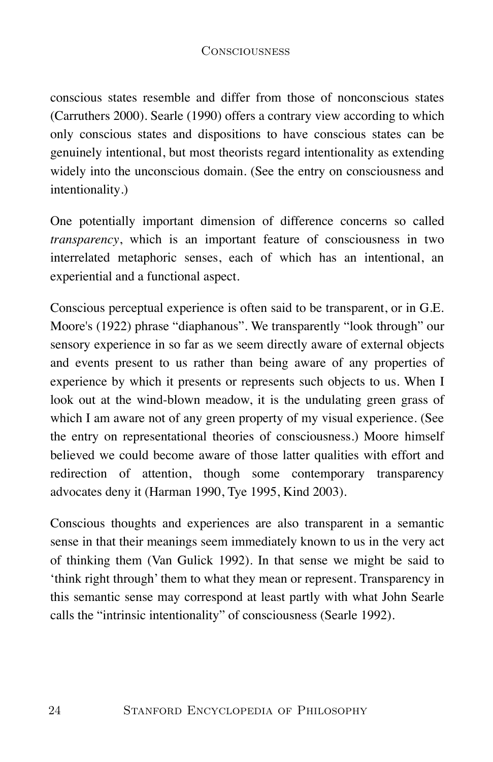conscious states resemble and differ from those of nonconscious states (Carruthers 2000). Searle (1990) offers a contrary view according to which only conscious states and dispositions to have conscious states can be genuinely intentional, but most theorists regard intentionality as extending widely into the unconscious domain. (See the entry on consciousness and intentionality.)

One potentially important dimension of difference concerns so called *transparency*, which is an important feature of consciousness in two interrelated metaphoric senses, each of which has an intentional, an experiential and a functional aspect.

Conscious perceptual experience is often said to be transparent, or in G.E. Moore's (1922) phrase "diaphanous". We transparently "look through" our sensory experience in so far as we seem directly aware of external objects and events present to us rather than being aware of any properties of experience by which it presents or represents such objects to us. When I look out at the wind-blown meadow, it is the undulating green grass of which I am aware not of any green property of my visual experience. (See the entry on representational theories of consciousness.) Moore himself believed we could become aware of those latter qualities with effort and redirection of attention, though some contemporary transparency advocates deny it (Harman 1990, Tye 1995, Kind 2003).

Conscious thoughts and experiences are also transparent in a semantic sense in that their meanings seem immediately known to us in the very act of thinking them (Van Gulick 1992). In that sense we might be said to 'think right through' them to what they mean or represent. Transparency in this semantic sense may correspond at least partly with what John Searle calls the "intrinsic intentionality" of consciousness (Searle 1992).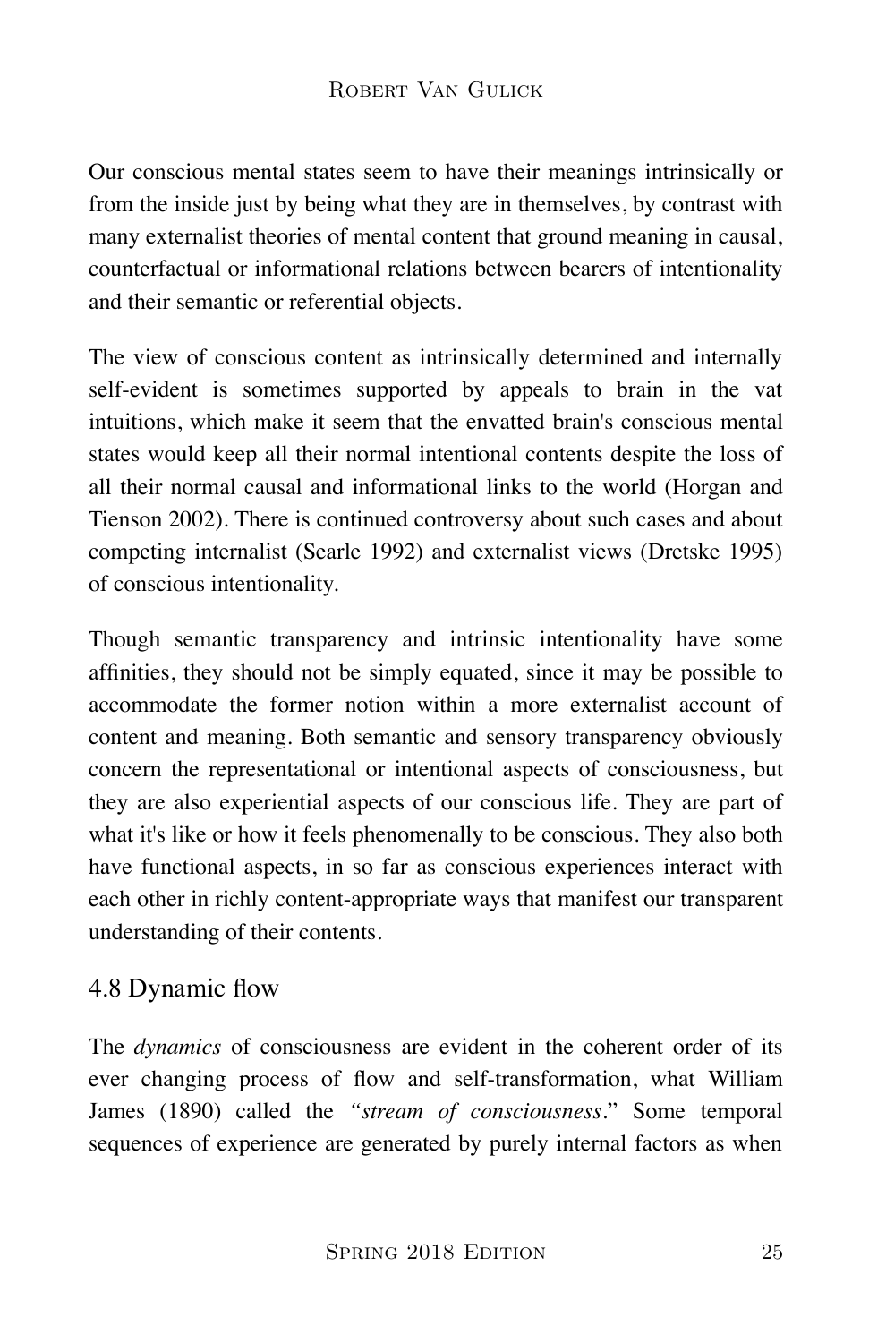Our conscious mental states seem to have their meanings intrinsically or from the inside just by being what they are in themselves, by contrast with many externalist theories of mental content that ground meaning in causal, counterfactual or informational relations between bearers of intentionality and their semantic or referential objects.

The view of conscious content as intrinsically determined and internally self-evident is sometimes supported by appeals to brain in the vat intuitions, which make it seem that the envatted brain's conscious mental states would keep all their normal intentional contents despite the loss of all their normal causal and informational links to the world (Horgan and Tienson 2002). There is continued controversy about such cases and about competing internalist (Searle 1992) and externalist views (Dretske 1995) of conscious intentionality.

Though semantic transparency and intrinsic intentionality have some affinities, they should not be simply equated, since it may be possible to accommodate the former notion within a more externalist account of content and meaning. Both semantic and sensory transparency obviously concern the representational or intentional aspects of consciousness, but they are also experiential aspects of our conscious life. They are part of what it's like or how it feels phenomenally to be conscious. They also both have functional aspects, in so far as conscious experiences interact with each other in richly content-appropriate ways that manifest our transparent understanding of their contents.

## 4.8 Dynamic flow

The *dynamics* of consciousness are evident in the coherent order of its ever changing process of flow and self-transformation, what William James (1890) called the *"stream of consciousness*." Some temporal sequences of experience are generated by purely internal factors as when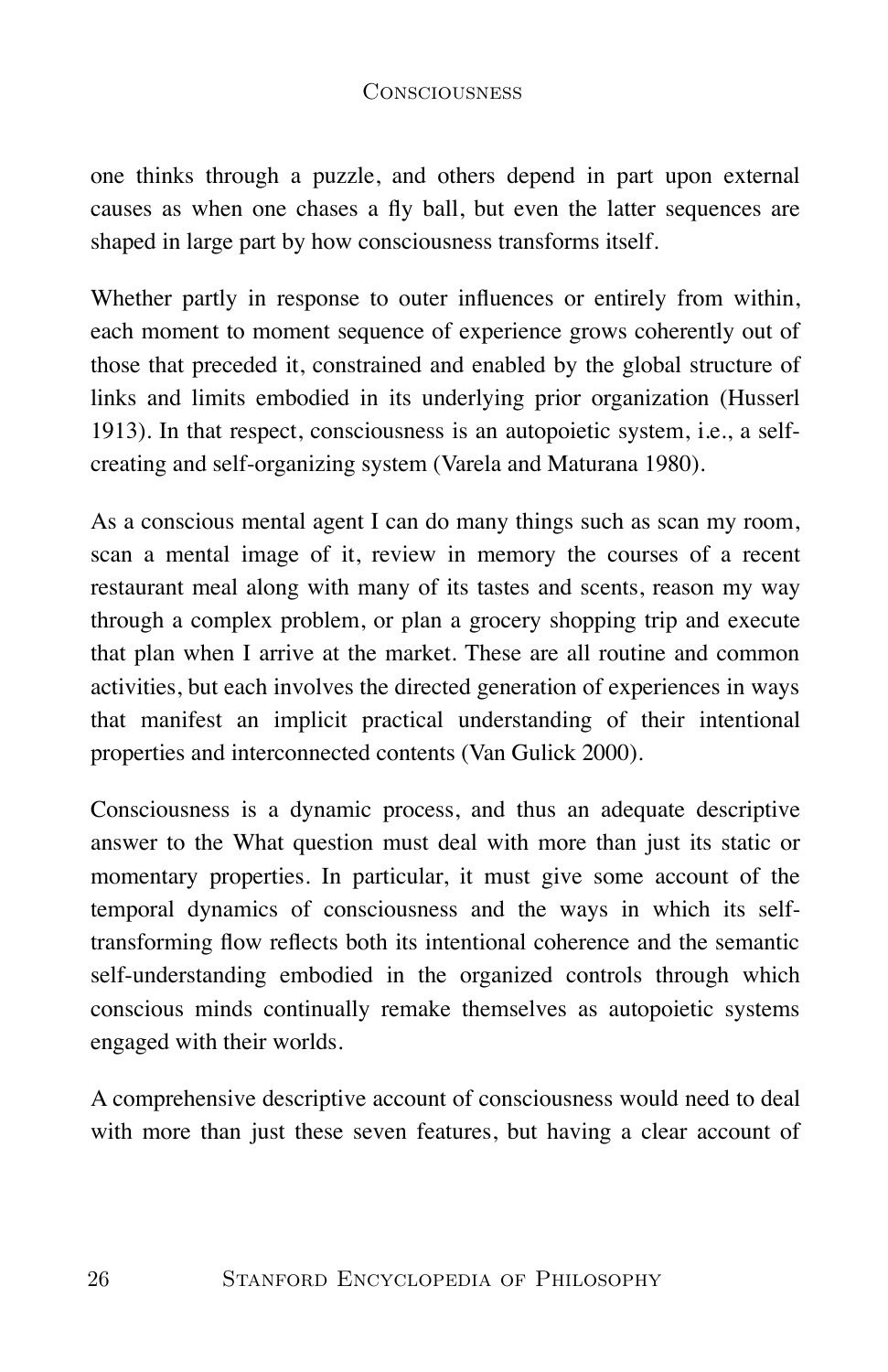one thinks through a puzzle, and others depend in part upon external causes as when one chases a fly ball, but even the latter sequences are shaped in large part by how consciousness transforms itself.

Whether partly in response to outer influences or entirely from within, each moment to moment sequence of experience grows coherently out of those that preceded it, constrained and enabled by the global structure of links and limits embodied in its underlying prior organization (Husserl 1913). In that respect, consciousness is an autopoietic system, i.e., a self-creating and self-organizing system (Varela and Maturana 1980).

As a conscious mental agent I can do many things such as scan my room, scan a mental image of it, review in memory the courses of a recent restaurant meal along with many of its tastes and scents, reason my way through a complex problem, or plan a grocery shopping trip and execute that plan when I arrive at the market. These are all routine and common activities, but each involves the directed generation of experiences in ways that manifest an implicit practical understanding of their intentional properties and interconnected contents (Van Gulick 2000).

Consciousness is a dynamic process, and thus an adequate descriptive answer to the What question must deal with more than just its static or momentary properties. In particular, it must give some account of the temporal dynamics of consciousness and the ways in which its self-transforming flow reflects both its intentional coherence and the semantic self-understanding embodied in the organized controls through which conscious minds continually remake themselves as autopoietic systems engaged with their worlds.

A comprehensive descriptive account of consciousness would need to deal with more than just these seven features, but having a clear account of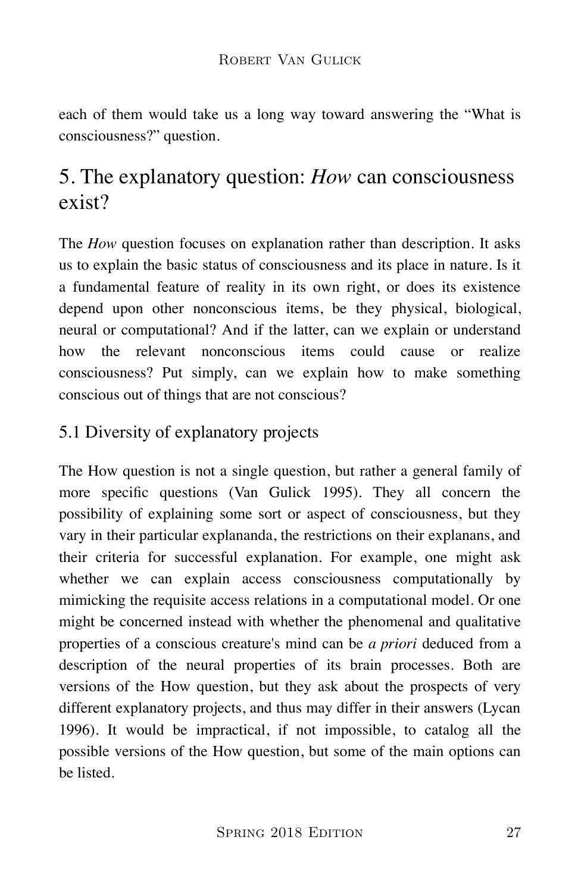each of them would take us a long way toward answering the "What is consciousness?" question.

## 5. The explanatory question: *How* can consciousness exist?

The *How* question focuses on explanation rather than description. It asks us to explain the basic status of consciousness and its place in nature. Is it a fundamental feature of reality in its own right, or does its existence depend upon other nonconscious items, be they physical, biological, neural or computational? And if the latter, can we explain or understand how the relevant nonconscious items could cause or realize consciousness? Put simply, can we explain how to make something conscious out of things that are not conscious?

### 5.1 Diversity of explanatory projects

The How question is not a single question, but rather a general family of more specific questions (Van Gulick 1995). They all concern the possibility of explaining some sort or aspect of consciousness, but they vary in their particular explananda, the restrictions on their explanans, and their criteria for successful explanation. For example, one might ask whether we can explain access consciousness computationally by mimicking the requisite access relations in a computational model. Or one might be concerned instead with whether the phenomenal and qualitative properties of a conscious creature's mind can be *a priori* deduced from a description of the neural properties of its brain processes. Both are versions of the How question, but they ask about the prospects of very different explanatory projects, and thus may differ in their answers (Lycan 1996). It would be impractical, if not impossible, to catalog all the possible versions of the How question, but some of the main options can be listed.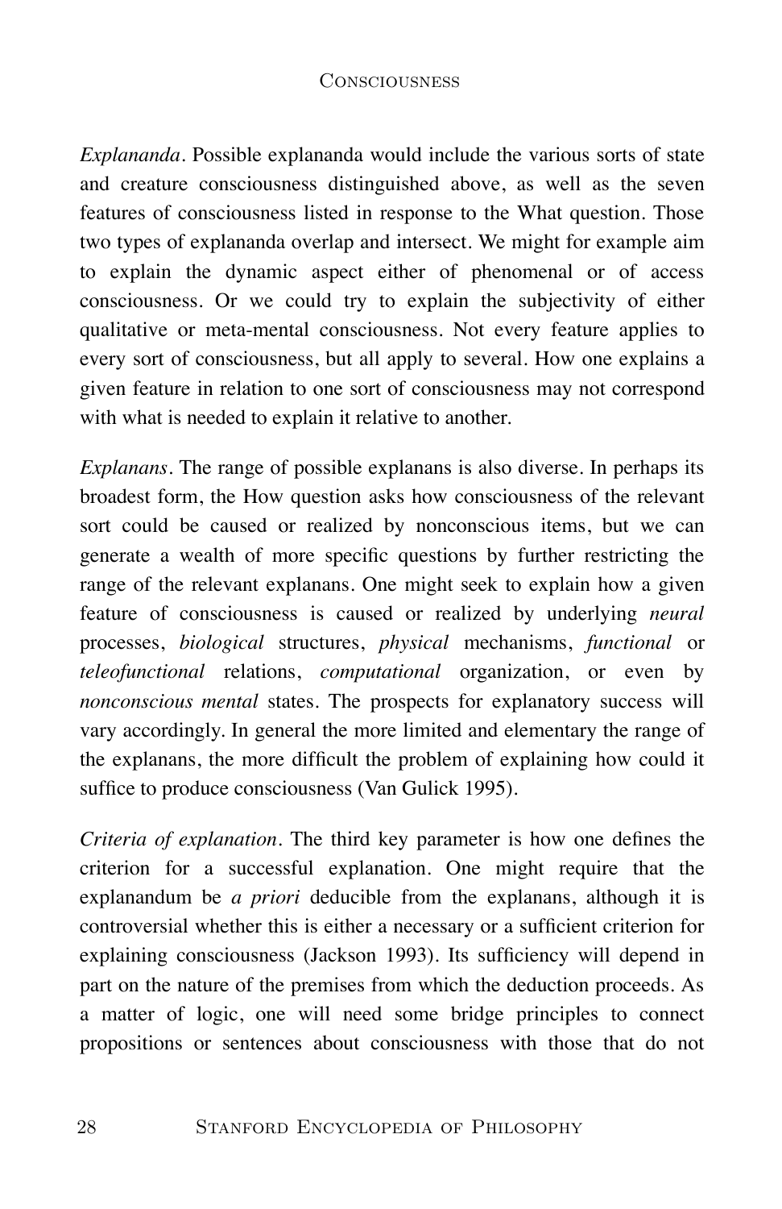*Explananda*. Possible explananda would include the various sorts of state and creature consciousness distinguished above, as well as the seven features of consciousness listed in response to the What question. Those two types of explananda overlap and intersect. We might for example aim to explain the dynamic aspect either of phenomenal or of access consciousness. Or we could try to explain the subjectivity of either qualitative or meta-mental consciousness. Not every feature applies to every sort of consciousness, but all apply to several. How one explains a given feature in relation to one sort of consciousness may not correspond with what is needed to explain it relative to another.

*Explanans*. The range of possible explanans is also diverse. In perhaps its broadest form, the How question asks how consciousness of the relevant sort could be caused or realized by nonconscious items, but we can generate a wealth of more specific questions by further restricting the range of the relevant explanans. One might seek to explain how a given feature of consciousness is caused or realized by underlying *neural* processes, *biological* structures, *physical* mechanisms, *functional* or *teleofunctional* relations, *computational* organization, or even by *nonconscious mental* states. The prospects for explanatory success will vary accordingly. In general the more limited and elementary the range of the explanans, the more difficult the problem of explaining how could it suffice to produce consciousness (Van Gulick 1995).

*Criteria of explanation*. The third key parameter is how one defines the criterion for a successful explanation. One might require that the explanandum be *a priori* deducible from the explanans, although it is controversial whether this is either a necessary or a sufficient criterion for explaining consciousness (Jackson 1993). Its sufficiency will depend in part on the nature of the premises from which the deduction proceeds. As a matter of logic, one will need some bridge principles to connect propositions or sentences about consciousness with those that do not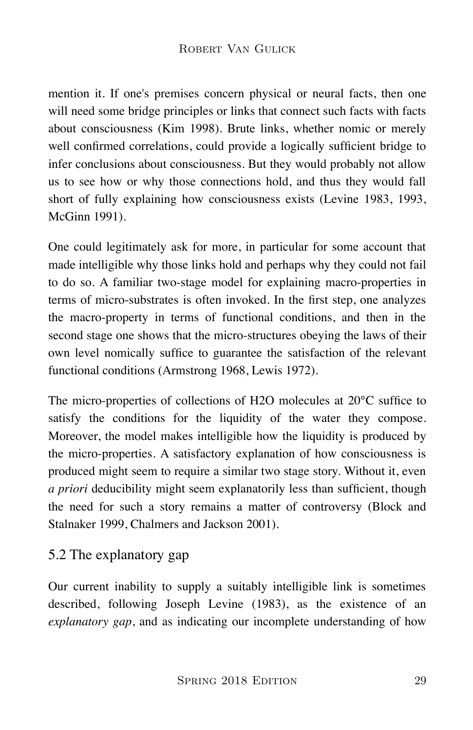mention it. If one's premises concern physical or neural facts, then one will need some bridge principles or links that connect such facts with facts about consciousness (Kim 1998). Brute links, whether nomic or merely well confirmed correlations, could provide a logically sufficient bridge to infer conclusions about consciousness. But they would probably not allow us to see how or why those connections hold, and thus they would fall short of fully explaining how consciousness exists (Levine 1983, 1993, McGinn 1991).

One could legitimately ask for more, in particular for some account that made intelligible why those links hold and perhaps why they could not fail to do so. A familiar two-stage model for explaining macro-properties in terms of micro-substrates is often invoked. In the first step, one analyzes the macro-property in terms of functional conditions, and then in the second stage one shows that the micro-structures obeying the laws of their own level nomically suffice to guarantee the satisfaction of the relevant functional conditions (Armstrong 1968, Lewis 1972).

The micro-properties of collections of H2O molecules at 20°C suffice to satisfy the conditions for the liquidity of the water they compose. Moreover, the model makes intelligible how the liquidity is produced by the micro-properties. A satisfactory explanation of how consciousness is produced might seem to require a similar two stage story. Without it, even *a priori* deducibility might seem explanatorily less than sufficient, though the need for such a story remains a matter of controversy (Block and Stalnaker 1999, Chalmers and Jackson 2001).

## 5.2 The explanatory gap

Our current inability to supply a suitably intelligible link is sometimes described, following Joseph Levine (1983), as the existence of an *explanatory gap*, and as indicating our incomplete understanding of how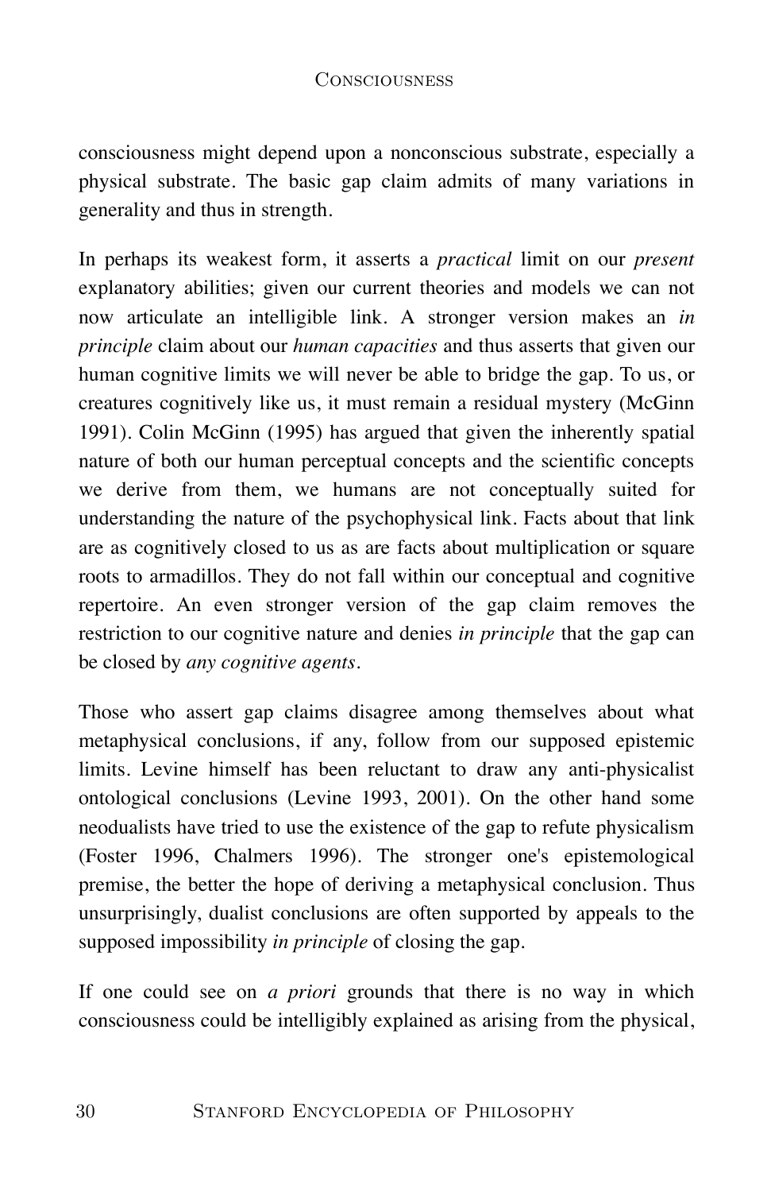consciousness might depend upon a nonconscious substrate, especially a physical substrate. The basic gap claim admits of many variations in generality and thus in strength.

In perhaps its weakest form, it asserts a *practical* limit on our *present* explanatory abilities; given our current theories and models we can not now articulate an intelligible link. A stronger version makes an *in principle* claim about our *human capacities* and thus asserts that given our human cognitive limits we will never be able to bridge the gap. To us, or creatures cognitively like us, it must remain a residual mystery (McGinn 1991). Colin McGinn (1995) has argued that given the inherently spatial nature of both our human perceptual concepts and the scientific concepts we derive from them, we humans are not conceptually suited for understanding the nature of the psychophysical link. Facts about that link are as cognitively closed to us as are facts about multiplication or square roots to armadillos. They do not fall within our conceptual and cognitive repertoire. An even stronger version of the gap claim removes the restriction to our cognitive nature and denies *in principle* that the gap can be closed by *any cognitive agents*.

Those who assert gap claims disagree among themselves about what metaphysical conclusions, if any, follow from our supposed epistemic limits. Levine himself has been reluctant to draw any anti-physicalist ontological conclusions (Levine 1993, 2001). On the other hand some neodualists have tried to use the existence of the gap to refute physicalism (Foster 1996, Chalmers 1996). The stronger one's epistemological premise, the better the hope of deriving a metaphysical conclusion. Thus unsurprisingly, dualist conclusions are often supported by appeals to the supposed impossibility *in principle* of closing the gap.

If one could see on *a priori* grounds that there is no way in which consciousness could be intelligibly explained as arising from the physical,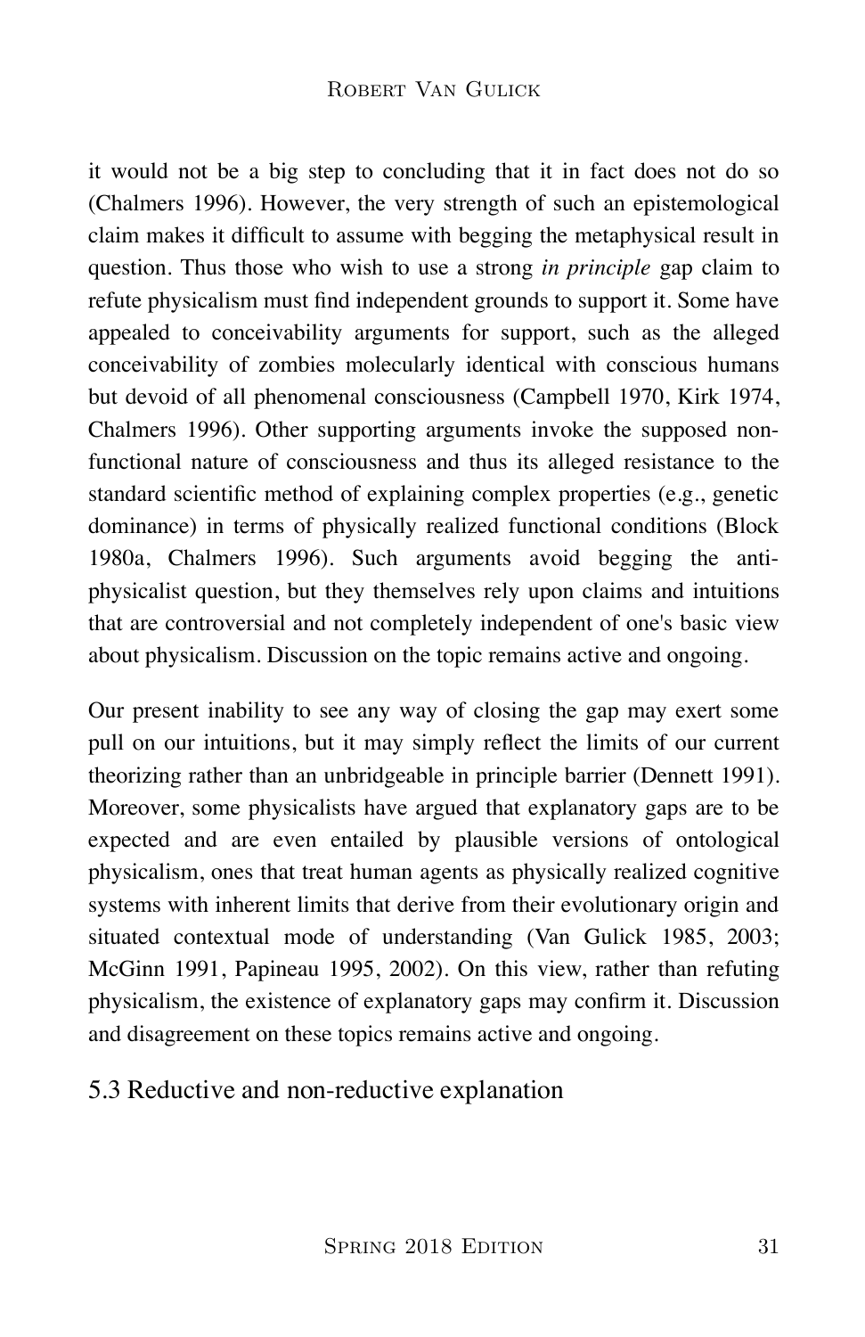it would not be a big step to concluding that it in fact does not do so (Chalmers 1996). However, the very strength of such an epistemological claim makes it difficult to assume with begging the metaphysical result in question. Thus those who wish to use a strong *in principle* gap claim to refute physicalism must find independent grounds to support it. Some have appealed to conceivability arguments for support, such as the alleged conceivability of zombies molecularly identical with conscious humans but devoid of all phenomenal consciousness (Campbell 1970, Kirk 1974, Chalmers 1996). Other supporting arguments invoke the supposed non-functional nature of consciousness and thus its alleged resistance to the standard scientific method of explaining complex properties (e.g., genetic dominance) in terms of physically realized functional conditions (Block 1980a, Chalmers 1996). Such arguments avoid begging the anti-physicalist question, but they themselves rely upon claims and intuitions that are controversial and not completely independent of one's basic view about physicalism. Discussion on the topic remains active and ongoing.

Our present inability to see any way of closing the gap may exert some pull on our intuitions, but it may simply reflect the limits of our current theorizing rather than an unbridgeable in principle barrier (Dennett 1991). Moreover, some physicalists have argued that explanatory gaps are to be expected and are even entailed by plausible versions of ontological physicalism, ones that treat human agents as physically realized cognitive systems with inherent limits that derive from their evolutionary origin and situated contextual mode of understanding (Van Gulick 1985, 2003; McGinn 1991, Papineau 1995, 2002). On this view, rather than refuting physicalism, the existence of explanatory gaps may confirm it. Discussion and disagreement on these topics remains active and ongoing.

### 5.3 Reductive and non-reductive explanation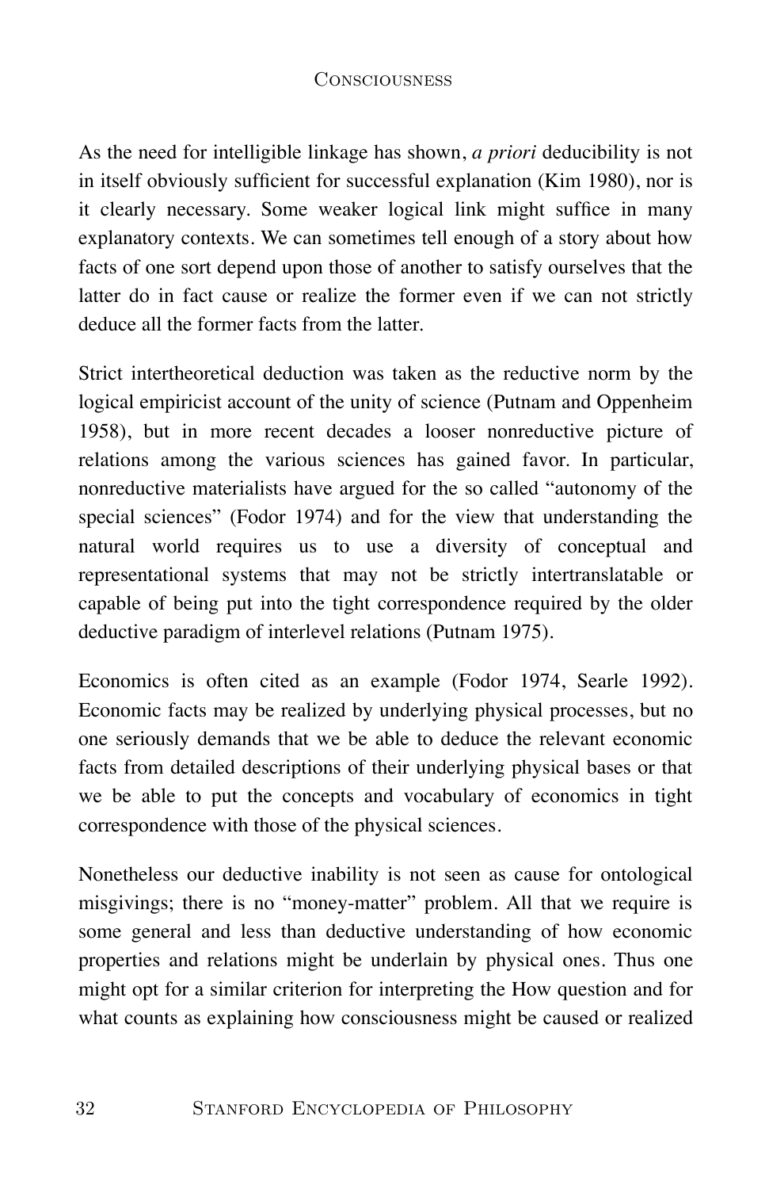As the need for intelligible linkage has shown, *a priori* deducibility is not in itself obviously sufficient for successful explanation (Kim 1980), nor is it clearly necessary. Some weaker logical link might suffice in many explanatory contexts. We can sometimes tell enough of a story about how facts of one sort depend upon those of another to satisfy ourselves that the latter do in fact cause or realize the former even if we can not strictly deduce all the former facts from the latter.

Strict intertheoretical deduction was taken as the reductive norm by the logical empiricist account of the unity of science (Putnam and Oppenheim 1958), but in more recent decades a looser nonreductive picture of relations among the various sciences has gained favor. In particular, nonreductive materialists have argued for the so called "autonomy of the special sciences" (Fodor 1974) and for the view that understanding the natural world requires us to use a diversity of conceptual and representational systems that may not be strictly intertranslatable or capable of being put into the tight correspondence required by the older deductive paradigm of interlevel relations (Putnam 1975).

Economics is often cited as an example (Fodor 1974, Searle 1992). Economic facts may be realized by underlying physical processes, but no one seriously demands that we be able to deduce the relevant economic facts from detailed descriptions of their underlying physical bases or that we be able to put the concepts and vocabulary of economics in tight correspondence with those of the physical sciences.

Nonetheless our deductive inability is not seen as cause for ontological misgivings; there is no "money-matter" problem. All that we require is some general and less than deductive understanding of how economic properties and relations might be underlain by physical ones. Thus one might opt for a similar criterion for interpreting the How question and for what counts as explaining how consciousness might be caused or realized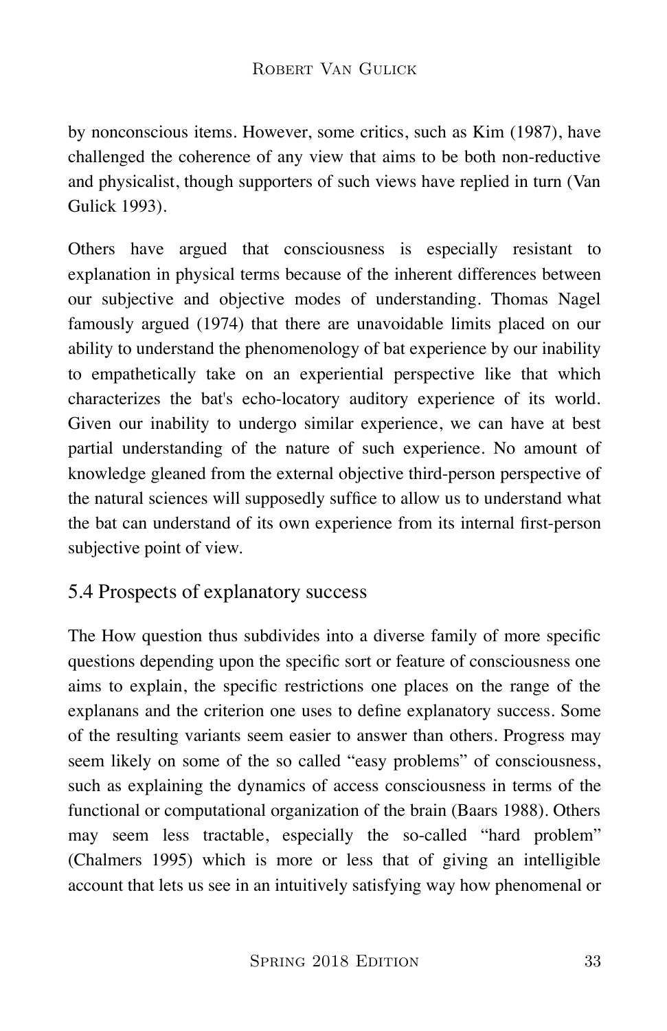by nonconscious items. However, some critics, such as Kim (1987), have challenged the coherence of any view that aims to be both non-reductive and physicalist, though supporters of such views have replied in turn (Van Gulick 1993).

Others have argued that consciousness is especially resistant to explanation in physical terms because of the inherent differences between our subjective and objective modes of understanding. Thomas Nagel famously argued (1974) that there are unavoidable limits placed on our ability to understand the phenomenology of bat experience by our inability to empathetically take on an experiential perspective like that which characterizes the bat's echo-locatory auditory experience of its world. Given our inability to undergo similar experience, we can have at best partial understanding of the nature of such experience. No amount of knowledge gleaned from the external objective third-person perspective of the natural sciences will supposedly suffice to allow us to understand what the bat can understand of its own experience from its internal first-person subjective point of view.

## 5.4 Prospects of explanatory success

The How question thus subdivides into a diverse family of more specific questions depending upon the specific sort or feature of consciousness one aims to explain, the specific restrictions one places on the range of the explanans and the criterion one uses to define explanatory success. Some of the resulting variants seem easier to answer than others. Progress may seem likely on some of the so called "easy problems" of consciousness, such as explaining the dynamics of access consciousness in terms of the functional or computational organization of the brain (Baars 1988). Others may seem less tractable, especially the so-called "hard problem" (Chalmers 1995) which is more or less that of giving an intelligible account that lets us see in an intuitively satisfying way how phenomenal or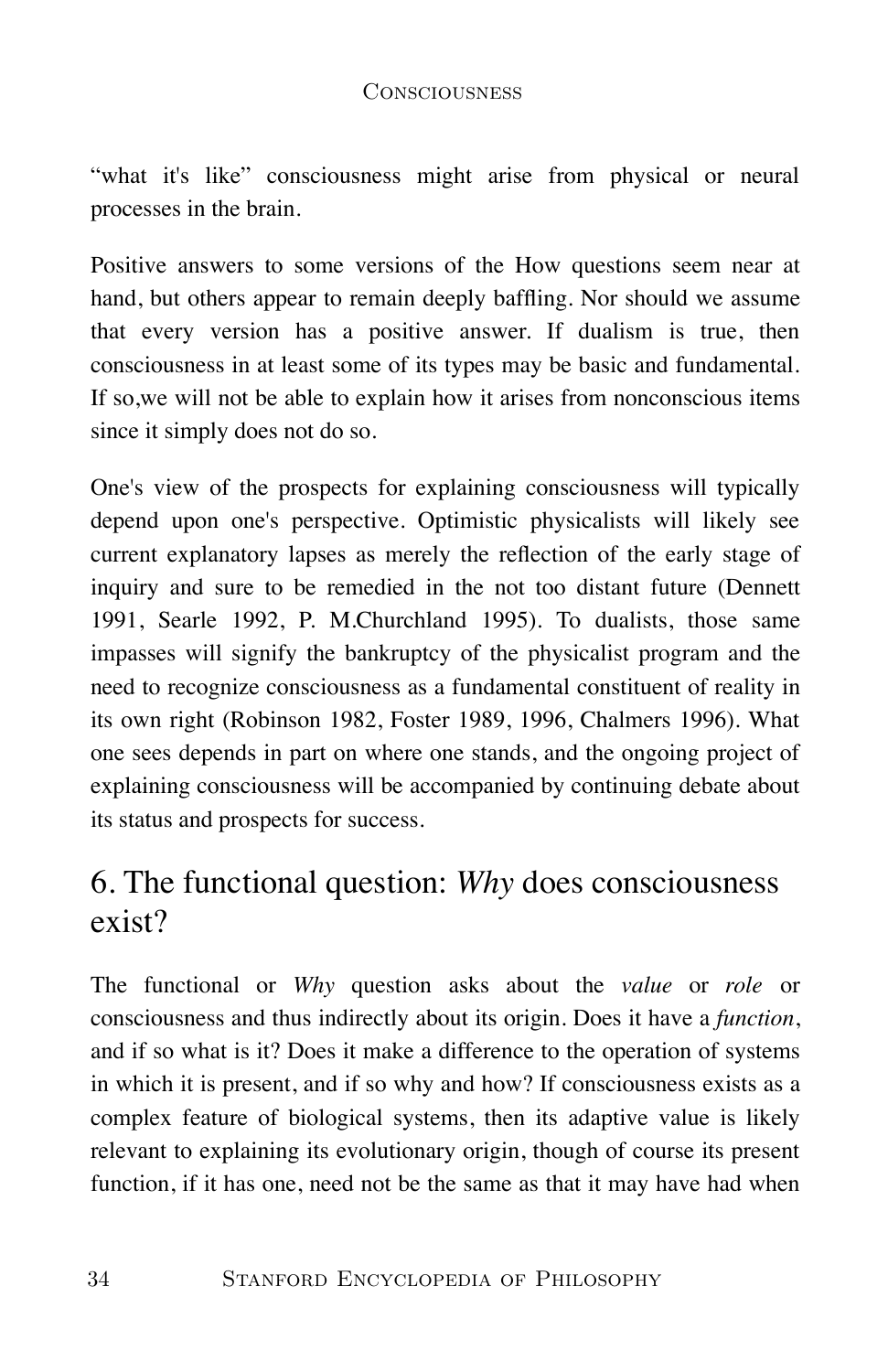"what it's like" consciousness might arise from physical or neural processes in the brain.

Positive answers to some versions of the How questions seem near at hand, but others appear to remain deeply baffling. Nor should we assume that every version has a positive answer. If dualism is true, then consciousness in at least some of its types may be basic and fundamental. If so,we will not be able to explain how it arises from nonconscious items since it simply does not do so.

One's view of the prospects for explaining consciousness will typically depend upon one's perspective. Optimistic physicalists will likely see current explanatory lapses as merely the reflection of the early stage of inquiry and sure to be remedied in the not too distant future (Dennett 1991, Searle 1992, P. M.Churchland 1995). To dualists, those same impasses will signify the bankruptcy of the physicalist program and the need to recognize consciousness as a fundamental constituent of reality in its own right (Robinson 1982, Foster 1989, 1996, Chalmers 1996). What one sees depends in part on where one stands, and the ongoing project of explaining consciousness will be accompanied by continuing debate about its status and prospects for success.

## 6. The functional question: *Why* does consciousness exist?

The functional or *Why* question asks about the *value* or *role* or consciousness and thus indirectly about its origin. Does it have a *function*, and if so what is it? Does it make a difference to the operation of systems in which it is present, and if so why and how? If consciousness exists as a complex feature of biological systems, then its adaptive value is likely relevant to explaining its evolutionary origin, though of course its present function, if it has one, need not be the same as that it may have had when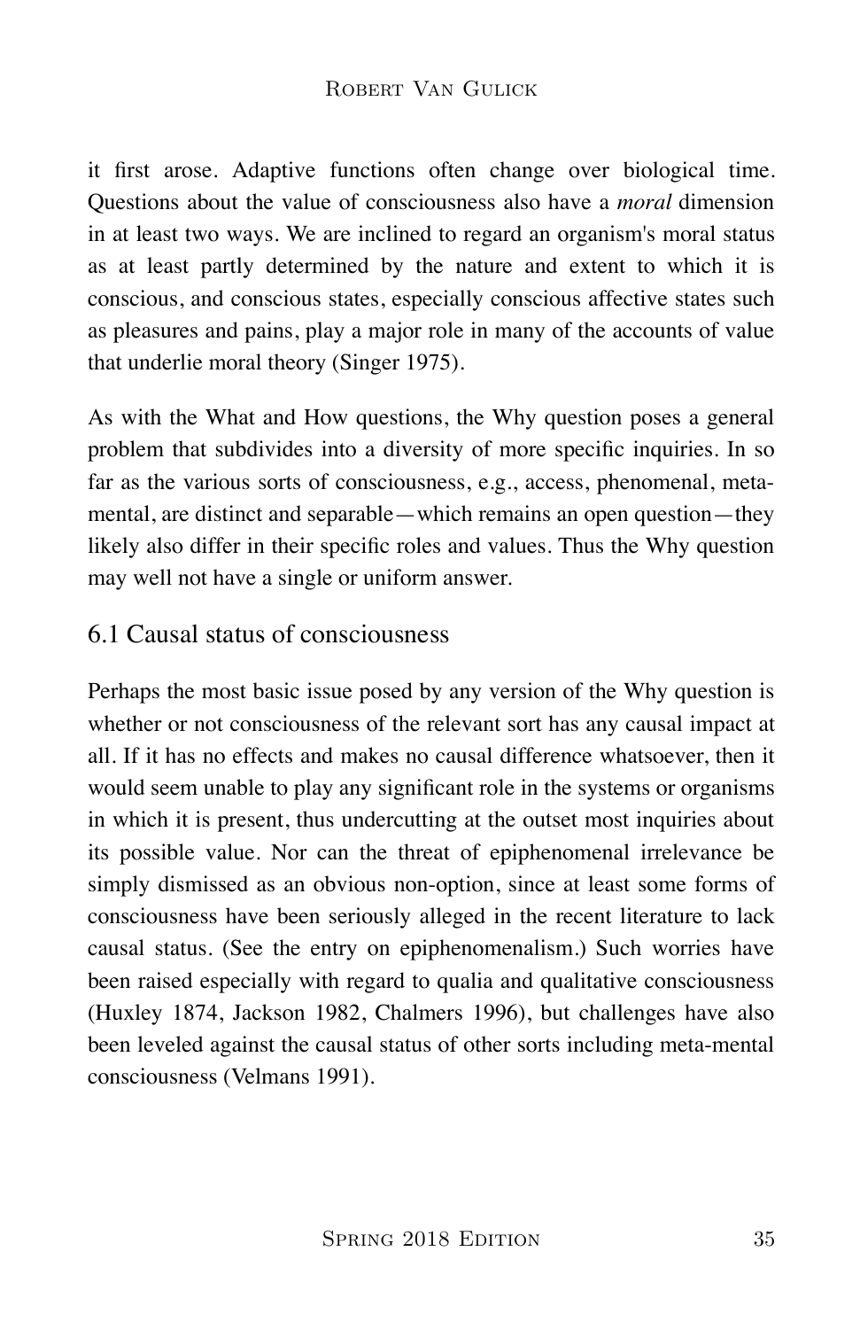it first arose. Adaptive functions often change over biological time. Questions about the value of consciousness also have a *moral* dimension in at least two ways. We are inclined to regard an organism's moral status as at least partly determined by the nature and extent to which it is conscious, and conscious states, especially conscious affective states such as pleasures and pains, play a major role in many of the accounts of value that underlie moral theory (Singer 1975).

As with the What and How questions, the Why question poses a general problem that subdivides into a diversity of more specific inquiries. In so far as the various sorts of consciousness, e.g., access, phenomenal, meta-mental, are distinct and separable—which remains an open question—they likely also differ in their specific roles and values. Thus the Why question may well not have a single or uniform answer.

## 6.1 Causal status of consciousness

Perhaps the most basic issue posed by any version of the Why question is whether or not consciousness of the relevant sort has any causal impact at all. If it has no effects and makes no causal difference whatsoever, then it would seem unable to play any significant role in the systems or organisms in which it is present, thus undercutting at the outset most inquiries about its possible value. Nor can the threat of epiphenomenal irrelevance be simply dismissed as an obvious non-option, since at least some forms of consciousness have been seriously alleged in the recent literature to lack causal status. (See the entry on epiphenomenalism.) Such worries have been raised especially with regard to qualia and qualitative consciousness (Huxley 1874, Jackson 1982, Chalmers 1996), but challenges have also been leveled against the causal status of other sorts including meta-mental consciousness (Velmans 1991).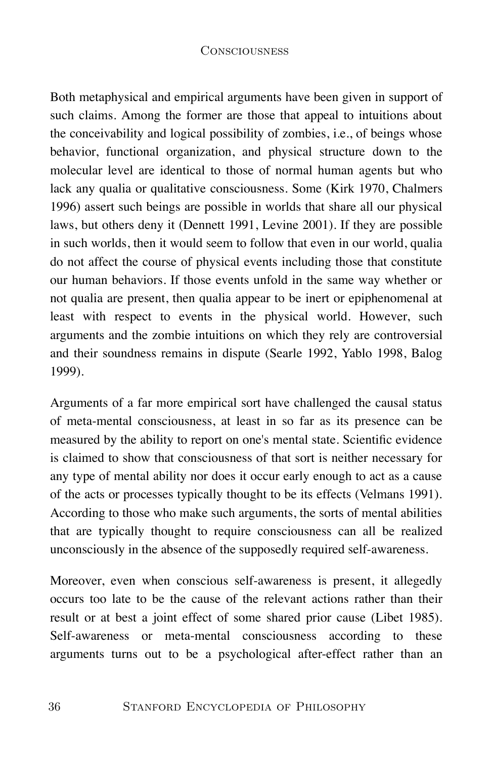Both metaphysical and empirical arguments have been given in support of such claims. Among the former are those that appeal to intuitions about the conceivability and logical possibility of zombies, i.e., of beings whose behavior, functional organization, and physical structure down to the molecular level are identical to those of normal human agents but who lack any qualia or qualitative consciousness. Some (Kirk 1970, Chalmers 1996) assert such beings are possible in worlds that share all our physical laws, but others deny it (Dennett 1991, Levine 2001). If they are possible in such worlds, then it would seem to follow that even in our world, qualia do not affect the course of physical events including those that constitute our human behaviors. If those events unfold in the same way whether or not qualia are present, then qualia appear to be inert or epiphenomenal at least with respect to events in the physical world. However, such arguments and the zombie intuitions on which they rely are controversial and their soundness remains in dispute (Searle 1992, Yablo 1998, Balog 1999).

Arguments of a far more empirical sort have challenged the causal status of meta-mental consciousness, at least in so far as its presence can be measured by the ability to report on one's mental state. Scientific evidence is claimed to show that consciousness of that sort is neither necessary for any type of mental ability nor does it occur early enough to act as a cause of the acts or processes typically thought to be its effects (Velmans 1991). According to those who make such arguments, the sorts of mental abilities that are typically thought to require consciousness can all be realized unconsciously in the absence of the supposedly required self-awareness.

Moreover, even when conscious self-awareness is present, it allegedly occurs too late to be the cause of the relevant actions rather than their result or at best a joint effect of some shared prior cause (Libet 1985). Self-awareness or meta-mental consciousness according to these arguments turns out to be a psychological after-effect rather than an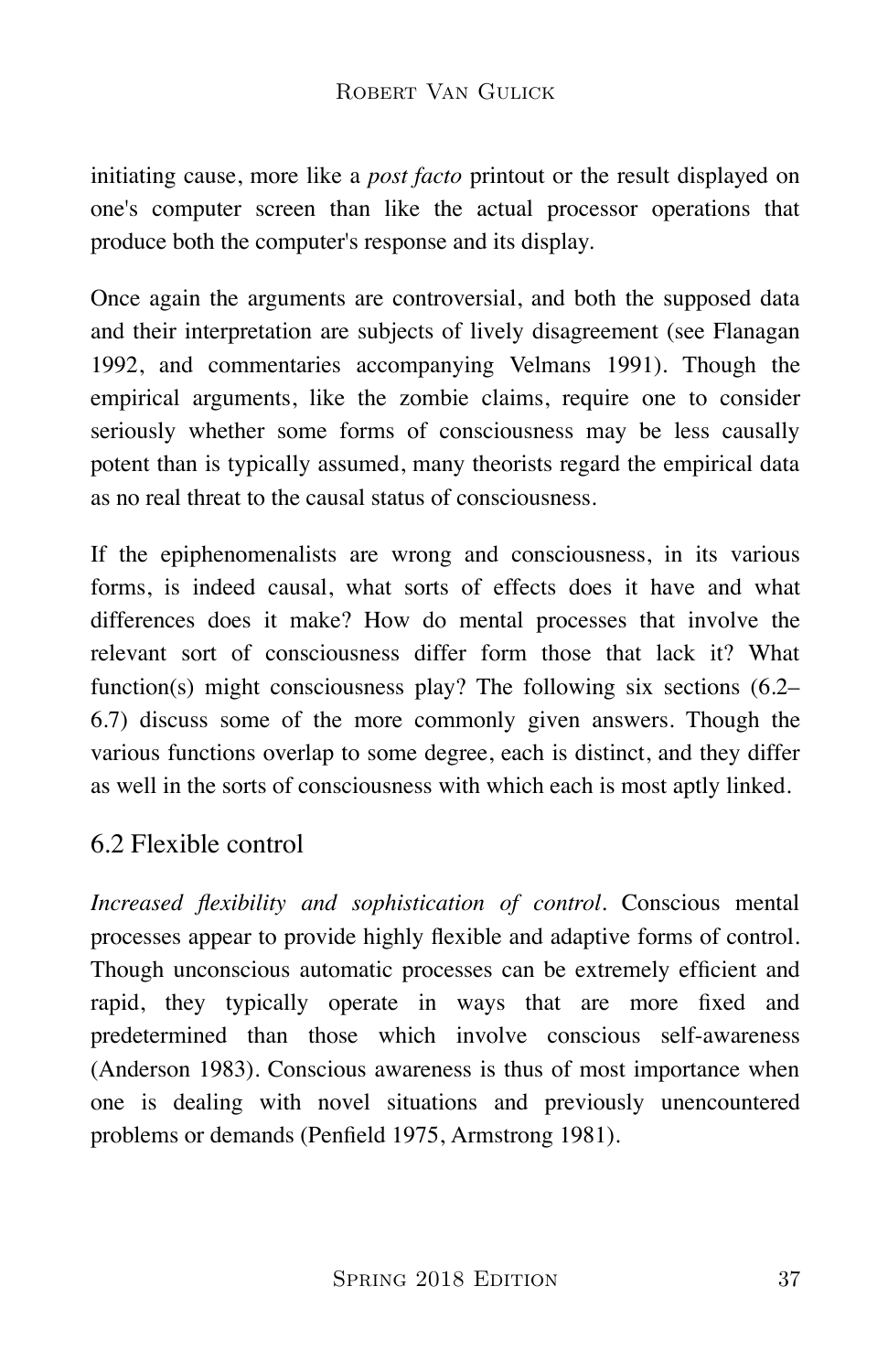initiating cause, more like a *post facto* printout or the result displayed on one's computer screen than like the actual processor operations that produce both the computer's response and its display.

Once again the arguments are controversial, and both the supposed data and their interpretation are subjects of lively disagreement (see Flanagan 1992, and commentaries accompanying Velmans 1991). Though the empirical arguments, like the zombie claims, require one to consider seriously whether some forms of consciousness may be less causally potent than is typically assumed, many theorists regard the empirical data as no real threat to the causal status of consciousness.

If the epiphenomenalists are wrong and consciousness, in its various forms, is indeed causal, what sorts of effects does it have and what differences does it make? How do mental processes that involve the relevant sort of consciousness differ form those that lack it? What function(s) might consciousness play? The following six sections (6.2–6.7) discuss some of the more commonly given answers. Though the various functions overlap to some degree, each is distinct, and they differ as well in the sorts of consciousness with which each is most aptly linked.

## 6.2 Flexible control

*Increased flexibility and sophistication of control*. Conscious mental processes appear to provide highly flexible and adaptive forms of control. Though unconscious automatic processes can be extremely efficient and rapid, they typically operate in ways that are more fixed and predetermined than those which involve conscious self-awareness (Anderson 1983). Conscious awareness is thus of most importance when one is dealing with novel situations and previously unencountered problems or demands (Penfield 1975, Armstrong 1981).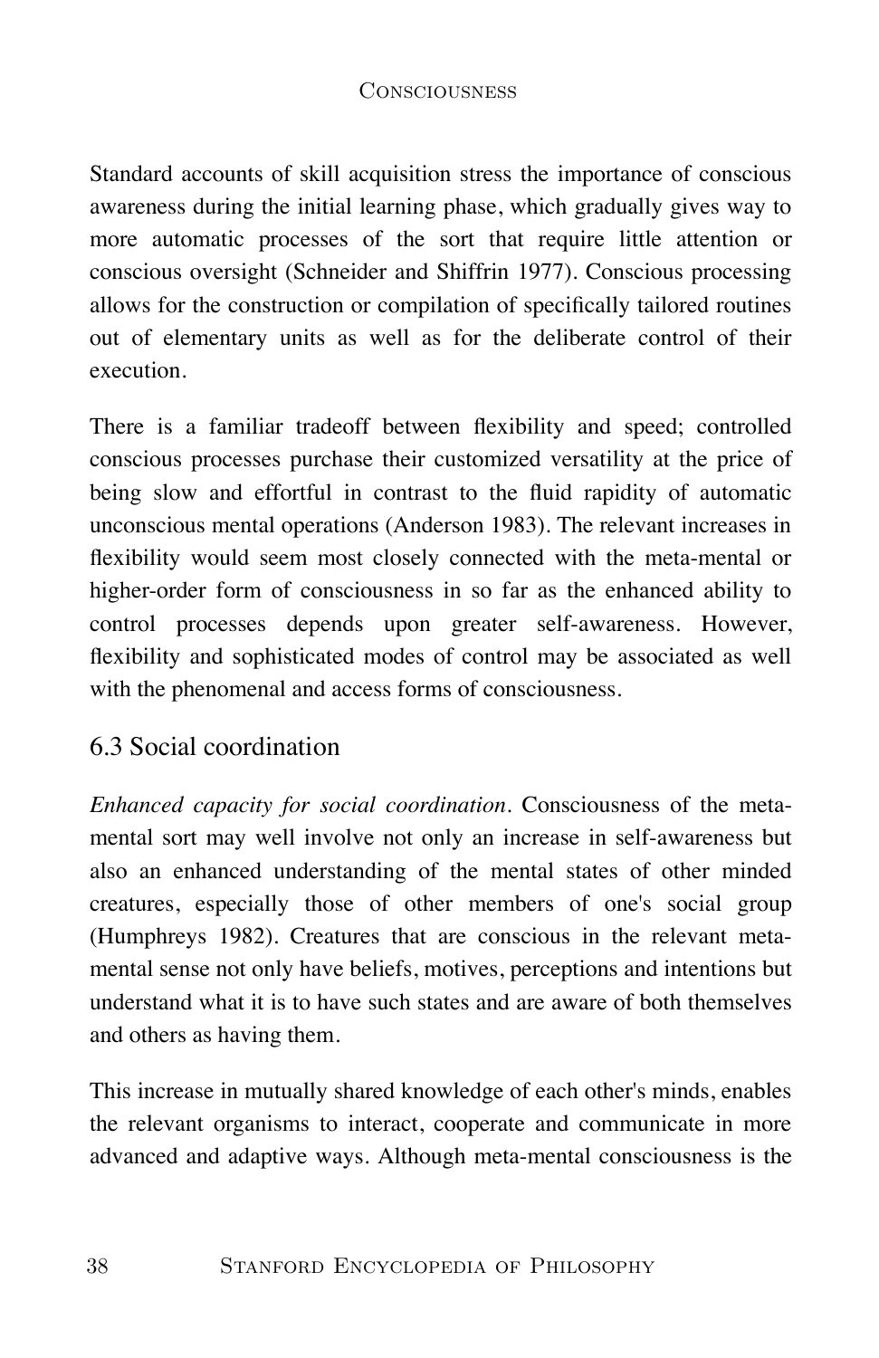Standard accounts of skill acquisition stress the importance of conscious awareness during the initial learning phase, which gradually gives way to more automatic processes of the sort that require little attention or conscious oversight (Schneider and Shiffrin 1977). Conscious processing allows for the construction or compilation of specifically tailored routines out of elementary units as well as for the deliberate control of their execution.

There is a familiar tradeoff between flexibility and speed; controlled conscious processes purchase their customized versatility at the price of being slow and effortful in contrast to the fluid rapidity of automatic unconscious mental operations (Anderson 1983). The relevant increases in flexibility would seem most closely connected with the meta-mental or higher-order form of consciousness in so far as the enhanced ability to control processes depends upon greater self-awareness. However, flexibility and sophisticated modes of control may be associated as well with the phenomenal and access forms of consciousness.

## 6.3 Social coordination

*Enhanced capacity for social coordination*. Consciousness of the meta-mental sort may well involve not only an increase in self-awareness but also an enhanced understanding of the mental states of other minded creatures, especially those of other members of one's social group (Humphreys 1982). Creatures that are conscious in the relevant meta-mental sense not only have beliefs, motives, perceptions and intentions but understand what it is to have such states and are aware of both themselves and others as having them.

This increase in mutually shared knowledge of each other's minds, enables the relevant organisms to interact, cooperate and communicate in more advanced and adaptive ways. Although meta-mental consciousness is the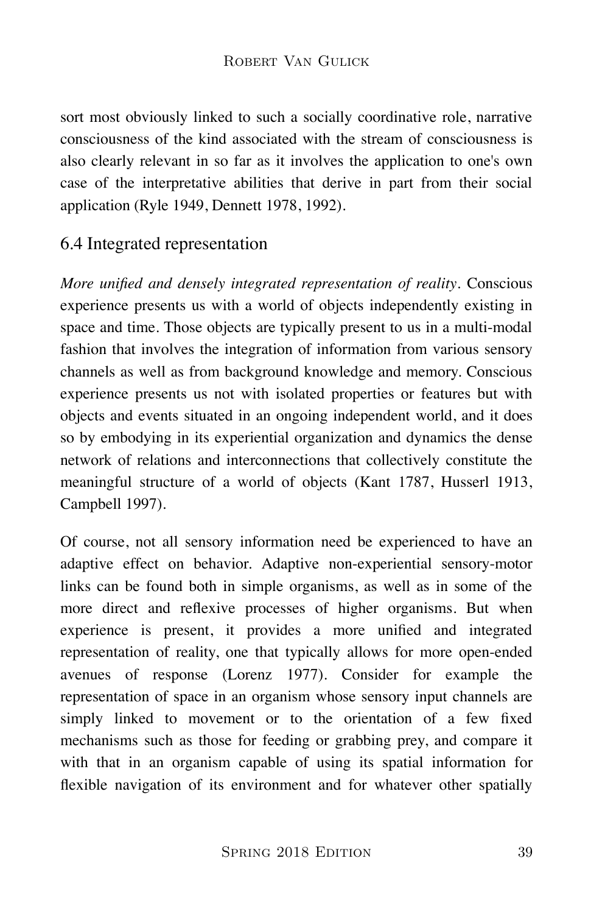sort most obviously linked to such a socially coordinative role, narrative consciousness of the kind associated with the stream of consciousness is also clearly relevant in so far as it involves the application to one's own case of the interpretative abilities that derive in part from their social application (Ryle 1949, Dennett 1978, 1992).

## 6.4 Integrated representation

*More unified and densely integrated representation of reality*. Conscious experience presents us with a world of objects independently existing in space and time. Those objects are typically present to us in a multi-modal fashion that involves the integration of information from various sensory channels as well as from background knowledge and memory. Conscious experience presents us not with isolated properties or features but with objects and events situated in an ongoing independent world, and it does so by embodying in its experiential organization and dynamics the dense network of relations and interconnections that collectively constitute the meaningful structure of a world of objects (Kant 1787, Husserl 1913, Campbell 1997).

Of course, not all sensory information need be experienced to have an adaptive effect on behavior. Adaptive non-experiential sensory-motor links can be found both in simple organisms, as well as in some of the more direct and reflexive processes of higher organisms. But when experience is present, it provides a more unified and integrated representation of reality, one that typically allows for more open-ended avenues of response (Lorenz 1977). Consider for example the representation of space in an organism whose sensory input channels are simply linked to movement or to the orientation of a few fixed mechanisms such as those for feeding or grabbing prey, and compare it with that in an organism capable of using its spatial information for flexible navigation of its environment and for whatever other spatially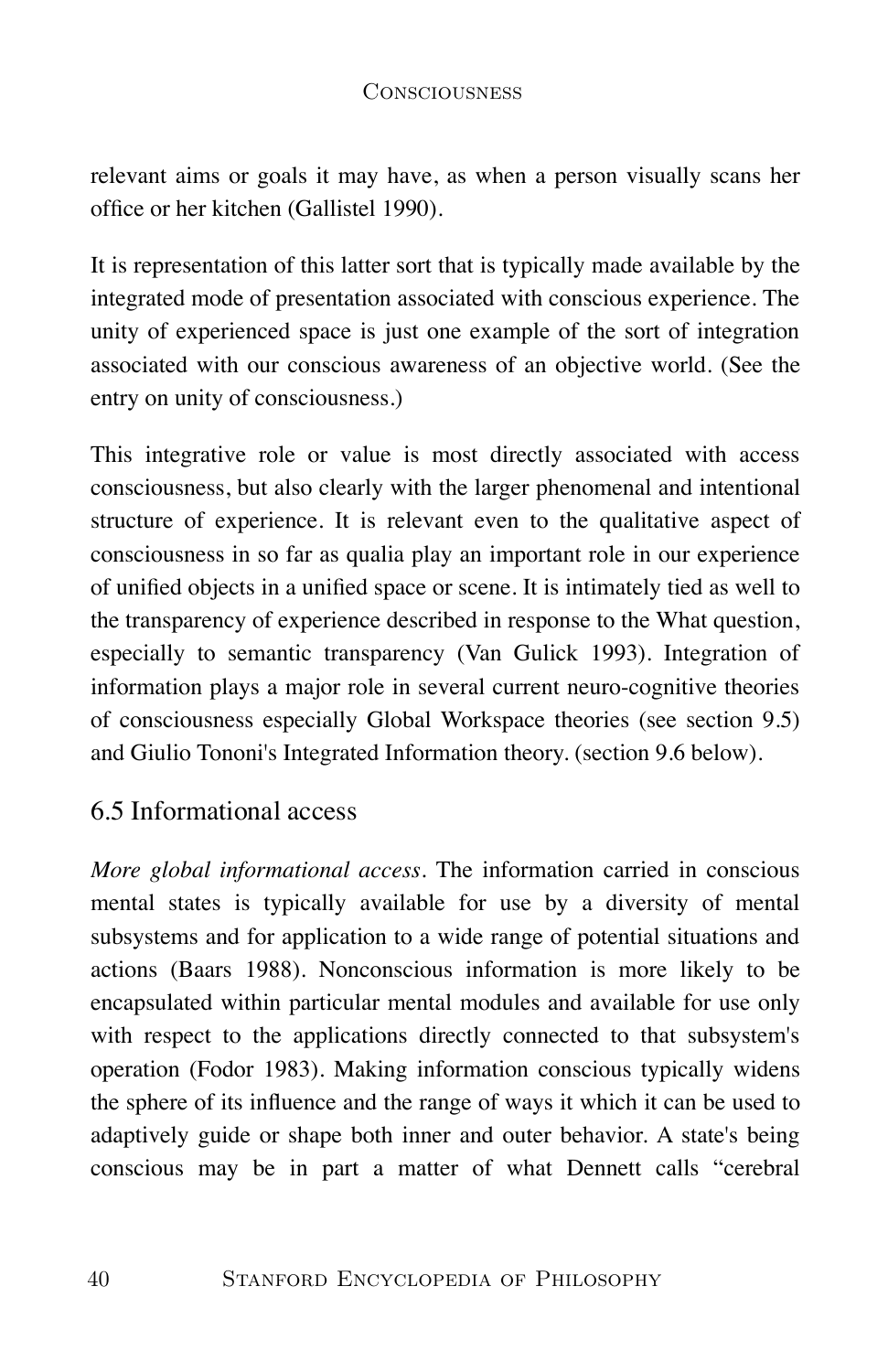relevant aims or goals it may have, as when a person visually scans her office or her kitchen (Gallistel 1990).

It is representation of this latter sort that is typically made available by the integrated mode of presentation associated with conscious experience. The unity of experienced space is just one example of the sort of integration associated with our conscious awareness of an objective world. (See the entry on unity of consciousness.)

This integrative role or value is most directly associated with access consciousness, but also clearly with the larger phenomenal and intentional structure of experience. It is relevant even to the qualitative aspect of consciousness in so far as qualia play an important role in our experience of unified objects in a unified space or scene. It is intimately tied as well to the transparency of experience described in response to the What question, especially to semantic transparency (Van Gulick 1993). Integration of information plays a major role in several current neuro-cognitive theories of consciousness especially Global Workspace theories (see section 9.5) and Giulio Tononi's Integrated Information theory. (section 9.6 below).

## 6.5 Informational access

*More global informational access*. The information carried in conscious mental states is typically available for use by a diversity of mental subsystems and for application to a wide range of potential situations and actions (Baars 1988). Nonconscious information is more likely to be encapsulated within particular mental modules and available for use only with respect to the applications directly connected to that subsystem's operation (Fodor 1983). Making information conscious typically widens the sphere of its influence and the range of ways it which it can be used to adaptively guide or shape both inner and outer behavior. A state's being conscious may be in part a matter of what Dennett calls "cerebral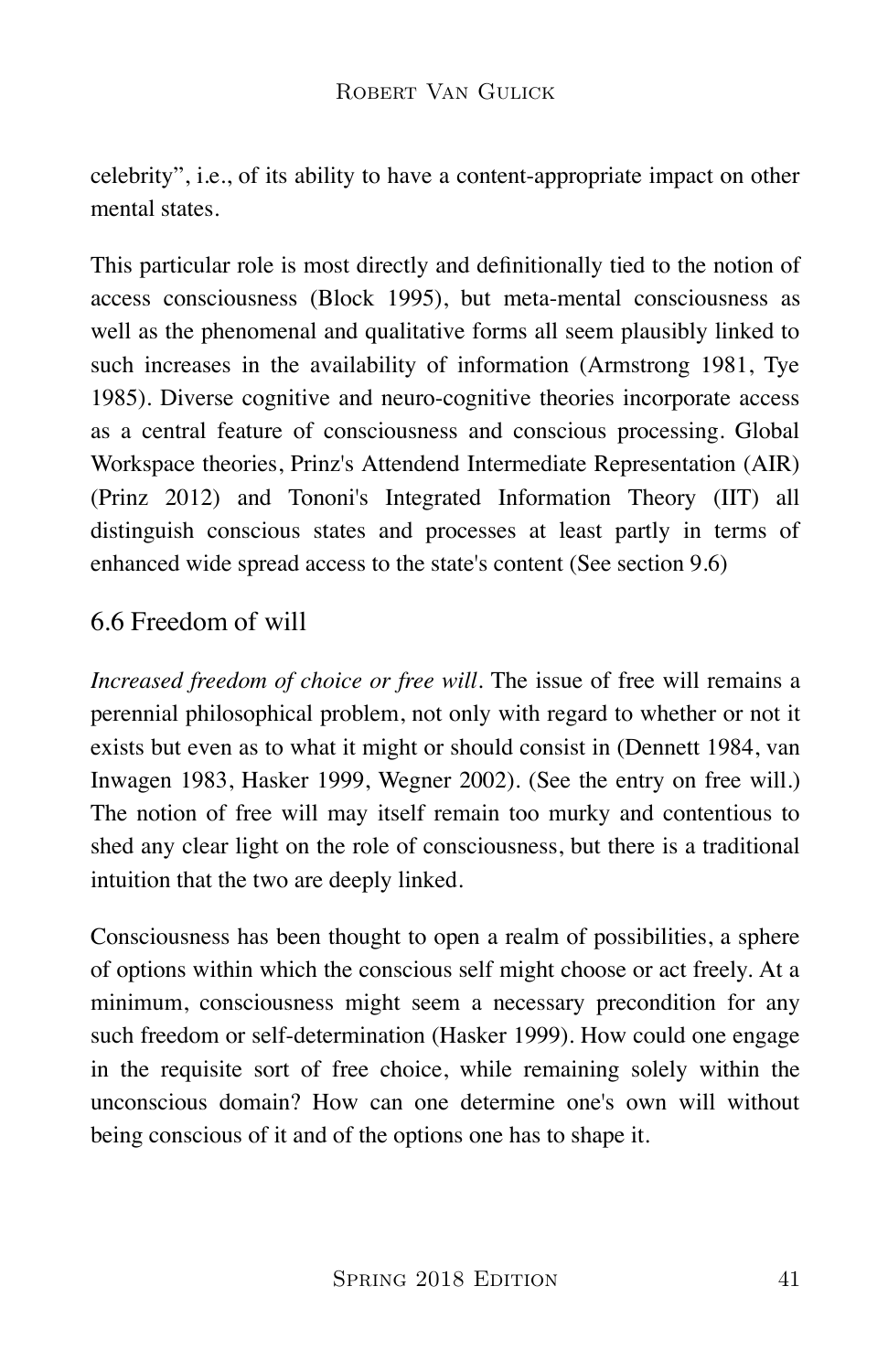celebrity”, i.e., of its ability to have a content-appropriate impact on other mental states.

This particular role is most directly and definitionally tied to the notion of access consciousness (Block 1995), but meta-mental consciousness as well as the phenomenal and qualitative forms all seem plausibly linked to such increases in the availability of information (Armstrong 1981, Tye 1985). Diverse cognitive and neuro-cognitive theories incorporate access as a central feature of consciousness and conscious processing. Global Workspace theories, Prinz's Attendend Intermediate Representation (AIR) (Prinz 2012) and Tononi's Integrated Information Theory (IIT) all distinguish conscious states and processes at least partly in terms of enhanced wide spread access to the state's content (See section 9.6)

## 6.6 Freedom of will

*Increased freedom of choice or free will*. The issue of free will remains a perennial philosophical problem, not only with regard to whether or not it exists but even as to what it might or should consist in (Dennett 1984, van Inwagen 1983, Hasker 1999, Wegner 2002). (See the entry on free will.) The notion of free will may itself remain too murky and contentious to shed any clear light on the role of consciousness, but there is a traditional intuition that the two are deeply linked.

Consciousness has been thought to open a realm of possibilities, a sphere of options within which the conscious self might choose or act freely. At a minimum, consciousness might seem a necessary precondition for any such freedom or self-determination (Hasker 1999). How could one engage in the requisite sort of free choice, while remaining solely within the unconscious domain? How can one determine one's own will without being conscious of it and of the options one has to shape it.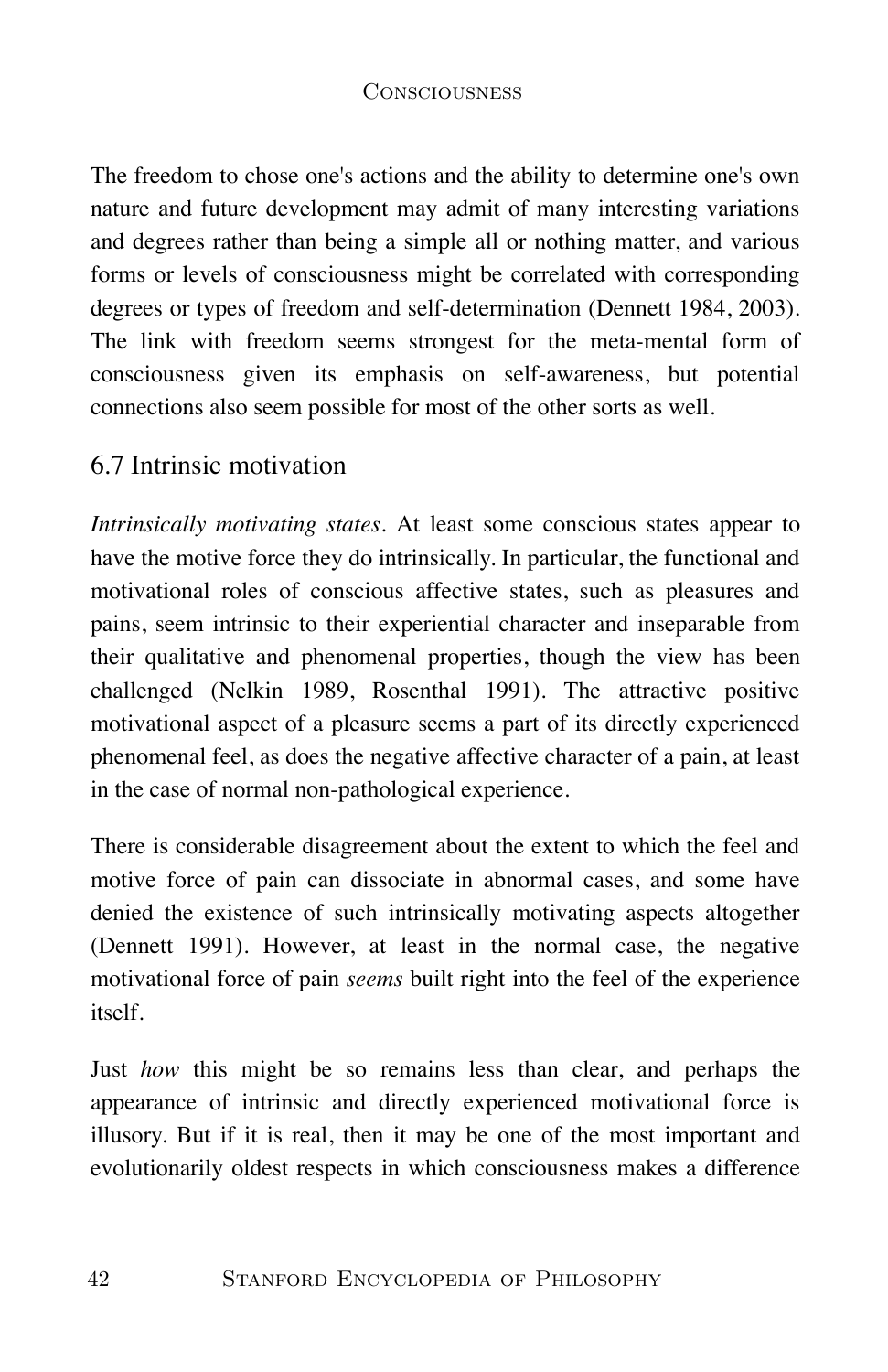The freedom to chose one's actions and the ability to determine one's own nature and future development may admit of many interesting variations and degrees rather than being a simple all or nothing matter, and various forms or levels of consciousness might be correlated with corresponding degrees or types of freedom and self-determination (Dennett 1984, 2003). The link with freedom seems strongest for the meta-mental form of consciousness given its emphasis on self-awareness, but potential connections also seem possible for most of the other sorts as well.

## 6.7 Intrinsic motivation

*Intrinsically motivating states*. At least some conscious states appear to have the motive force they do intrinsically. In particular, the functional and motivational roles of conscious affective states, such as pleasures and pains, seem intrinsic to their experiential character and inseparable from their qualitative and phenomenal properties, though the view has been challenged (Nelkin 1989, Rosenthal 1991). The attractive positive motivational aspect of a pleasure seems a part of its directly experienced phenomenal feel, as does the negative affective character of a pain, at least in the case of normal non-pathological experience.

There is considerable disagreement about the extent to which the feel and motive force of pain can dissociate in abnormal cases, and some have denied the existence of such intrinsically motivating aspects altogether (Dennett 1991). However, at least in the normal case, the negative motivational force of pain *seems* built right into the feel of the experience itself.

Just *how* this might be so remains less than clear, and perhaps the appearance of intrinsic and directly experienced motivational force is illusory. But if it is real, then it may be one of the most important and evolutionarily oldest respects in which consciousness makes a difference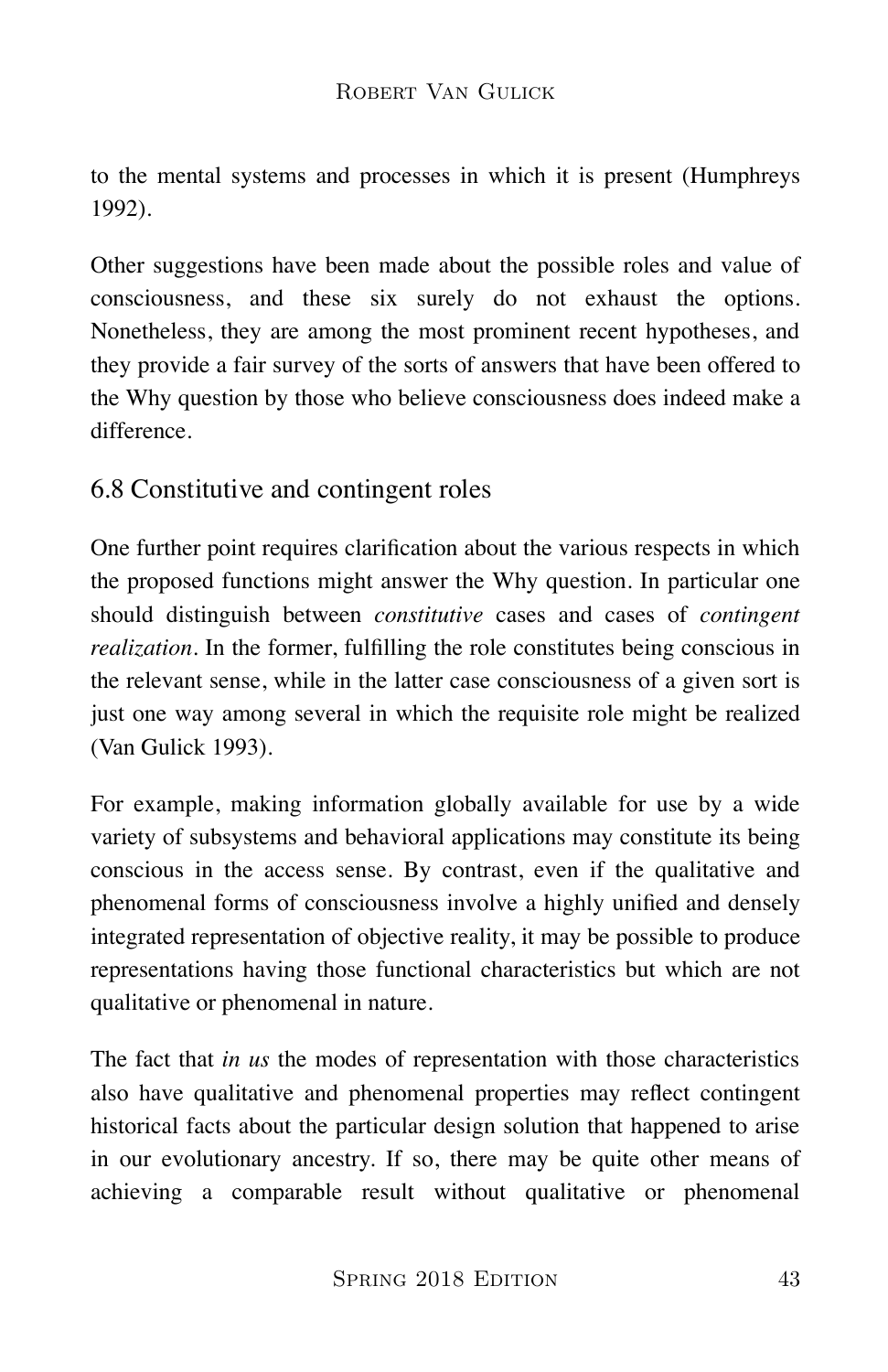to the mental systems and processes in which it is present (Humphreys 1992).

Other suggestions have been made about the possible roles and value of consciousness, and these six surely do not exhaust the options. Nonetheless, they are among the most prominent recent hypotheses, and they provide a fair survey of the sorts of answers that have been offered to the Why question by those who believe consciousness does indeed make a difference.

## 6.8 Constitutive and contingent roles

One further point requires clarification about the various respects in which the proposed functions might answer the Why question. In particular one should distinguish between *constitutive* cases and cases of *contingent realization*. In the former, fulfilling the role constitutes being conscious in the relevant sense, while in the latter case consciousness of a given sort is just one way among several in which the requisite role might be realized (Van Gulick 1993).

For example, making information globally available for use by a wide variety of subsystems and behavioral applications may constitute its being conscious in the access sense. By contrast, even if the qualitative and phenomenal forms of consciousness involve a highly unified and densely integrated representation of objective reality, it may be possible to produce representations having those functional characteristics but which are not qualitative or phenomenal in nature.

The fact that *in us* the modes of representation with those characteristics also have qualitative and phenomenal properties may reflect contingent historical facts about the particular design solution that happened to arise in our evolutionary ancestry. If so, there may be quite other means of achieving a comparable result without qualitative or phenomenal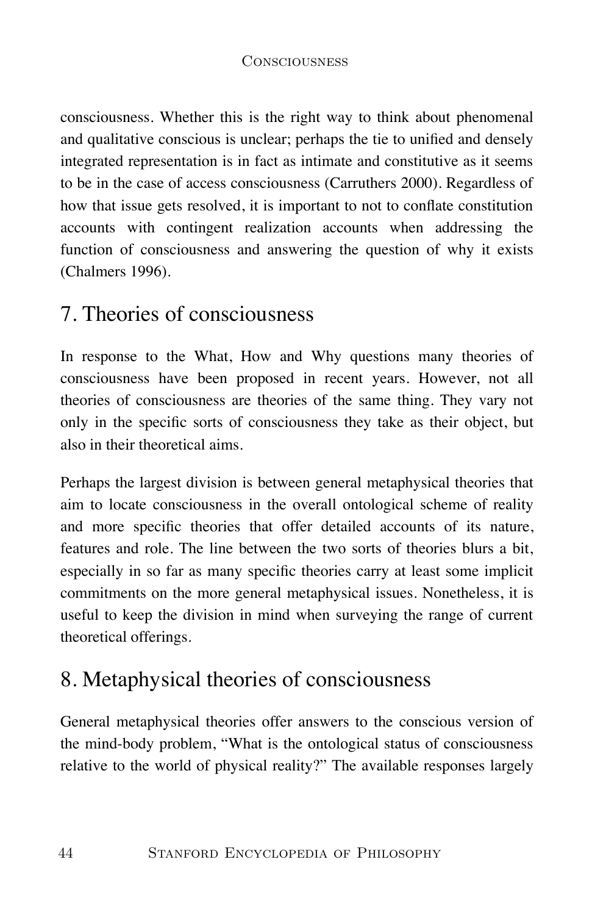consciousness. Whether this is the right way to think about phenomenal and qualitative conscious is unclear; perhaps the tie to unified and densely integrated representation is in fact as intimate and constitutive as it seems to be in the case of access consciousness (Carruthers 2000). Regardless of how that issue gets resolved, it is important to not to conflate constitution accounts with contingent realization accounts when addressing the function of consciousness and answering the question of why it exists (Chalmers 1996).

## 7. Theories of consciousness

In response to the What, How and Why questions many theories of consciousness have been proposed in recent years. However, not all theories of consciousness are theories of the same thing. They vary not only in the specific sorts of consciousness they take as their object, but also in their theoretical aims.

Perhaps the largest division is between general metaphysical theories that aim to locate consciousness in the overall ontological scheme of reality and more specific theories that offer detailed accounts of its nature, features and role. The line between the two sorts of theories blurs a bit, especially in so far as many specific theories carry at least some implicit commitments on the more general metaphysical issues. Nonetheless, it is useful to keep the division in mind when surveying the range of current theoretical offerings.

## 8. Metaphysical theories of consciousness

General metaphysical theories offer answers to the conscious version of the mind-body problem, "What is the ontological status of consciousness relative to the world of physical reality?" The available responses largely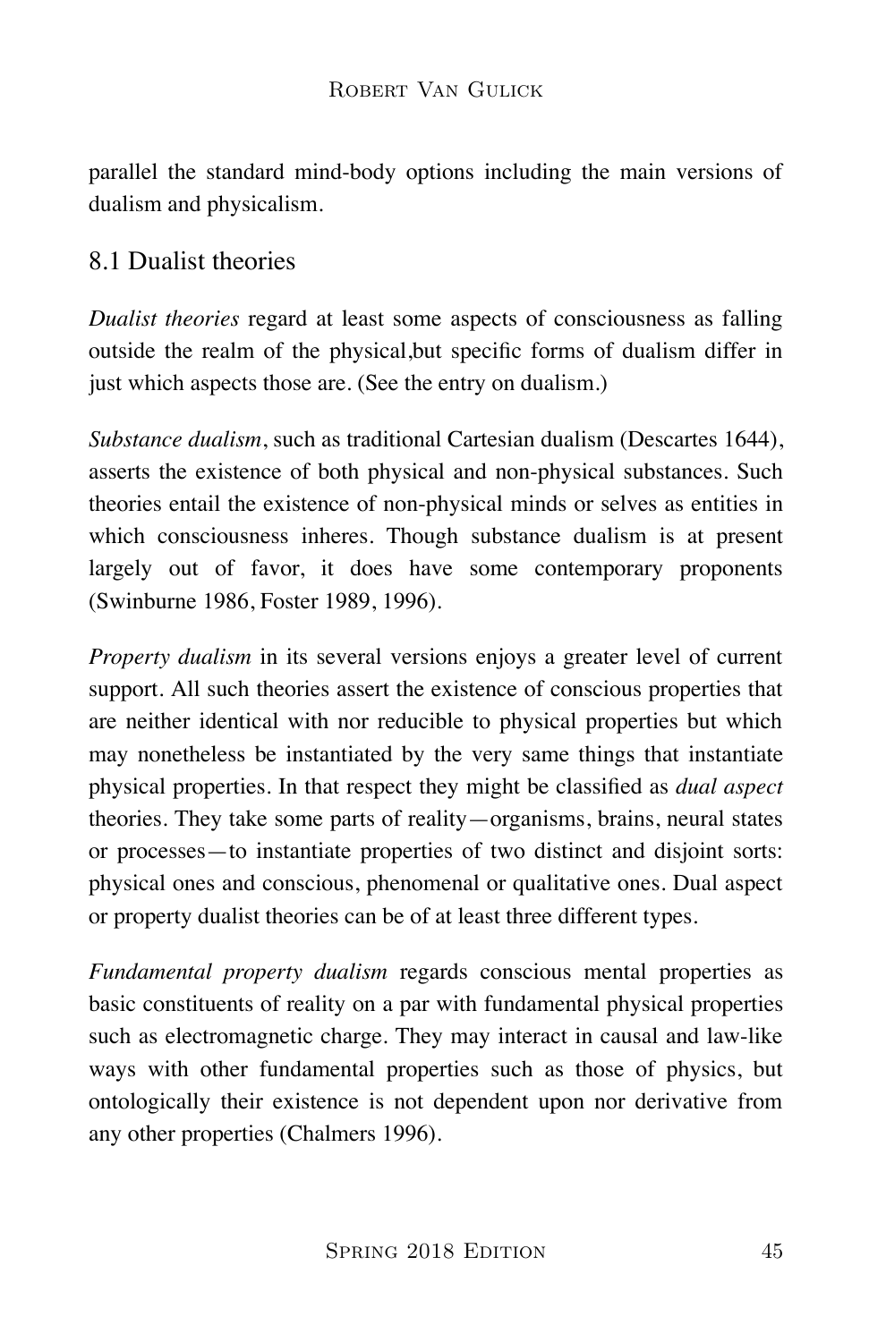parallel the standard mind-body options including the main versions of dualism and physicalism.

## 8.1 Dualist theories

*Dualist theories* regard at least some aspects of consciousness as falling outside the realm of the physical,but specific forms of dualism differ in just which aspects those are. (See the entry on dualism.)

*Substance dualism*, such as traditional Cartesian dualism (Descartes 1644), asserts the existence of both physical and non-physical substances. Such theories entail the existence of non-physical minds or selves as entities in which consciousness inheres. Though substance dualism is at present largely out of favor, it does have some contemporary proponents (Swinburne 1986, Foster 1989, 1996).

*Property dualism* in its several versions enjoys a greater level of current support. All such theories assert the existence of conscious properties that are neither identical with nor reducible to physical properties but which may nonetheless be instantiated by the very same things that instantiate physical properties. In that respect they might be classified as *dual aspect* theories. They take some parts of reality—organisms, brains, neural states or processes—to instantiate properties of two distinct and disjoint sorts: physical ones and conscious, phenomenal or qualitative ones. Dual aspect or property dualist theories can be of at least three different types.

*Fundamental property dualism* regards conscious mental properties as basic constituents of reality on a par with fundamental physical properties such as electromagnetic charge. They may interact in causal and law-like ways with other fundamental properties such as those of physics, but ontologically their existence is not dependent upon nor derivative from any other properties (Chalmers 1996).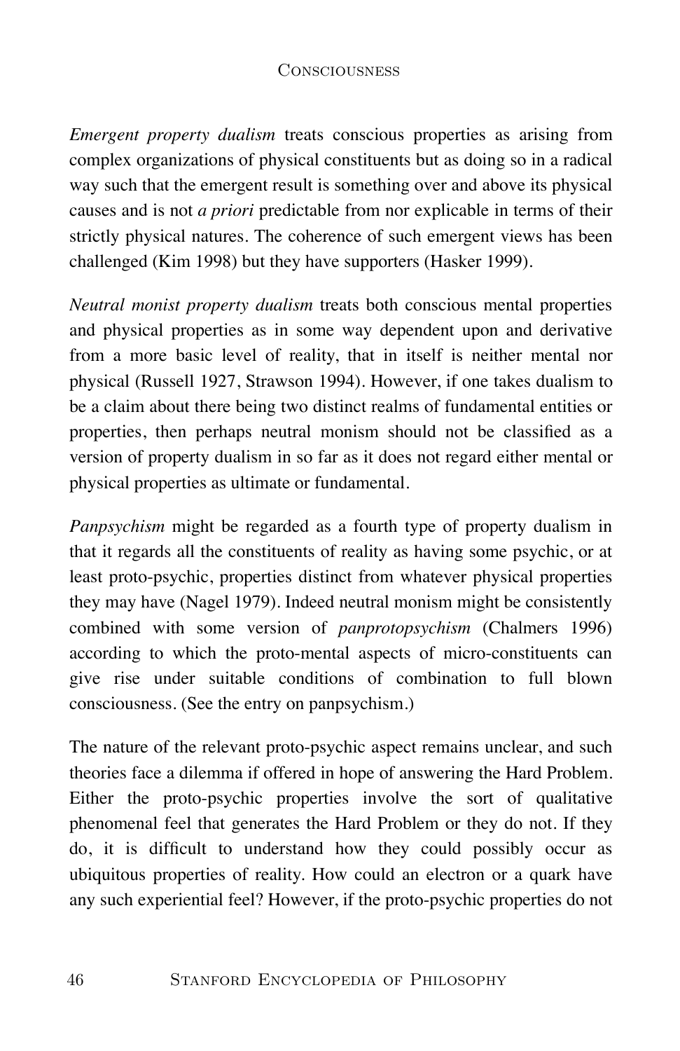*Emergent property dualism* treats conscious properties as arising from complex organizations of physical constituents but as doing so in a radical way such that the emergent result is something over and above its physical causes and is not *a priori* predictable from nor explicable in terms of their strictly physical natures. The coherence of such emergent views has been challenged (Kim 1998) but they have supporters (Hasker 1999).

*Neutral monist property dualism* treats both conscious mental properties and physical properties as in some way dependent upon and derivative from a more basic level of reality, that in itself is neither mental nor physical (Russell 1927, Strawson 1994). However, if one takes dualism to be a claim about there being two distinct realms of fundamental entities or properties, then perhaps neutral monism should not be classified as a version of property dualism in so far as it does not regard either mental or physical properties as ultimate or fundamental.

*Panpsychism* might be regarded as a fourth type of property dualism in that it regards all the constituents of reality as having some psychic, or at least proto-psychic, properties distinct from whatever physical properties they may have (Nagel 1979). Indeed neutral monism might be consistently combined with some version of *panprotopsychism* (Chalmers 1996) according to which the proto-mental aspects of micro-constituents can give rise under suitable conditions of combination to full blown consciousness. (See the entry on panpsychism.)

The nature of the relevant proto-psychic aspect remains unclear, and such theories face a dilemma if offered in hope of answering the Hard Problem. Either the proto-psychic properties involve the sort of qualitative phenomenal feel that generates the Hard Problem or they do not. If they do, it is difficult to understand how they could possibly occur as ubiquitous properties of reality. How could an electron or a quark have any such experiential feel? However, if the proto-psychic properties do not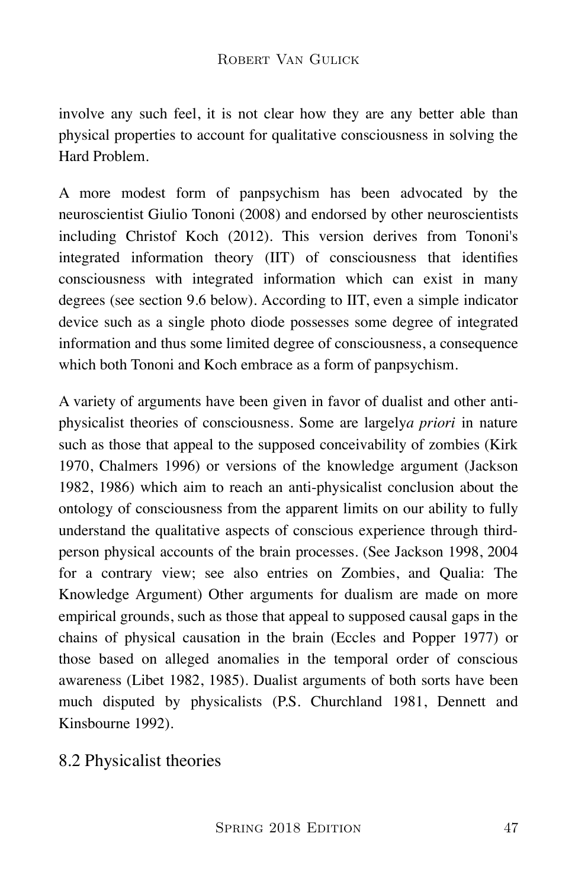involve any such feel, it is not clear how they are any better able than physical properties to account for qualitative consciousness in solving the Hard Problem.

A more modest form of panpsychism has been advocated by the neuroscientist Giulio Tononi (2008) and endorsed by other neuroscientists including Christof Koch (2012). This version derives from Tononi's integrated information theory (IIT) of consciousness that identifies consciousness with integrated information which can exist in many degrees (see section 9.6 below). According to IIT, even a simple indicator device such as a single photo diode possesses some degree of integrated information and thus some limited degree of consciousness, a consequence which both Tononi and Koch embrace as a form of panpsychism.

A variety of arguments have been given in favor of dualist and other anti-physicalist theories of consciousness. Some are largely *a priori* in nature such as those that appeal to the supposed conceivability of zombies (Kirk 1970, Chalmers 1996) or versions of the knowledge argument (Jackson 1982, 1986) which aim to reach an anti-physicalist conclusion about the ontology of consciousness from the apparent limits on our ability to fully understand the qualitative aspects of conscious experience through third-person physical accounts of the brain processes. (See Jackson 1998, 2004 for a contrary view; see also entries on Zombies, and Qualia: The Knowledge Argument) Other arguments for dualism are made on more empirical grounds, such as those that appeal to supposed causal gaps in the chains of physical causation in the brain (Eccles and Popper 1977) or those based on alleged anomalies in the temporal order of conscious awareness (Libet 1982, 1985). Dualist arguments of both sorts have been much disputed by physicalists (P.S. Churchland 1981, Dennett and Kinsbourne 1992).

## 8.2 Physicalist theories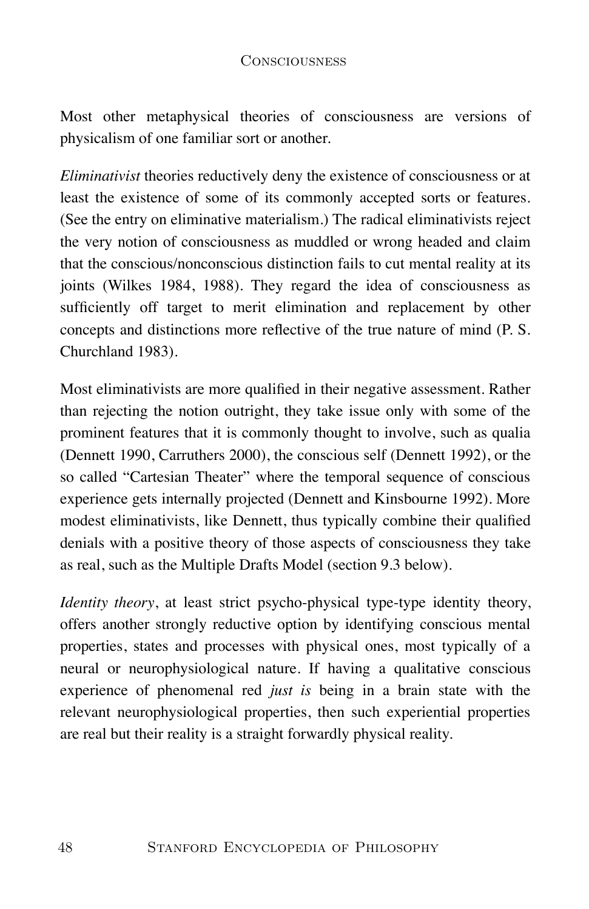Most other metaphysical theories of consciousness are versions of physicalism of one familiar sort or another.

*Eliminativist* theories reductively deny the existence of consciousness or at least the existence of some of its commonly accepted sorts or features. (See the entry on eliminative materialism.) The radical eliminativists reject the very notion of consciousness as muddled or wrong headed and claim that the conscious/nonconscious distinction fails to cut mental reality at its joints (Wilkes 1984, 1988). They regard the idea of consciousness as sufficiently off target to merit elimination and replacement by other concepts and distinctions more reflective of the true nature of mind (P. S. Churchland 1983).

Most eliminativists are more qualified in their negative assessment. Rather than rejecting the notion outright, they take issue only with some of the prominent features that it is commonly thought to involve, such as qualia (Dennett 1990, Carruthers 2000), the conscious self (Dennett 1992), or the so called "Cartesian Theater" where the temporal sequence of conscious experience gets internally projected (Dennett and Kinsbourne 1992). More modest eliminativists, like Dennett, thus typically combine their qualified denials with a positive theory of those aspects of consciousness they take as real, such as the Multiple Drafts Model (section 9.3 below).

*Identity theory*, at least strict psycho-physical type-type identity theory, offers another strongly reductive option by identifying conscious mental properties, states and processes with physical ones, most typically of a neural or neurophysiological nature. If having a qualitative conscious experience of phenomenal red *just is* being in a brain state with the relevant neurophysiological properties, then such experiential properties are real but their reality is a straight forwardly physical reality.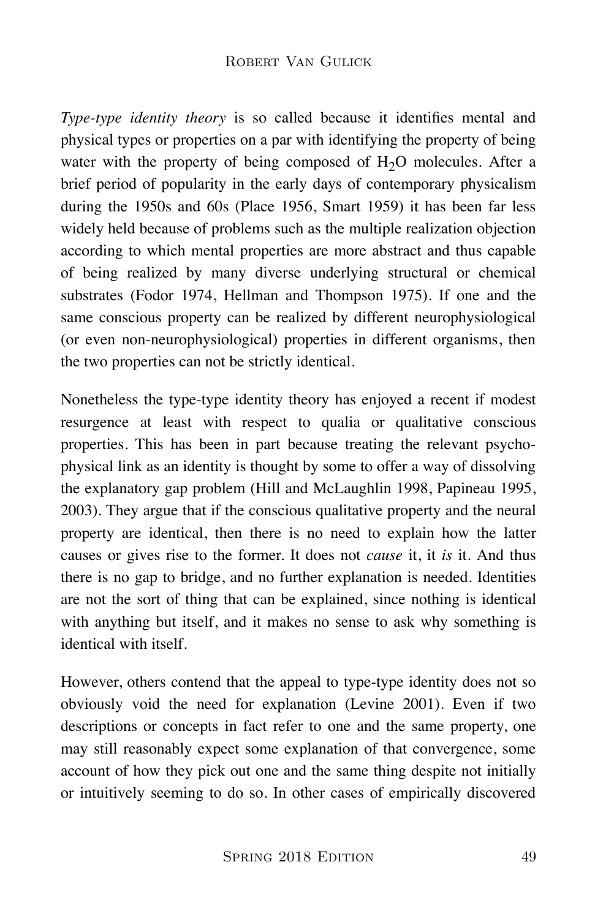*Type-type identity theory* is so called because it identifies mental and physical types or properties on a par with identifying the property of being water with the property of being composed of $H_2O$ molecules. After a brief period of popularity in the early days of contemporary physicalism during the 1950s and 60s (Place 1956, Smart 1959) it has been far less widely held because of problems such as the multiple realization objection according to which mental properties are more abstract and thus capable of being realized by many diverse underlying structural or chemical substrates (Fodor 1974, Hellman and Thompson 1975). If one and the same conscious property can be realized by different neurophysiological (or even non-neurophysiological) properties in different organisms, then the two properties can not be strictly identical.

Nonetheless the type-type identity theory has enjoyed a recent if modest resurgence at least with respect to qualia or qualitative conscious properties. This has been in part because treating the relevant psycho-physical link as an identity is thought by some to offer a way of dissolving the explanatory gap problem (Hill and McLaughlin 1998, Papineau 1995, 2003). They argue that if the conscious qualitative property and the neural property are identical, then there is no need to explain how the latter causes or gives rise to the former. It does not *cause* it, it *is* it. And thus there is no gap to bridge, and no further explanation is needed. Identities are not the sort of thing that can be explained, since nothing is identical with anything but itself, and it makes no sense to ask why something is identical with itself.

However, others contend that the appeal to type-type identity does not so obviously void the need for explanation (Levine 2001). Even if two descriptions or concepts in fact refer to one and the same property, one may still reasonably expect some explanation of that convergence, some account of how they pick out one and the same thing despite not initially or intuitively seeming to do so. In other cases of empirically discovered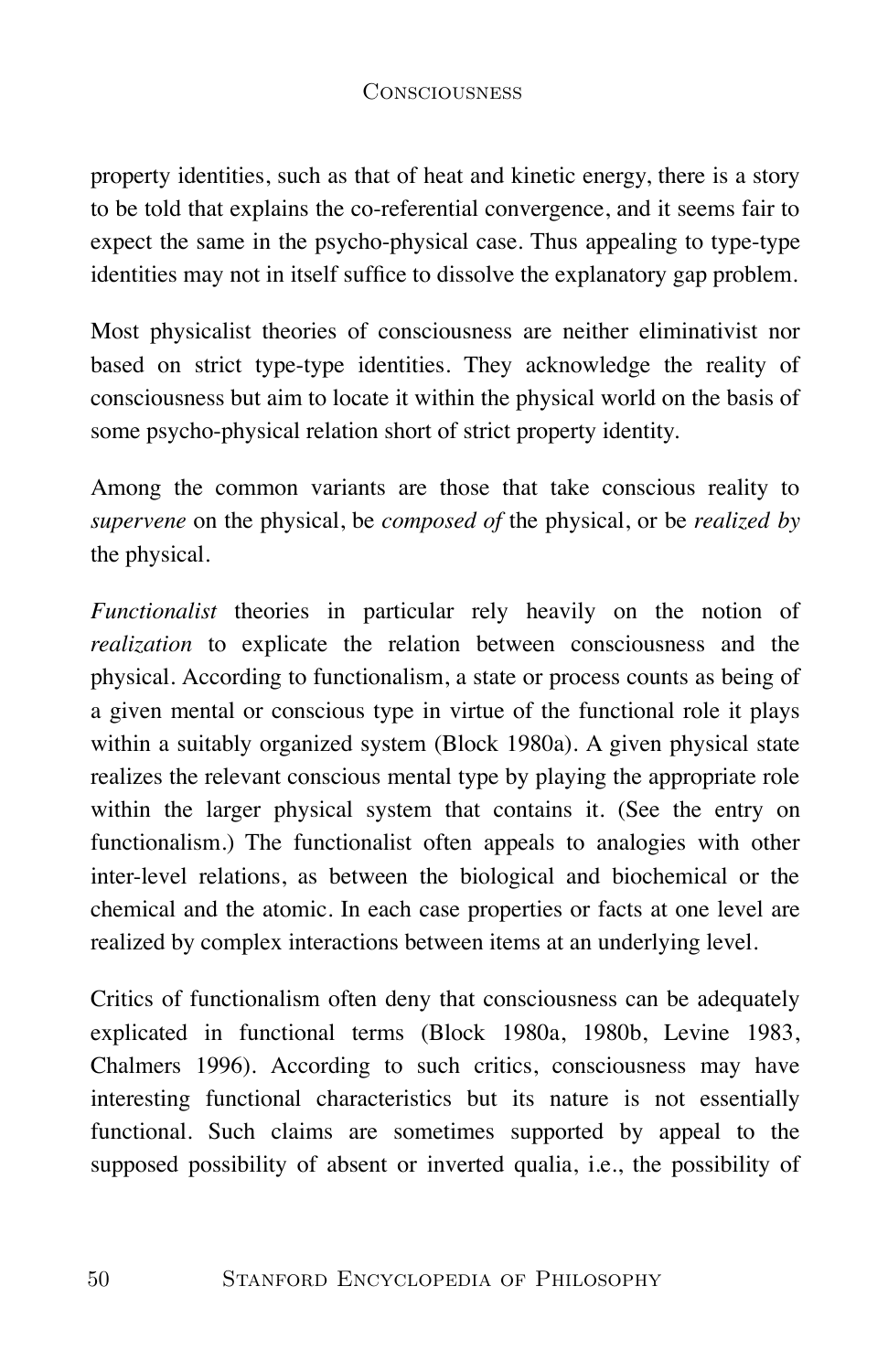property identities, such as that of heat and kinetic energy, there is a story to be told that explains the co-referential convergence, and it seems fair to expect the same in the psycho-physical case. Thus appealing to type-type identities may not in itself suffice to dissolve the explanatory gap problem.

Most physicalist theories of consciousness are neither eliminativist nor based on strict type-type identities. They acknowledge the reality of consciousness but aim to locate it within the physical world on the basis of some psycho-physical relation short of strict property identity.

Among the common variants are those that take conscious reality to *supervene* on the physical, be *composed of* the physical, or be *realized by* the physical.

*Functionalist* theories in particular rely heavily on the notion of *realization* to explicate the relation between consciousness and the physical. According to functionalism, a state or process counts as being of a given mental or conscious type in virtue of the functional role it plays within a suitably organized system (Block 1980a). A given physical state realizes the relevant conscious mental type by playing the appropriate role within the larger physical system that contains it. (See the entry on functionalism.) The functionalist often appeals to analogies with other inter-level relations, as between the biological and biochemical or the chemical and the atomic. In each case properties or facts at one level are realized by complex interactions between items at an underlying level.

Critics of functionalism often deny that consciousness can be adequately explicated in functional terms (Block 1980a, 1980b, Levine 1983, Chalmers 1996). According to such critics, consciousness may have interesting functional characteristics but its nature is not essentially functional. Such claims are sometimes supported by appeal to the supposed possibility of absent or inverted qualia, i.e., the possibility of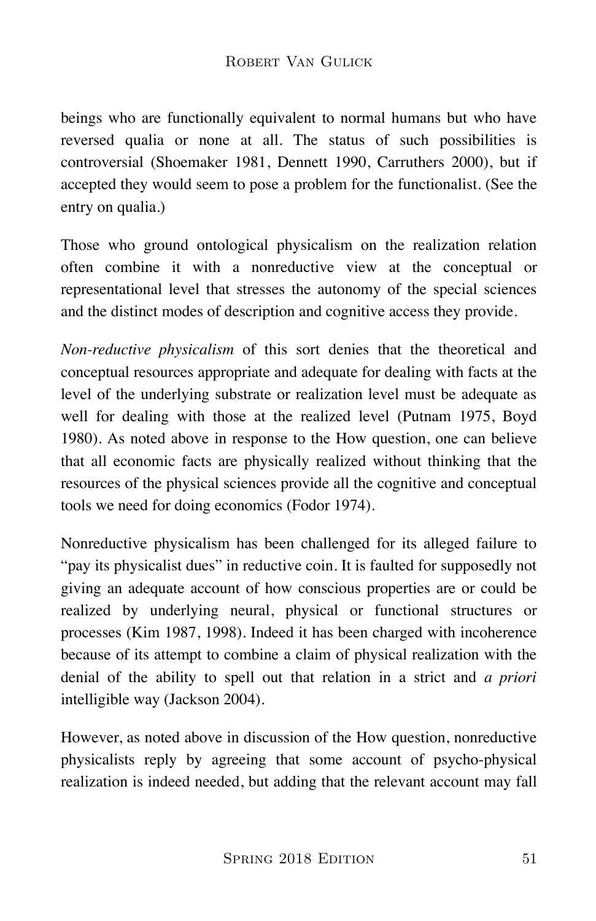beings who are functionally equivalent to normal humans but who have reversed qualia or none at all. The status of such possibilities is controversial (Shoemaker 1981, Dennett 1990, Carruthers 2000), but if accepted they would seem to pose a problem for the functionalist. (See the entry on qualia.)

Those who ground ontological physicalism on the realization relation often combine it with a nonreductive view at the conceptual or representational level that stresses the autonomy of the special sciences and the distinct modes of description and cognitive access they provide.

*Non-reductive physicalism* of this sort denies that the theoretical and conceptual resources appropriate and adequate for dealing with facts at the level of the underlying substrate or realization level must be adequate as well for dealing with those at the realized level (Putnam 1975, Boyd 1980). As noted above in response to the How question, one can believe that all economic facts are physically realized without thinking that the resources of the physical sciences provide all the cognitive and conceptual tools we need for doing economics (Fodor 1974).

Nonreductive physicalism has been challenged for its alleged failure to "pay its physicalist dues" in reductive coin. It is faulted for supposedly not giving an adequate account of how conscious properties are or could be realized by underlying neural, physical or functional structures or processes (Kim 1987, 1998). Indeed it has been charged with incoherence because of its attempt to combine a claim of physical realization with the denial of the ability to spell out that relation in a strict and *a priori* intelligible way (Jackson 2004).

However, as noted above in discussion of the How question, nonreductive physicalists reply by agreeing that some account of psycho-physical realization is indeed needed, but adding that the relevant account may fall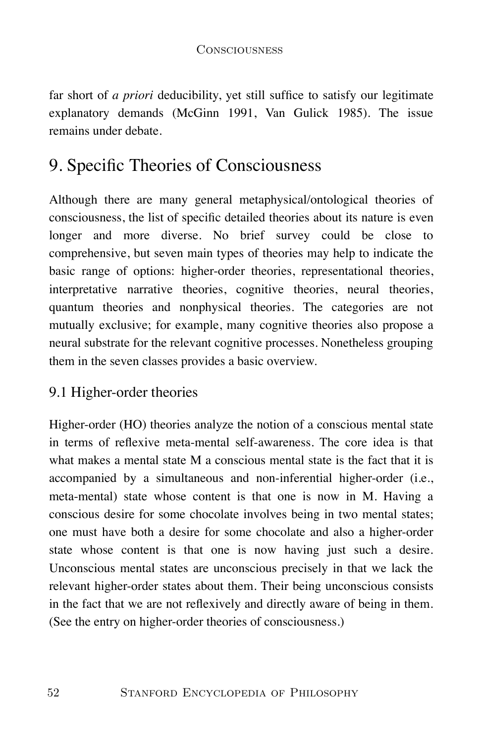far short of *a priori* deducibility, yet still suffice to satisfy our legitimate explanatory demands (McGinn 1991, Van Gulick 1985). The issue remains under debate.

## 9. Specific Theories of Consciousness

Although there are many general metaphysical/ontological theories of consciousness, the list of specific detailed theories about its nature is even longer and more diverse. No brief survey could be close to comprehensive, but seven main types of theories may help to indicate the basic range of options: higher-order theories, representational theories, interpretative narrative theories, cognitive theories, neural theories, quantum theories and nonphysical theories. The categories are not mutually exclusive; for example, many cognitive theories also propose a neural substrate for the relevant cognitive processes. Nonetheless grouping them in the seven classes provides a basic overview.

### 9.1 Higher-order theories

Higher-order (HO) theories analyze the notion of a conscious mental state in terms of reflexive meta-mental self-awareness. The core idea is that what makes a mental state M a conscious mental state is the fact that it is accompanied by a simultaneous and non-inferential higher-order (i.e., meta-mental) state whose content is that one is now in M. Having a conscious desire for some chocolate involves being in two mental states; one must have both a desire for some chocolate and also a higher-order state whose content is that one is now having just such a desire. Unconscious mental states are unconscious precisely in that we lack the relevant higher-order states about them. Their being unconscious consists in the fact that we are not reflexively and directly aware of being in them. (See the entry on higher-order theories of consciousness.)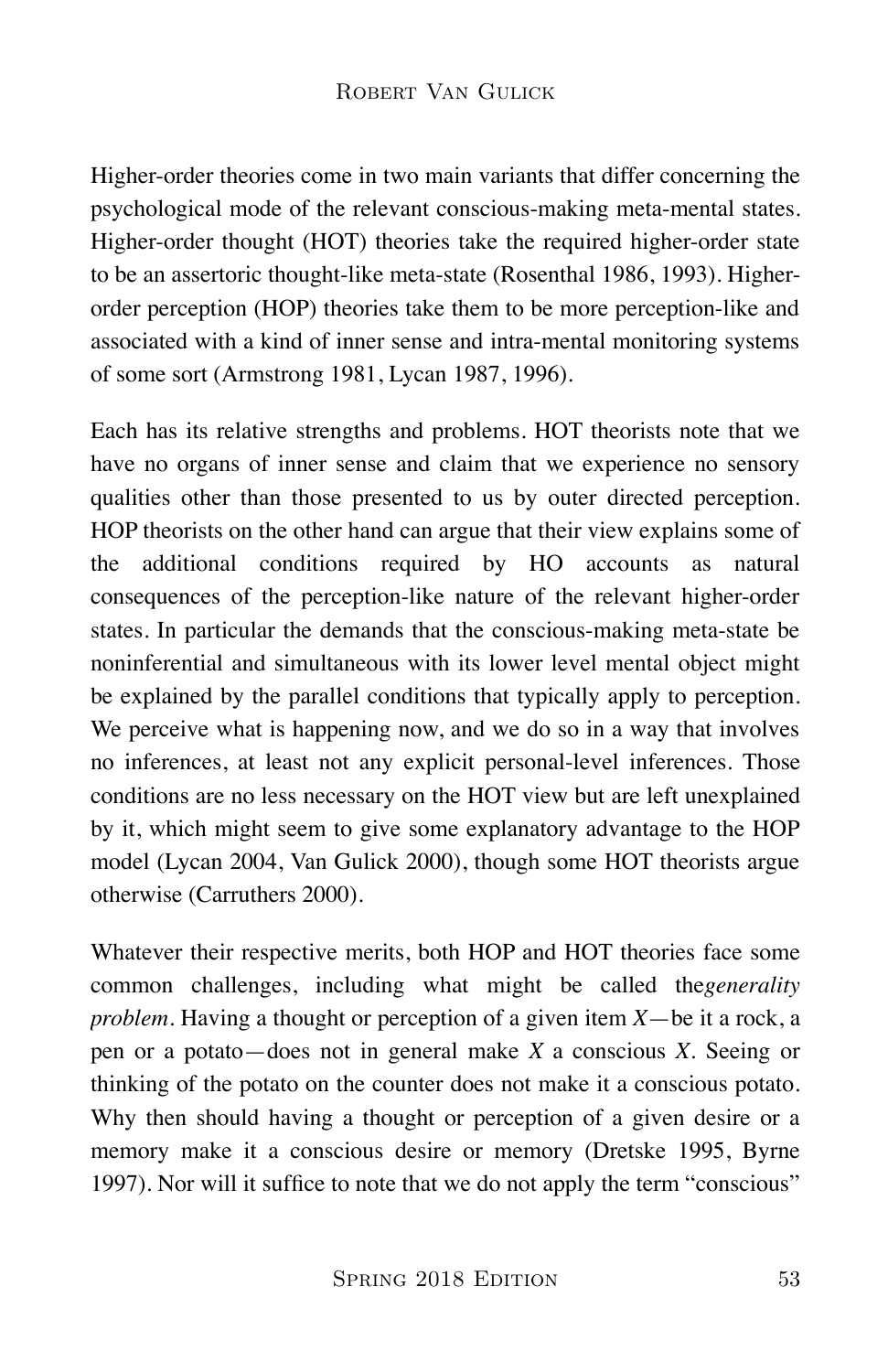Higher-order theories come in two main variants that differ concerning the psychological mode of the relevant conscious-making meta-mental states. Higher-order thought (HOT) theories take the required higher-order state to be an assertoric thought-like meta-state (Rosenthal 1986, 1993). Higher-order perception (HOP) theories take them to be more perception-like and associated with a kind of inner sense and intra-mental monitoring systems of some sort (Armstrong 1981, Lycan 1987, 1996).

Each has its relative strengths and problems. HOT theorists note that we have no organs of inner sense and claim that we experience no sensory qualities other than those presented to us by outer directed perception. HOP theorists on the other hand can argue that their view explains some of the additional conditions required by HO accounts as natural consequences of the perception-like nature of the relevant higher-order states. In particular the demands that the conscious-making meta-state be noninferential and simultaneous with its lower level mental object might be explained by the parallel conditions that typically apply to perception. We perceive what is happening now, and we do so in a way that involves no inferences, at least not any explicit personal-level inferences. Those conditions are no less necessary on the HOT view but are left unexplained by it, which might seem to give some explanatory advantage to the HOP model (Lycan 2004, Van Gulick 2000), though some HOT theorists argue otherwise (Carruthers 2000).

Whatever their respective merits, both HOP and HOT theories face some common challenges, including what might be called the *generality problem*. Having a thought or perception of a given item *X*—be it a rock, a pen or a potato—does not in general make *X* a conscious *X*. Seeing or thinking of the potato on the counter does not make it a conscious potato. Why then should having a thought or perception of a given desire or a memory make it a conscious desire or memory (Dretske 1995, Byrne 1997). Nor will it suffice to note that we do not apply the term "conscious"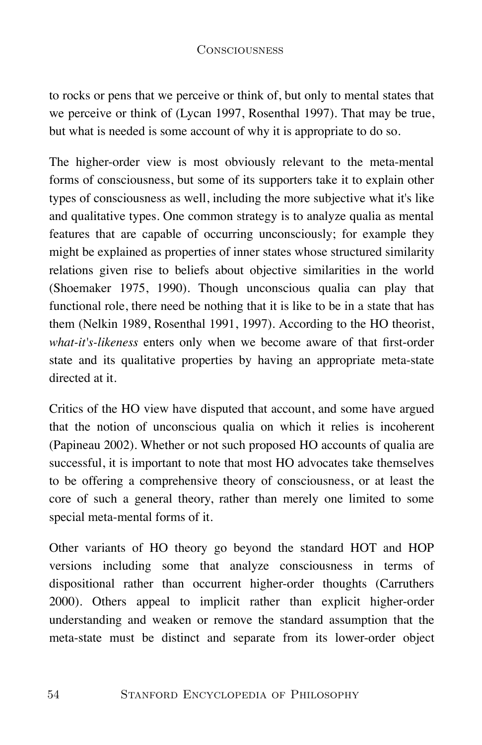to rocks or pens that we perceive or think of, but only to mental states that we perceive or think of (Lycan 1997, Rosenthal 1997). That may be true, but what is needed is some account of why it is appropriate to do so.

The higher-order view is most obviously relevant to the meta-mental forms of consciousness, but some of its supporters take it to explain other types of consciousness as well, including the more subjective what it's like and qualitative types. One common strategy is to analyze qualia as mental features that are capable of occurring unconsciously; for example they might be explained as properties of inner states whose structured similarity relations given rise to beliefs about objective similarities in the world (Shoemaker 1975, 1990). Though unconscious qualia can play that functional role, there need be nothing that it is like to be in a state that has them (Nelkin 1989, Rosenthal 1991, 1997). According to the HO theorist, *what-it's-likeness* enters only when we become aware of that first-order state and its qualitative properties by having an appropriate meta-state directed at it.

Critics of the HO view have disputed that account, and some have argued that the notion of unconscious qualia on which it relies is incoherent (Papineau 2002). Whether or not such proposed HO accounts of qualia are successful, it is important to note that most HO advocates take themselves to be offering a comprehensive theory of consciousness, or at least the core of such a general theory, rather than merely one limited to some special meta-mental forms of it.

Other variants of HO theory go beyond the standard HOT and HOP versions including some that analyze consciousness in terms of dispositional rather than occurrent higher-order thoughts (Carruthers 2000). Others appeal to implicit rather than explicit higher-order understanding and weaken or remove the standard assumption that the meta-state must be distinct and separate from its lower-order object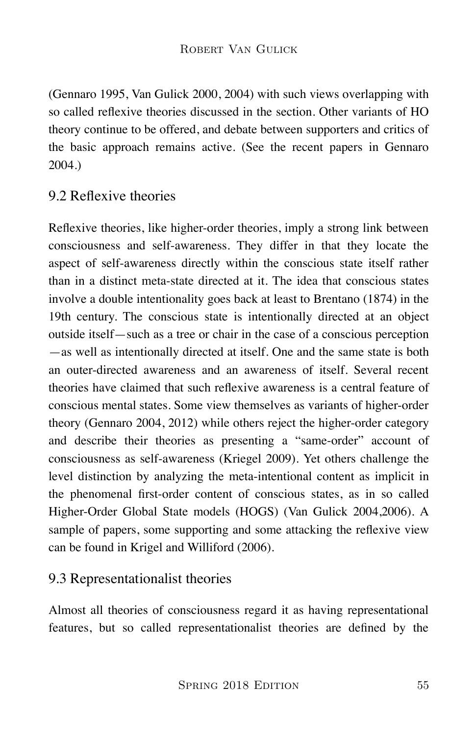(Gennaro 1995, Van Gulick 2000, 2004) with such views overlapping with so called reflexive theories discussed in the section. Other variants of HO theory continue to be offered, and debate between supporters and critics of the basic approach remains active. (See the recent papers in Gennaro 2004.)

## 9.2 Reflexive theories

Reflexive theories, like higher-order theories, imply a strong link between consciousness and self-awareness. They differ in that they locate the aspect of self-awareness directly within the conscious state itself rather than in a distinct meta-state directed at it. The idea that conscious states involve a double intentionality goes back at least to Brentano (1874) in the 19th century. The conscious state is intentionally directed at an object outside itself—such as a tree or chair in the case of a conscious perception—as well as intentionally directed at itself. One and the same state is both an outer-directed awareness and an awareness of itself. Several recent theories have claimed that such reflexive awareness is a central feature of conscious mental states. Some view themselves as variants of higher-order theory (Gennaro 2004, 2012) while others reject the higher-order category and describe their theories as presenting a "same-order" account of consciousness as self-awareness (Kriegel 2009). Yet others challenge the level distinction by analyzing the meta-intentional content as implicit in the phenomenal first-order content of conscious states, as in so called Higher-Order Global State models (HOGS) (Van Gulick 2004,2006). A sample of papers, some supporting and some attacking the reflexive view can be found in Krigel and Williford (2006).

## 9.3 Representationalist theories

Almost all theories of consciousness regard it as having representational features, but so called representationalist theories are defined by the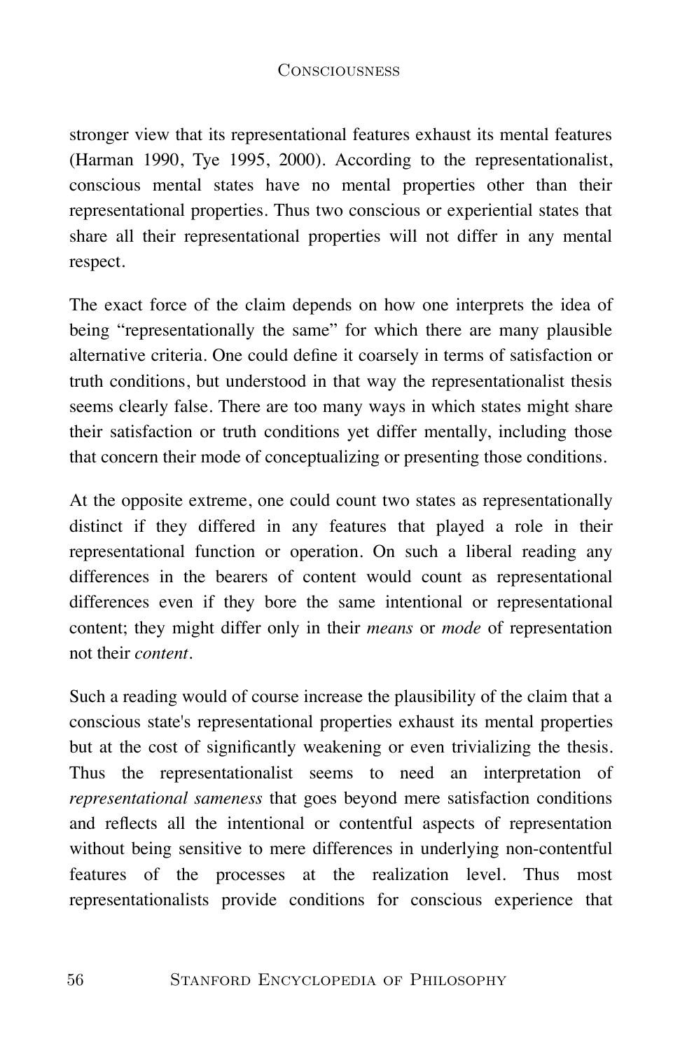stronger view that its representational features exhaust its mental features (Harman 1990, Tye 1995, 2000). According to the representationalist, conscious mental states have no mental properties other than their representational properties. Thus two conscious or experiential states that share all their representational properties will not differ in any mental respect.

The exact force of the claim depends on how one interprets the idea of being "representationally the same" for which there are many plausible alternative criteria. One could define it coarsely in terms of satisfaction or truth conditions, but understood in that way the representationalist thesis seems clearly false. There are too many ways in which states might share their satisfaction or truth conditions yet differ mentally, including those that concern their mode of conceptualizing or presenting those conditions.

At the opposite extreme, one could count two states as representationally distinct if they differed in any features that played a role in their representational function or operation. On such a liberal reading any differences in the bearers of content would count as representational differences even if they bore the same intentional or representational content; they might differ only in their *means* or *mode* of representation not their *content*.

Such a reading would of course increase the plausibility of the claim that a conscious state's representational properties exhaust its mental properties but at the cost of significantly weakening or even trivializing the thesis. Thus the representationalist seems to need an interpretation of *representational sameness* that goes beyond mere satisfaction conditions and reflects all the intentional or contentful aspects of representation without being sensitive to mere differences in underlying non-contentful features of the processes at the realization level. Thus most representationalists provide conditions for conscious experience that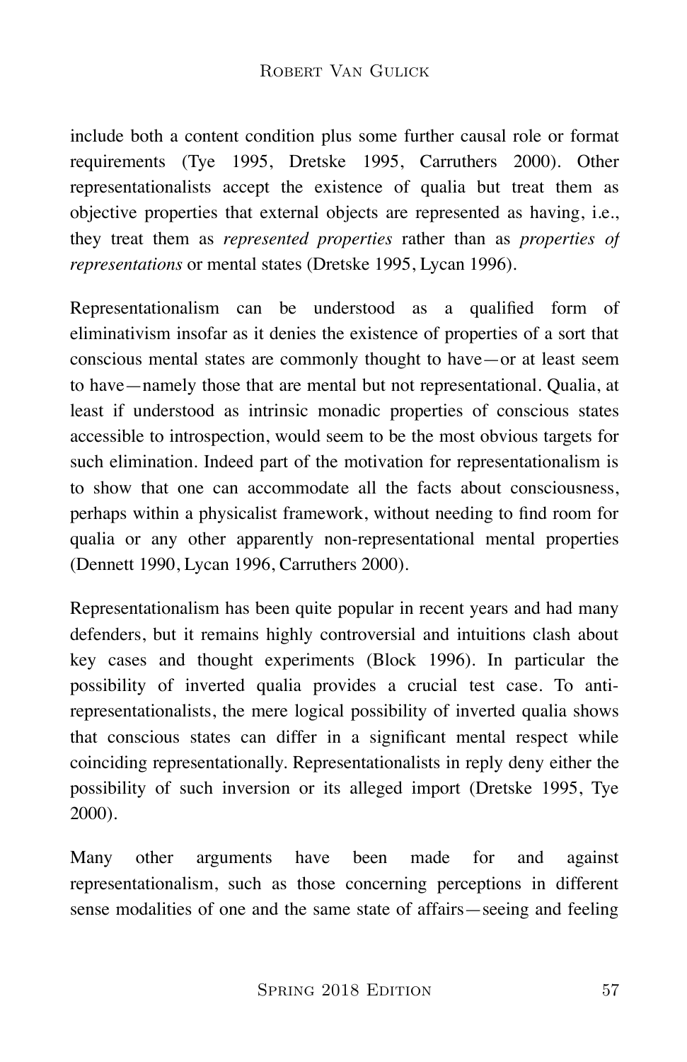include both a content condition plus some further causal role or format requirements (Tye 1995, Dretske 1995, Carruthers 2000). Other representationalists accept the existence of qualia but treat them as objective properties that external objects are represented as having, i.e., they treat them as *represented properties* rather than as *properties of representations* or mental states (Dretske 1995, Lycan 1996).

Representationalism can be understood as a qualified form of eliminativism insofar as it denies the existence of properties of a sort that conscious mental states are commonly thought to have—or at least seem to have—namely those that are mental but not representational. Qualia, at least if understood as intrinsic monadic properties of conscious states accessible to introspection, would seem to be the most obvious targets for such elimination. Indeed part of the motivation for representationalism is to show that one can accommodate all the facts about consciousness, perhaps within a physicalist framework, without needing to find room for qualia or any other apparently non-representational mental properties (Dennett 1990, Lycan 1996, Carruthers 2000).

Representationalism has been quite popular in recent years and had many defenders, but it remains highly controversial and intuitions clash about key cases and thought experiments (Block 1996). In particular the possibility of inverted qualia provides a crucial test case. To anti-representationalists, the mere logical possibility of inverted qualia shows that conscious states can differ in a significant mental respect while coinciding representationally. Representationalists in reply deny either the possibility of such inversion or its alleged import (Dretske 1995, Tye 2000).

Many other arguments have been made for and against representationalism, such as those concerning perceptions in different sense modalities of one and the same state of affairs—seeing and feeling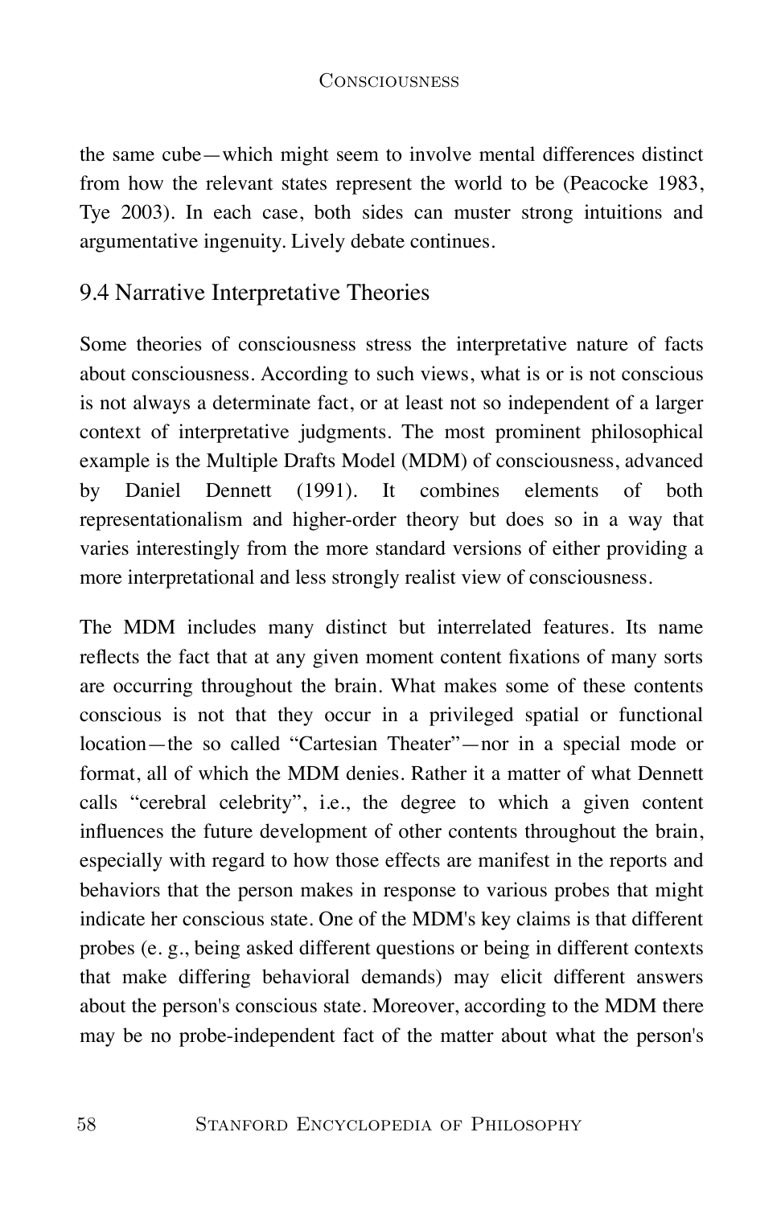the same cube—which might seem to involve mental differences distinct from how the relevant states represent the world to be (Peacocke 1983, Tye 2003). In each case, both sides can muster strong intuitions and argumentative ingenuity. Lively debate continues.

## 9.4 Narrative Interpretative Theories

Some theories of consciousness stress the interpretative nature of facts about consciousness. According to such views, what is or is not conscious is not always a determinate fact, or at least not so independent of a larger context of interpretative judgments. The most prominent philosophical example is the Multiple Drafts Model (MDM) of consciousness, advanced by Daniel Dennett (1991). It combines elements of both representationalism and higher-order theory but does so in a way that varies interestingly from the more standard versions of either providing a more interpretational and less strongly realist view of consciousness.

The MDM includes many distinct but interrelated features. Its name reflects the fact that at any given moment content fixations of many sorts are occurring throughout the brain. What makes some of these contents conscious is not that they occur in a privileged spatial or functional location—the so called "Cartesian Theater"—nor in a special mode or format, all of which the MDM denies. Rather it a matter of what Dennett calls "cerebral celebrity", i.e., the degree to which a given content influences the future development of other contents throughout the brain, especially with regard to how those effects are manifest in the reports and behaviors that the person makes in response to various probes that might indicate her conscious state. One of the MDM's key claims is that different probes (e. g., being asked different questions or being in different contexts that make differing behavioral demands) may elicit different answers about the person's conscious state. Moreover, according to the MDM there may be no probe-independent fact of the matter about what the person's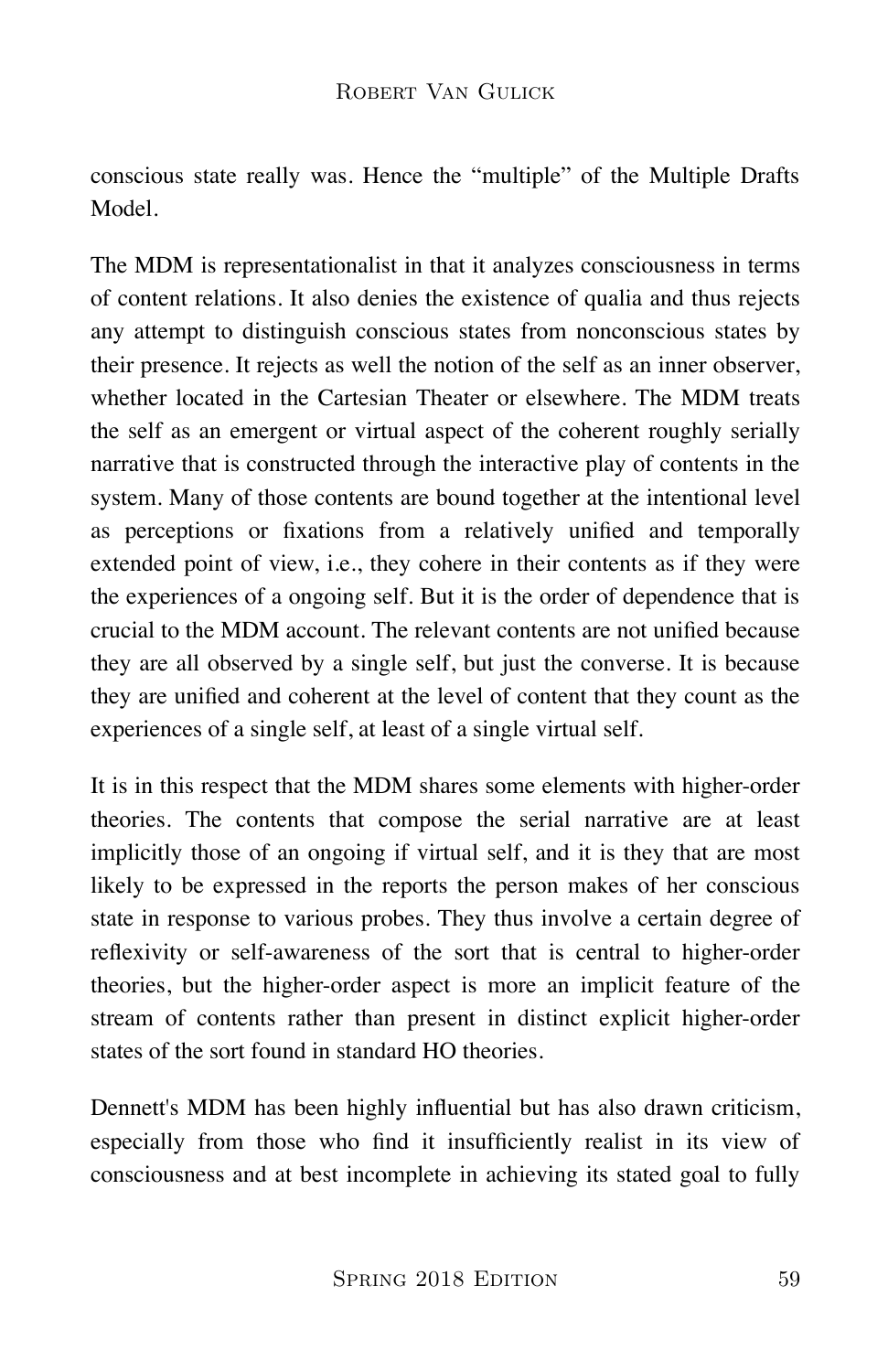conscious state really was. Hence the “multiple” of the Multiple Drafts Model.

The MDM is representationalist in that it analyzes consciousness in terms of content relations. It also denies the existence of qualia and thus rejects any attempt to distinguish conscious states from nonconscious states by their presence. It rejects as well the notion of the self as an inner observer, whether located in the Cartesian Theater or elsewhere. The MDM treats the self as an emergent or virtual aspect of the coherent roughly serially narrative that is constructed through the interactive play of contents in the system. Many of those contents are bound together at the intentional level as perceptions or fixations from a relatively unified and temporally extended point of view, i.e., they cohere in their contents as if they were the experiences of a ongoing self. But it is the order of dependence that is crucial to the MDM account. The relevant contents are not unified because they are all observed by a single self, but just the converse. It is because they are unified and coherent at the level of content that they count as the experiences of a single self, at least of a single virtual self.

It is in this respect that the MDM shares some elements with higher-order theories. The contents that compose the serial narrative are at least implicitly those of an ongoing if virtual self, and it is they that are most likely to be expressed in the reports the person makes of her conscious state in response to various probes. They thus involve a certain degree of reflexivity or self-awareness of the sort that is central to higher-order theories, but the higher-order aspect is more an implicit feature of the stream of contents rather than present in distinct explicit higher-order states of the sort found in standard HO theories.

Dennett's MDM has been highly influential but has also drawn criticism, especially from those who find it insufficiently realist in its view of consciousness and at best incomplete in achieving its stated goal to fully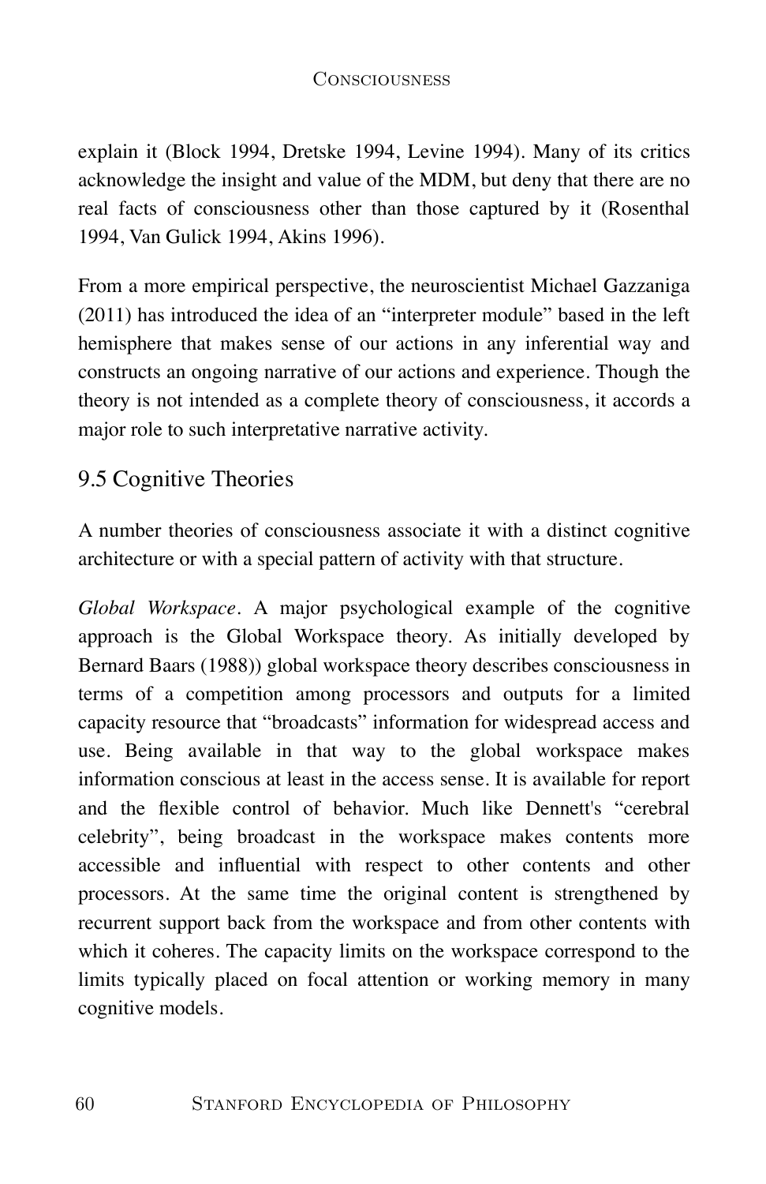explain it (Block 1994, Dretske 1994, Levine 1994). Many of its critics acknowledge the insight and value of the MDM, but deny that there are no real facts of consciousness other than those captured by it (Rosenthal 1994, Van Gulick 1994, Akins 1996).

From a more empirical perspective, the neuroscientist Michael Gazzaniga (2011) has introduced the idea of an "interpreter module" based in the left hemisphere that makes sense of our actions in any inferential way and constructs an ongoing narrative of our actions and experience. Though the theory is not intended as a complete theory of consciousness, it accords a major role to such interpretative narrative activity.

## 9.5 Cognitive Theories

A number theories of consciousness associate it with a distinct cognitive architecture or with a special pattern of activity with that structure.

*Global Workspace*. A major psychological example of the cognitive approach is the Global Workspace theory. As initially developed by Bernard Baars (1988)) global workspace theory describes consciousness in terms of a competition among processors and outputs for a limited capacity resource that "broadcasts" information for widespread access and use. Being available in that way to the global workspace makes information conscious at least in the access sense. It is available for report and the flexible control of behavior. Much like Dennett's "cerebral celebrity", being broadcast in the workspace makes contents more accessible and influential with respect to other contents and other processors. At the same time the original content is strengthened by recurrent support back from the workspace and from other contents with which it coheres. The capacity limits on the workspace correspond to the limits typically placed on focal attention or working memory in many cognitive models.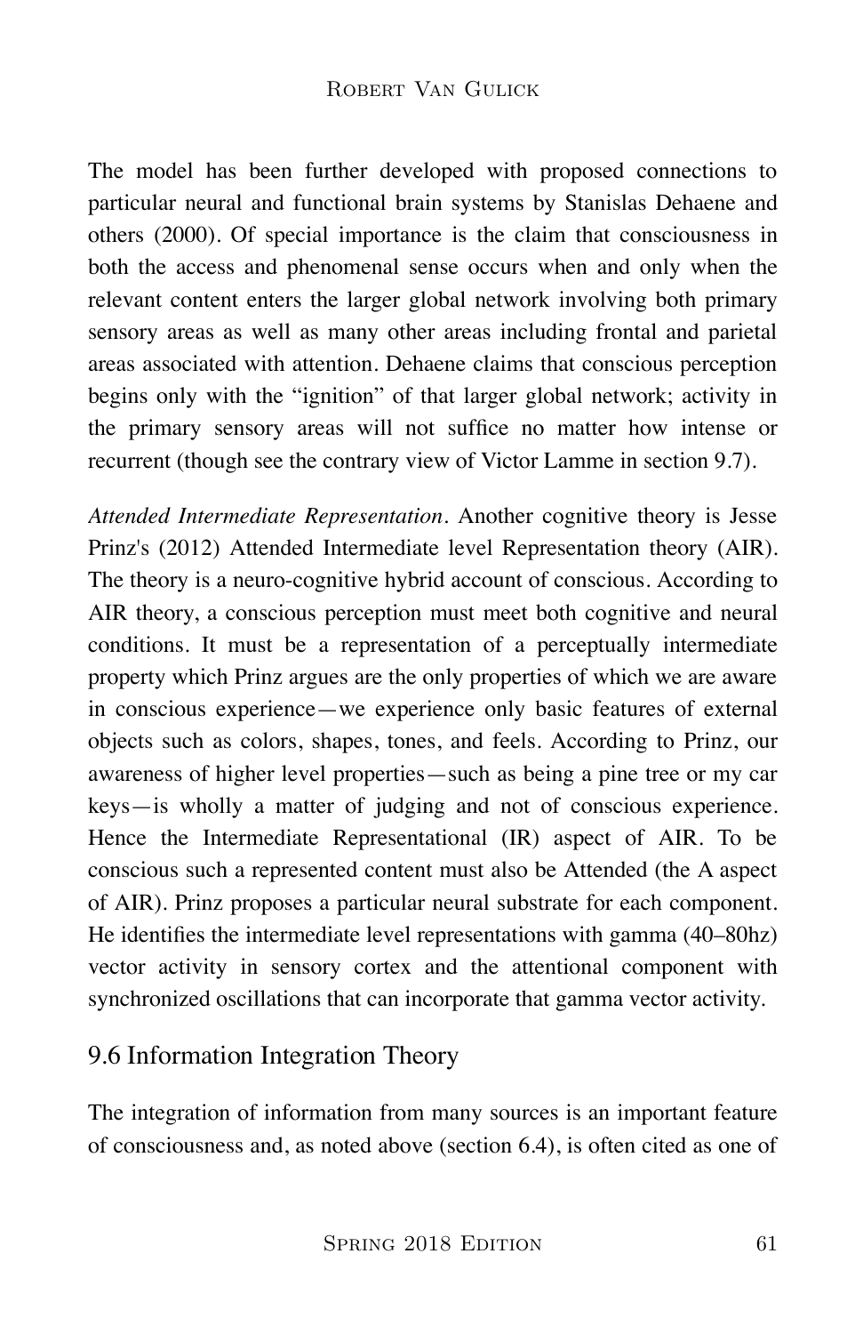The model has been further developed with proposed connections to particular neural and functional brain systems by Stanislas Dehaene and others (2000). Of special importance is the claim that consciousness in both the access and phenomenal sense occurs when and only when the relevant content enters the larger global network involving both primary sensory areas as well as many other areas including frontal and parietal areas associated with attention. Dehaene claims that conscious perception begins only with the "ignition" of that larger global network; activity in the primary sensory areas will not suffice no matter how intense or recurrent (though see the contrary view of Victor Lamme in section 9.7).

*Attended Intermediate Representation*. Another cognitive theory is Jesse Prinz's (2012) Attended Intermediate level Representation theory (AIR). The theory is a neuro-cognitive hybrid account of conscious. According to AIR theory, a conscious perception must meet both cognitive and neural conditions. It must be a representation of a perceptually intermediate property which Prinz argues are the only properties of which we are aware in conscious experience—we experience only basic features of external objects such as colors, shapes, tones, and feels. According to Prinz, our awareness of higher level properties—such as being a pine tree or my car keys—is wholly a matter of judging and not of conscious experience. Hence the Intermediate Representational (IR) aspect of AIR. To be conscious such a represented content must also be Attended (the A aspect of AIR). Prinz proposes a particular neural substrate for each component. He identifies the intermediate level representations with gamma (40–80hz) vector activity in sensory cortex and the attentional component with synchronized oscillations that can incorporate that gamma vector activity.

## 9.6 Information Integration Theory

The integration of information from many sources is an important feature of consciousness and, as noted above (section 6.4), is often cited as one of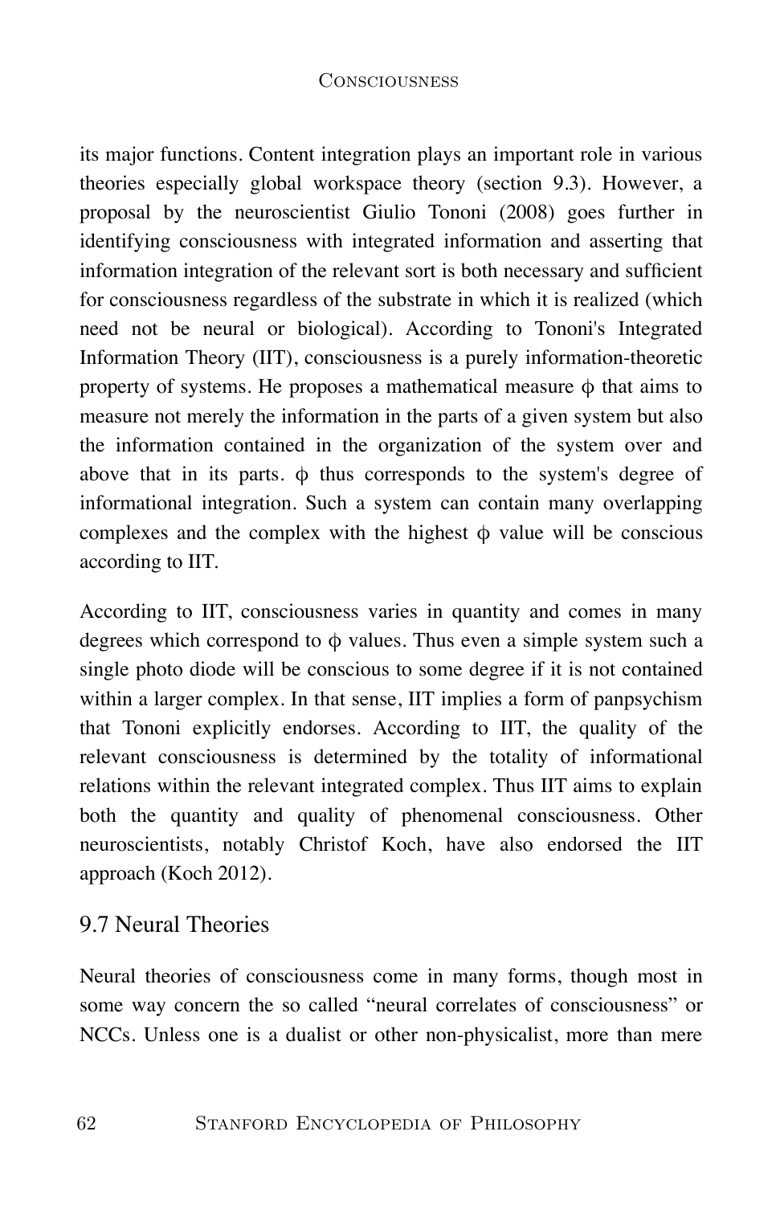its major functions. Content integration plays an important role in various theories especially global workspace theory (section 9.3). However, a proposal by the neuroscientist Giulio Tononi (2008) goes further in identifying consciousness with integrated information and asserting that information integration of the relevant sort is both necessary and sufficient for consciousness regardless of the substrate in which it is realized (which need not be neural or biological). According to Tononi's Integrated Information Theory (IIT), consciousness is a purely information-theoretic property of systems. He proposes a mathematical measure $\phi$ that aims to measure not merely the information in the parts of a given system but also the information contained in the organization of the system over and above that in its parts. $\phi$ thus corresponds to the system's degree of informational integration. Such a system can contain many overlapping complexes and the complex with the highest $\phi$ value will be conscious according to IIT.

According to IIT, consciousness varies in quantity and comes in many degrees which correspond to $\phi$ values. Thus even a simple system such a single photo diode will be conscious to some degree if it is not contained within a larger complex. In that sense, IIT implies a form of panpsychism that Tononi explicitly endorses. According to IIT, the quality of the relevant consciousness is determined by the totality of informational relations within the relevant integrated complex. Thus IIT aims to explain both the quantity and quality of phenomenal consciousness. Other neuroscientists, notably Christof Koch, have also endorsed the IIT approach (Koch 2012).

## 9.7 Neural Theories

Neural theories of consciousness come in many forms, though most in some way concern the so called "neural correlates of consciousness" or NCCs. Unless one is a dualist or other non-physicalist, more than mere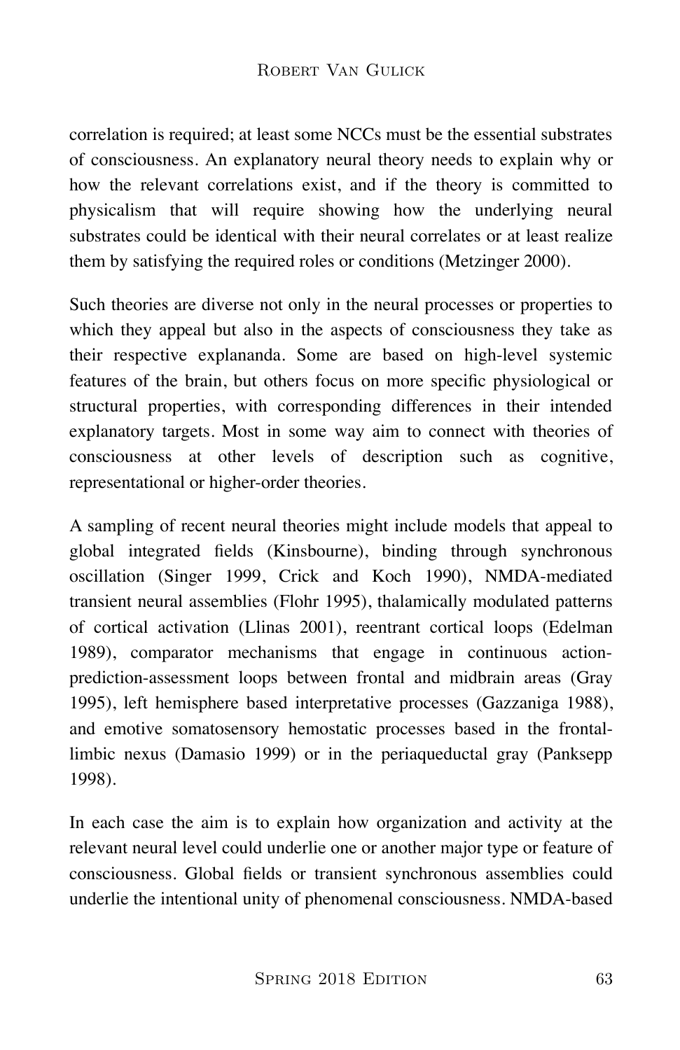correlation is required; at least some NCCs must be the essential substrates of consciousness. An explanatory neural theory needs to explain why or how the relevant correlations exist, and if the theory is committed to physicalism that will require showing how the underlying neural substrates could be identical with their neural correlates or at least realize them by satisfying the required roles or conditions (Metzinger 2000).

Such theories are diverse not only in the neural processes or properties to which they appeal but also in the aspects of consciousness they take as their respective explananda. Some are based on high-level systemic features of the brain, but others focus on more specific physiological or structural properties, with corresponding differences in their intended explanatory targets. Most in some way aim to connect with theories of consciousness at other levels of description such as cognitive, representational or higher-order theories.

A sampling of recent neural theories might include models that appeal to global integrated fields (Kinsbourne), binding through synchronous oscillation (Singer 1999, Crick and Koch 1990), NMDA-mediated transient neural assemblies (Flohr 1995), thalamically modulated patterns of cortical activation (Llinas 2001), reentrant cortical loops (Edelman 1989), comparator mechanisms that engage in continuous action-prediction-assessment loops between frontal and midbrain areas (Gray 1995), left hemisphere based interpretative processes (Gazzaniga 1988), and emotive somatosensory hemostatic processes based in the frontal-limbic nexus (Damasio 1999) or in the periaqueductal gray (Panksepp 1998).

In each case the aim is to explain how organization and activity at the relevant neural level could underlie one or another major type or feature of consciousness. Global fields or transient synchronous assemblies could underlie the intentional unity of phenomenal consciousness. NMDA-based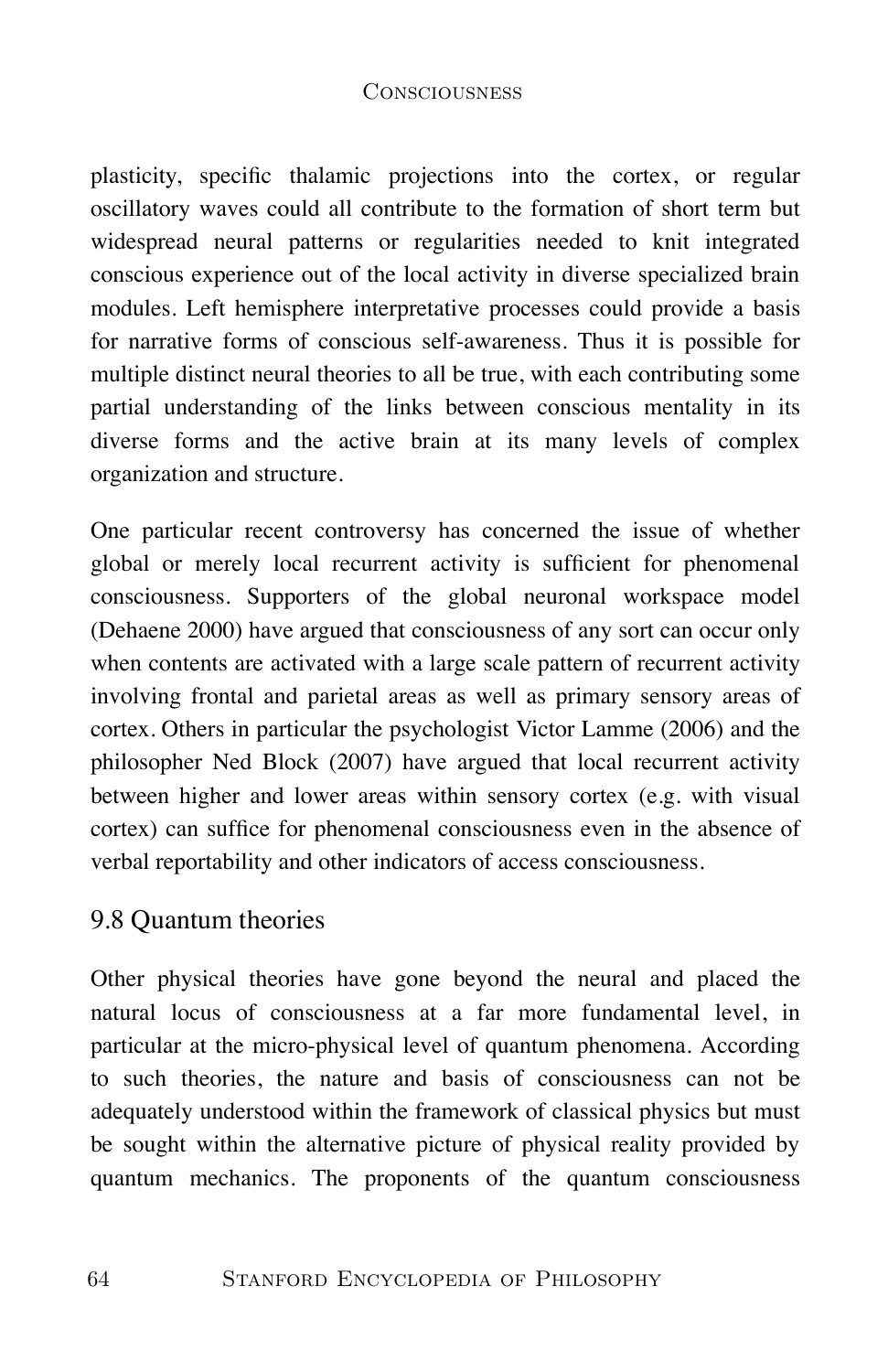plasticity, specific thalamic projections into the cortex, or regular oscillatory waves could all contribute to the formation of short term but widespread neural patterns or regularities needed to knit integrated conscious experience out of the local activity in diverse specialized brain modules. Left hemisphere interpretative processes could provide a basis for narrative forms of conscious self-awareness. Thus it is possible for multiple distinct neural theories to all be true, with each contributing some partial understanding of the links between conscious mentality in its diverse forms and the active brain at its many levels of complex organization and structure.

One particular recent controversy has concerned the issue of whether global or merely local recurrent activity is sufficient for phenomenal consciousness. Supporters of the global neuronal workspace model (Dehaene 2000) have argued that consciousness of any sort can occur only when contents are activated with a large scale pattern of recurrent activity involving frontal and parietal areas as well as primary sensory areas of cortex. Others in particular the psychologist Victor Lamme (2006) and the philosopher Ned Block (2007) have argued that local recurrent activity between higher and lower areas within sensory cortex (e.g. with visual cortex) can suffice for phenomenal consciousness even in the absence of verbal reportability and other indicators of access consciousness.

## 9.8 Quantum theories

Other physical theories have gone beyond the neural and placed the natural locus of consciousness at a far more fundamental level, in particular at the micro-physical level of quantum phenomena. According to such theories, the nature and basis of consciousness can not be adequately understood within the framework of classical physics but must be sought within the alternative picture of physical reality provided by quantum mechanics. The proponents of the quantum consciousness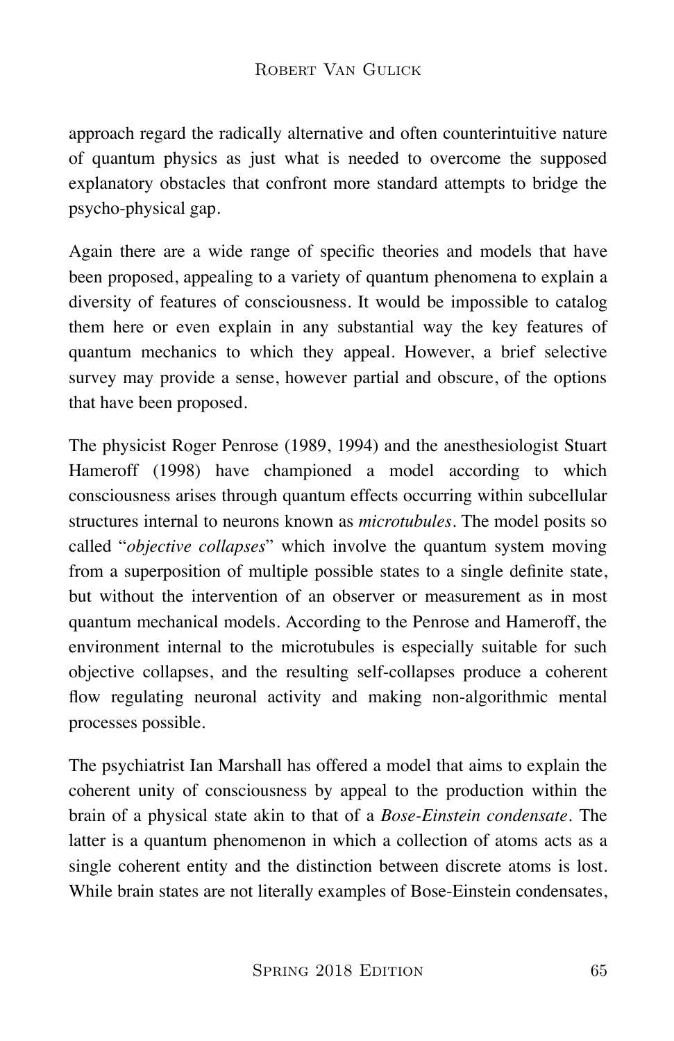approach regard the radically alternative and often counterintuitive nature of quantum physics as just what is needed to overcome the supposed explanatory obstacles that confront more standard attempts to bridge the psycho-physical gap.

Again there are a wide range of specific theories and models that have been proposed, appealing to a variety of quantum phenomena to explain a diversity of features of consciousness. It would be impossible to catalog them here or even explain in any substantial way the key features of quantum mechanics to which they appeal. However, a brief selective survey may provide a sense, however partial and obscure, of the options that have been proposed.

The physicist Roger Penrose (1989, 1994) and the anesthesiologist Stuart Hameroff (1998) have championed a model according to which consciousness arises through quantum effects occurring within subcellular structures internal to neurons known as *microtubules*. The model posits so called "*objective collapses*" which involve the quantum system moving from a superposition of multiple possible states to a single definite state, but without the intervention of an observer or measurement as in most quantum mechanical models. According to the Penrose and Hameroff, the environment internal to the microtubules is especially suitable for such objective collapses, and the resulting self-collapses produce a coherent flow regulating neuronal activity and making non-algorithmic mental processes possible.

The psychiatrist Ian Marshall has offered a model that aims to explain the coherent unity of consciousness by appeal to the production within the brain of a physical state akin to that of a *Bose-Einstein condensate*. The latter is a quantum phenomenon in which a collection of atoms acts as a single coherent entity and the distinction between discrete atoms is lost. While brain states are not literally examples of Bose-Einstein condensates,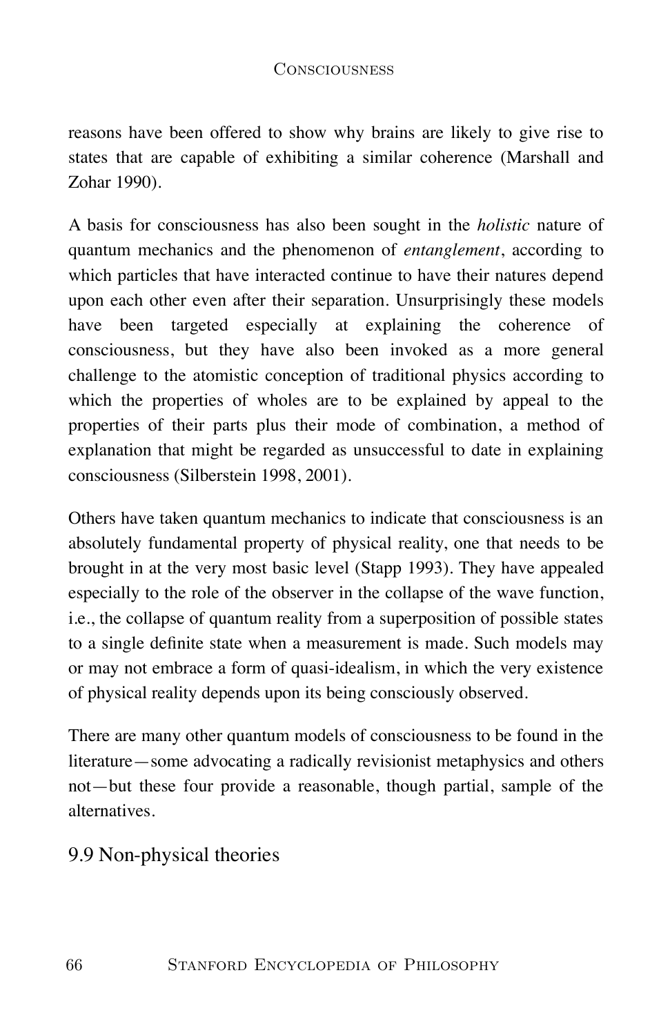reasons have been offered to show why brains are likely to give rise to states that are capable of exhibiting a similar coherence (Marshall and Zohar 1990).

A basis for consciousness has also been sought in the *holistic* nature of quantum mechanics and the phenomenon of *entanglement*, according to which particles that have interacted continue to have their natures depend upon each other even after their separation. Unsurprisingly these models have been targeted especially at explaining the coherence of consciousness, but they have also been invoked as a more general challenge to the atomistic conception of traditional physics according to which the properties of wholes are to be explained by appeal to the properties of their parts plus their mode of combination, a method of explanation that might be regarded as unsuccessful to date in explaining consciousness (Silberstein 1998, 2001).

Others have taken quantum mechanics to indicate that consciousness is an absolutely fundamental property of physical reality, one that needs to be brought in at the very most basic level (Stapp 1993). They have appealed especially to the role of the observer in the collapse of the wave function, i.e., the collapse of quantum reality from a superposition of possible states to a single definite state when a measurement is made. Such models may or may not embrace a form of quasi-idealism, in which the very existence of physical reality depends upon its being consciously observed.

There are many other quantum models of consciousness to be found in the literature—some advocating a radically revisionist metaphysics and others not—but these four provide a reasonable, though partial, sample of the alternatives.

## 9.9 Non-physical theories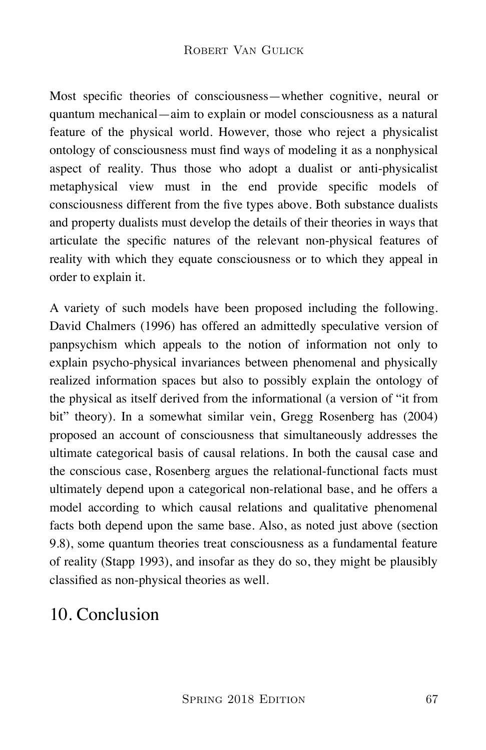Most specific theories of consciousness—whether cognitive, neural or quantum mechanical—aim to explain or model consciousness as a natural feature of the physical world. However, those who reject a physicalist ontology of consciousness must find ways of modeling it as a nonphysical aspect of reality. Thus those who adopt a dualist or anti-physicalist metaphysical view must in the end provide specific models of consciousness different from the five types above. Both substance dualists and property dualists must develop the details of their theories in ways that articulate the specific natures of the relevant non-physical features of reality with which they equate consciousness or to which they appeal in order to explain it.

A variety of such models have been proposed including the following. David Chalmers (1996) has offered an admittedly speculative version of panpsychism which appeals to the notion of information not only to explain psycho-physical invariances between phenomenal and physically realized information spaces but also to possibly explain the ontology of the physical as itself derived from the informational (a version of "it from bit" theory). In a somewhat similar vein, Gregg Rosenberg has (2004) proposed an account of consciousness that simultaneously addresses the ultimate categorical basis of causal relations. In both the causal case and the conscious case, Rosenberg argues the relational-functional facts must ultimately depend upon a categorical non-relational base, and he offers a model according to which causal relations and qualitative phenomenal facts both depend upon the same base. Also, as noted just above (section 9.8), some quantum theories treat consciousness as a fundamental feature of reality (Stapp 1993), and insofar as they do so, they might be plausibly classified as non-physical theories as well.

## 10. Conclusion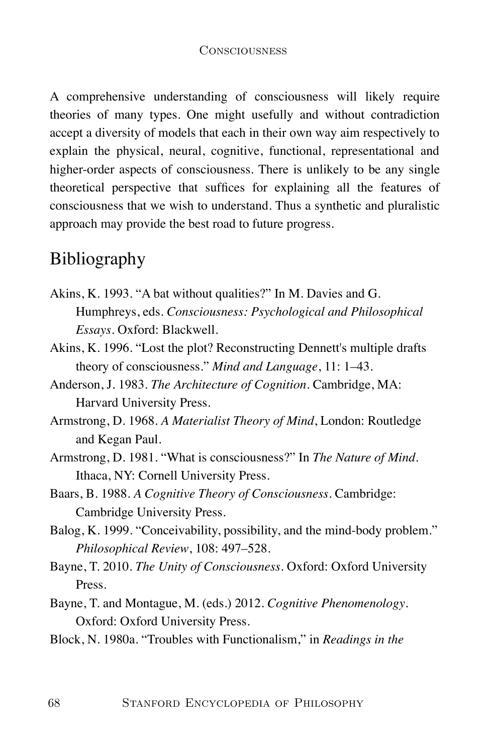A comprehensive understanding of consciousness will likely require theories of many types. One might usefully and without contradiction accept a diversity of models that each in their own way aim respectively to explain the physical, neural, cognitive, functional, representational and higher-order aspects of consciousness. There is unlikely to be any single theoretical perspective that suffices for explaining all the features of consciousness that we wish to understand. Thus a synthetic and pluralistic approach may provide the best road to future progress.

## Bibliography

- Akins, K. 1993. “A bat without qualities?” In M. Davies and G. Humphreys, eds. *Consciousness: Psychological and Philosophical Essays*. Oxford: Blackwell.
- Akins, K. 1996. “Lost the plot? Reconstructing Dennett's multiple drafts theory of consciousness.” *Mind and Language*, 11: 1–43.
- Anderson, J. 1983. *The Architecture of Cognition*. Cambridge, MA: Harvard University Press.
- Armstrong, D. 1968. *A Materialist Theory of Mind*, London: Routledge and Kegan Paul.
- Armstrong, D. 1981. “What is consciousness?” In *The Nature of Mind*. Ithaca, NY: Cornell University Press.
- Baars, B. 1988. *A Cognitive Theory of Consciousness*. Cambridge: Cambridge University Press.
- Balog, K. 1999. “Conceivability, possibility, and the mind-body problem.” *Philosophical Review*, 108: 497–528.
- Bayne, T. 2010. *The Unity of Consciousness*. Oxford: Oxford University Press.
- Bayne, T. and Montague, M. (eds.) 2012. *Cognitive Phenomenology*. Oxford: Oxford University Press.
- Block, N. 1980a. “Troubles with Functionalism,” in *Readings in the*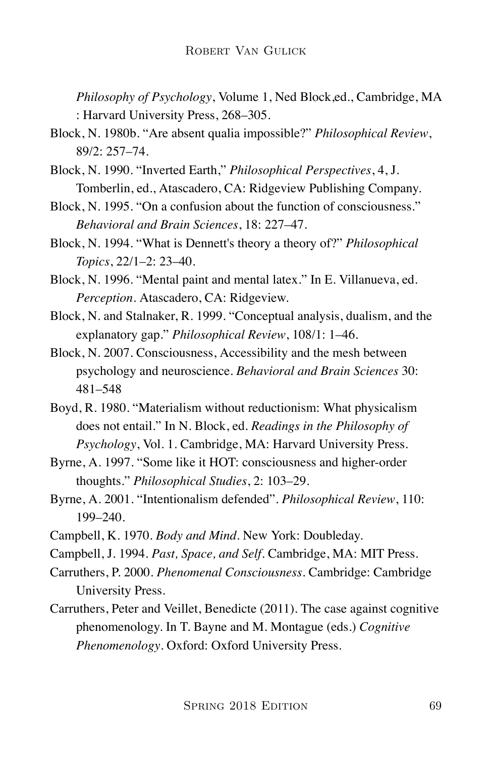*Philosophy of Psychology*, Volume 1, Ned Block,ed., Cambridge, MA : Harvard University Press, 268–305.

Block, N. 1980b. "Are absent qualia impossible?" *Philosophical Review*, 89/2: 257–74.

Block, N. 1990. "Inverted Earth," *Philosophical Perspectives*, 4, J. Tomberlin, ed., Atascadero, CA: Ridgeview Publishing Company.

Block, N. 1995. "On a confusion about the function of consciousness." *Behavioral and Brain Sciences*, 18: 227–47.

Block, N. 1994. "What is Dennett's theory a theory of?" *Philosophical Topics*, 22/1–2: 23–40.

Block, N. 1996. "Mental paint and mental latex." In E. Villanueva, ed. *Perception*. Atascadero, CA: Ridgeview.

Block, N. and Stalnaker, R. 1999. "Conceptual analysis, dualism, and the explanatory gap." *Philosophical Review*, 108/1: 1–46.

Block, N. 2007. Consciousness, Accessibility and the mesh between psychology and neuroscience. *Behavioral and Brain Sciences* 30: 481–548

Boyd, R. 1980. "Materialism without reductionism: What physicalism does not entail." In N. Block, ed. *Readings in the Philosophy of Psychology*, Vol. 1. Cambridge, MA: Harvard University Press.

Byrne, A. 1997. "Some like it HOT: consciousness and higher-order thoughts." *Philosophical Studies*, 2: 103–29.

Byrne, A. 2001. "Intentionalism defended". *Philosophical Review*, 110: 199–240.

Campbell, K. 1970. *Body and Mind*. New York: Doubleday.

Campbell, J. 1994. *Past, Space, and Self*. Cambridge, MA: MIT Press.

Carruthers, P. 2000. *Phenomenal Consciousness*. Cambridge: Cambridge University Press.

Carruthers, Peter and Veillet, Benedicte (2011). The case against cognitive phenomenology. In T. Bayne and M. Montague (eds.) *Cognitive Phenomenology*. Oxford: Oxford University Press.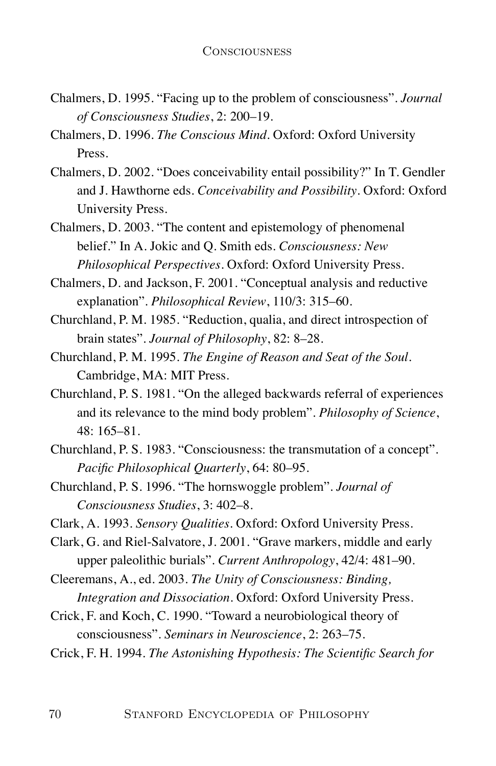Chalmers, D. 1995. "Facing up to the problem of consciousness". *Journal of Consciousness Studies*, 2: 200–19.

Chalmers, D. 1996. *The Conscious Mind*. Oxford: Oxford University Press.

Chalmers, D. 2002. "Does conceivability entail possibility?" In T. Gendler and J. Hawthorne eds. *Conceivability and Possibility*. Oxford: Oxford University Press.

Chalmers, D. 2003. "The content and epistemology of phenomenal belief." In A. Jokic and Q. Smith eds. *Consciousness: New Philosophical Perspectives*. Oxford: Oxford University Press.

Chalmers, D. and Jackson, F. 2001. "Conceptual analysis and reductive explanation". *Philosophical Review*, 110/3: 315–60.

Churchland, P. M. 1985. "Reduction, qualia, and direct introspection of brain states". *Journal of Philosophy*, 82: 8–28.

Churchland, P. M. 1995. *The Engine of Reason and Seat of the Soul*. Cambridge, MA: MIT Press.

Churchland, P. S. 1981. "On the alleged backwards referral of experiences and its relevance to the mind body problem". *Philosophy of Science*, 48: 165–81.

Churchland, P. S. 1983. "Consciousness: the transmutation of a concept". *Pacific Philosophical Quarterly*, 64: 80–95.

Churchland, P. S. 1996. "The hornswoggle problem". *Journal of Consciousness Studies*, 3: 402–8.

Clark, A. 1993. *Sensory Qualities*. Oxford: Oxford University Press.

Clark, G. and Riel-Salvatore, J. 2001. "Grave markers, middle and early upper paleolithic burials". *Current Anthropology*, 42/4: 481–90.

Cleeremans, A., ed. 2003. *The Unity of Consciousness: Binding, Integration and Dissociation*. Oxford: Oxford University Press.

Crick, F. and Koch, C. 1990. "Toward a neurobiological theory of consciousness". *Seminars in Neuroscience*, 2: 263–75.

Crick, F. H. 1994. *The Astonishing Hypothesis: The Scientific Search for*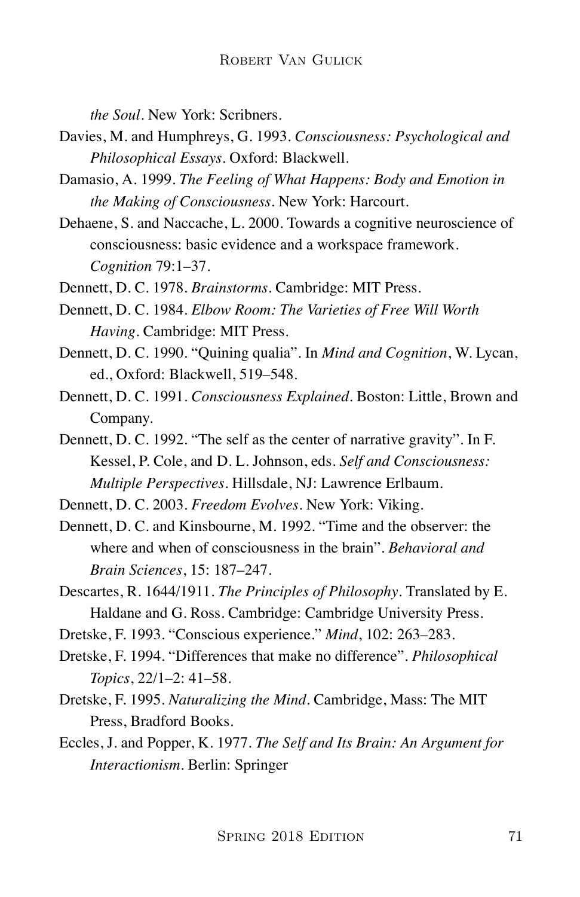*the Soul*. New York: Scribners.

Davies, M. and Humphreys, G. 1993. *Consciousness: Psychological and Philosophical Essays*. Oxford: Blackwell.

Damasio, A. 1999. *The Feeling of What Happens: Body and Emotion in the Making of Consciousness*. New York: Harcourt.

Dehaene, S. and Naccache, L. 2000. Towards a cognitive neuroscience of consciousness: basic evidence and a workspace framework. *Cognition* 79:1–37.

Dennett, D. C. 1978. *Brainstorms*. Cambridge: MIT Press.

Dennett, D. C. 1984. *Elbow Room: The Varieties of Free Will Worth Having*. Cambridge: MIT Press.

Dennett, D. C. 1990. "Quining qualia". In *Mind and Cognition*, W. Lycan, ed., Oxford: Blackwell, 519–548.

Dennett, D. C. 1991. *Consciousness Explained*. Boston: Little, Brown and Company.

Dennett, D. C. 1992. "The self as the center of narrative gravity". In F. Kessel, P. Cole, and D. L. Johnson, eds. *Self and Consciousness: Multiple Perspectives*. Hillsdale, NJ: Lawrence Erlbaum.

Dennett, D. C. 2003. *Freedom Evolves*. New York: Viking.

Dennett, D. C. and Kinsbourne, M. 1992. "Time and the observer: the where and when of consciousness in the brain". *Behavioral and Brain Sciences*, 15: 187–247.

Descartes, R. 1644/1911. *The Principles of Philosophy*. Translated by E. Haldane and G. Ross. Cambridge: Cambridge University Press.

Dretske, F. 1993. "Conscious experience." *Mind*, 102: 263–283.

Dretske, F. 1994. "Differences that make no difference". *Philosophical Topics*, 22/1–2: 41–58.

Dretske, F. 1995. *Naturalizing the Mind*. Cambridge, Mass: The MIT Press, Bradford Books.

Eccles, J. and Popper, K. 1977. *The Self and Its Brain: An Argument for Interactionism*. Berlin: Springer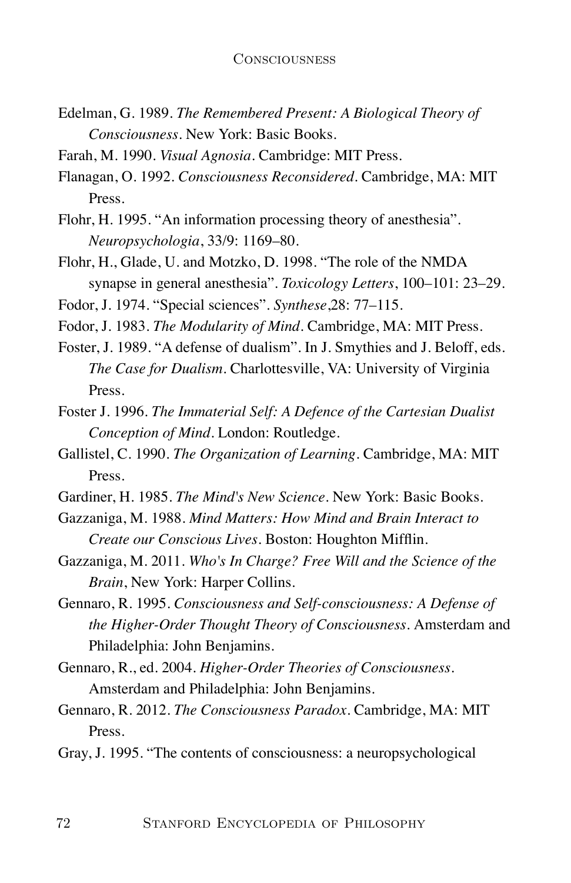Edelman, G. 1989. *The Remembered Present: A Biological Theory of Consciousness*. New York: Basic Books.

Farah, M. 1990. *Visual Agnosia*. Cambridge: MIT Press.

Flanagan, O. 1992. *Consciousness Reconsidered*. Cambridge, MA: MIT Press.

Flohr, H. 1995. "An information processing theory of anesthesia". *Neuropsychologia*, 33/9: 1169–80.

Flohr, H., Glade, U. and Motzko, D. 1998. "The role of the NMDA synapse in general anesthesia". *Toxicology Letters*, 100–101: 23–29.

Fodor, J. 1974. "Special sciences". *Synthese*,28: 77–115.

Fodor, J. 1983. *The Modularity of Mind*. Cambridge, MA: MIT Press.

Foster, J. 1989. "A defense of dualism". In J. Smythies and J. Beloff, eds. *The Case for Dualism*. Charlottesville, VA: University of Virginia Press.

Foster J. 1996. *The Immaterial Self: A Defence of the Cartesian Dualist Conception of Mind*. London: Routledge.

Gallistel, C. 1990. *The Organization of Learning*. Cambridge, MA: MIT Press.

Gardiner, H. 1985. *The Mind's New Science*. New York: Basic Books.

Gazzaniga, M. 1988. *Mind Matters: How Mind and Brain Interact to Create our Conscious Lives*. Boston: Houghton Mifflin.

Gazzaniga, M. 2011. *Who's In Charge? Free Will and the Science of the Brain*, New York: Harper Collins.

Gennaro, R. 1995. *Consciousness and Self-consciousness: A Defense of the Higher-Order Thought Theory of Consciousness*. Amsterdam and Philadelphia: John Benjamins.

Gennaro, R., ed. 2004. *Higher-Order Theories of Consciousness*. Amsterdam and Philadelphia: John Benjamins.

Gennaro, R. 2012. *The Consciousness Paradox*. Cambridge, MA: MIT Press.

Gray, J. 1995. "The contents of consciousness: a neuropsychological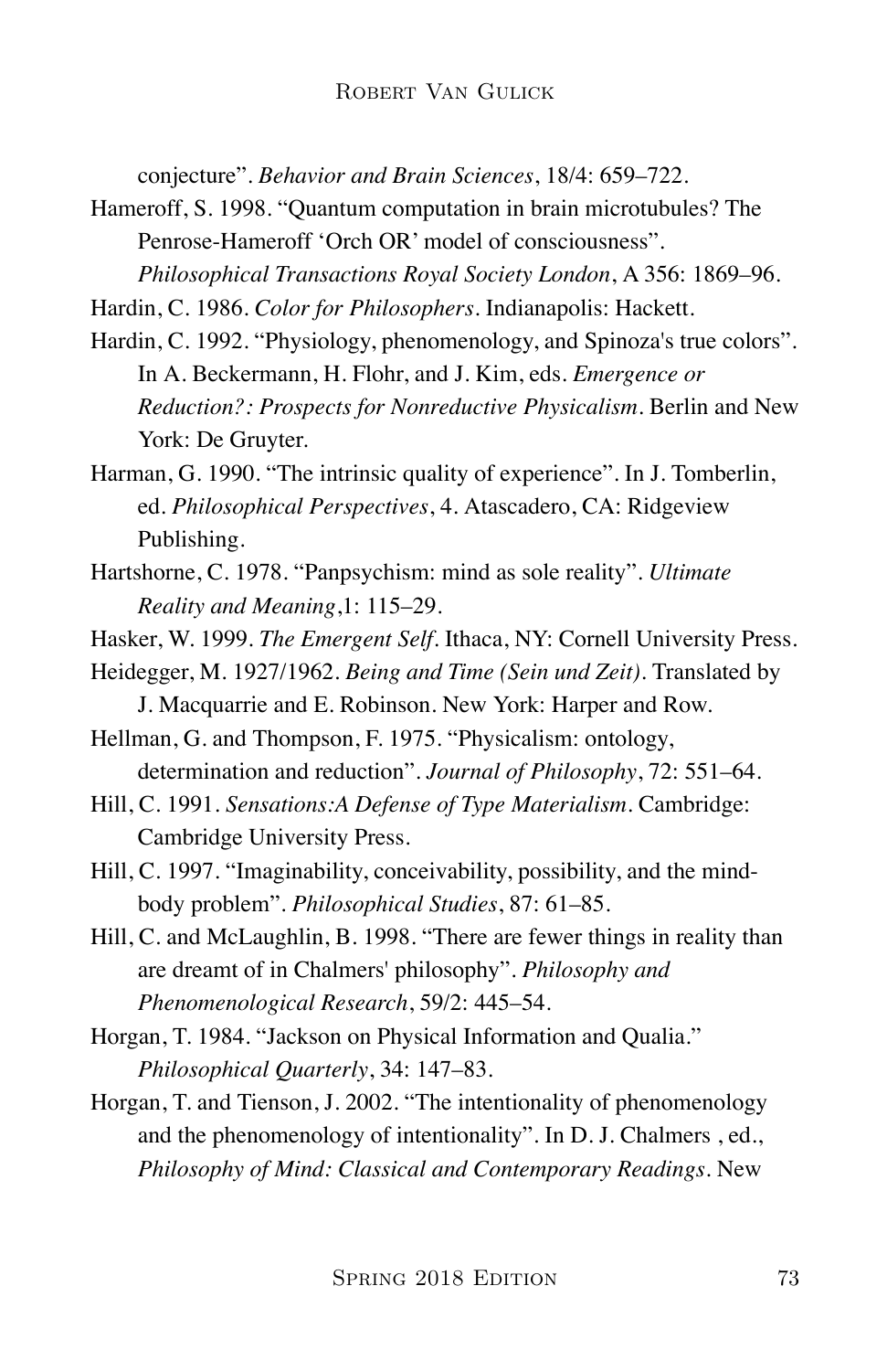conjecture". *Behavior and Brain Sciences*, 18/4: 659–722.

Hameroff, S. 1998. "Quantum computation in brain microtubules? The Penrose-Hameroff 'Orch OR' model of consciousness". *Philosophical Transactions Royal Society London*, A 356: 1869–96.

Hardin, C. 1986. *Color for Philosophers*. Indianapolis: Hackett.

Hardin, C. 1992. "Physiology, phenomenology, and Spinoza's true colors". In A. Beckermann, H. Flohr, and J. Kim, eds. *Emergence or Reduction?: Prospects for Nonreductive Physicalism*. Berlin and New York: De Gruyter.

Harman, G. 1990. "The intrinsic quality of experience". In J. Tomberlin, ed. *Philosophical Perspectives*, 4. Atascadero, CA: Ridgeview Publishing.

Hartshorne, C. 1978. "Panpsychism: mind as sole reality". *Ultimate Reality and Meaning*,1: 115–29.

Hasker, W. 1999. *The Emergent Self*. Ithaca, NY: Cornell University Press.

Heidegger, M. 1927/1962. *Being and Time (Sein und Zeit)*. Translated by J. Macquarrie and E. Robinson. New York: Harper and Row.

Hellman, G. and Thompson, F. 1975. "Physicalism: ontology, determination and reduction". *Journal of Philosophy*, 72: 551–64.

Hill, C. 1991. *Sensations:A Defense of Type Materialism*. Cambridge: Cambridge University Press.

Hill, C. 1997. "Imaginability, conceivability, possibility, and the mind-body problem". *Philosophical Studies*, 87: 61–85.

Hill, C. and McLaughlin, B. 1998. "There are fewer things in reality than are dreamt of in Chalmers' philosophy". *Philosophy and Phenomenological Research*, 59/2: 445–54.

Horgan, T. 1984. "Jackson on Physical Information and Qualia." *Philosophical Quarterly*, 34: 147–83.

Horgan, T. and Tienson, J. 2002. "The intentionality of phenomenology and the phenomenology of intentionality". In D. J. Chalmers , ed., *Philosophy of Mind: Classical and Contemporary Readings*. New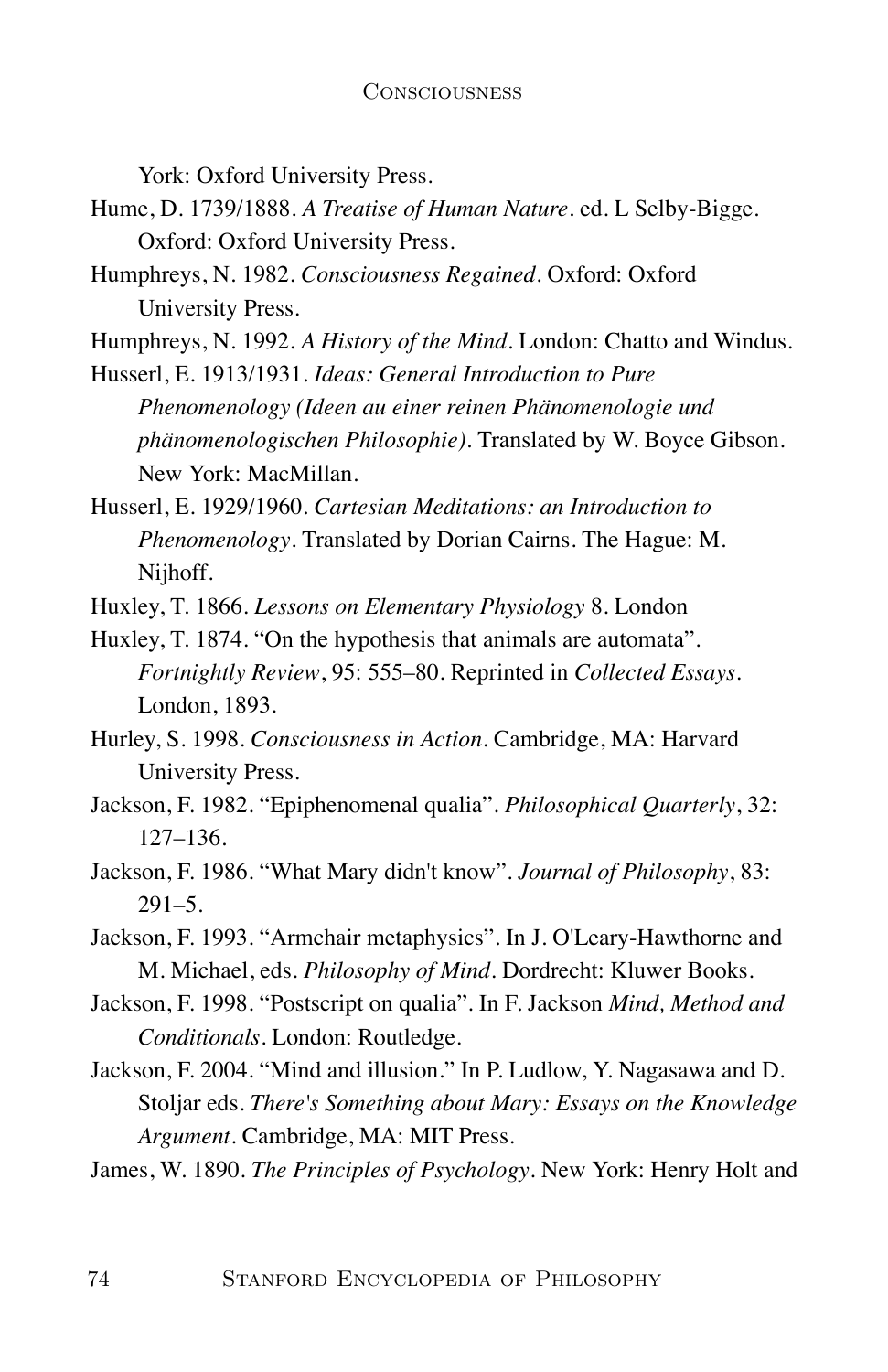York: Oxford University Press.

Hume, D. 1739/1888. *A Treatise of Human Nature*. ed. L Selby-Bigge. Oxford: Oxford University Press.

Humphreys, N. 1982. *Consciousness Regained*. Oxford: Oxford University Press.

Humphreys, N. 1992. *A History of the Mind*. London: Chatto and Windus.

Husserl, E. 1913/1931. *Ideas: General Introduction to Pure Phenomenology (Ideen au einer reinen Phänomenologie und phänomenologischen Philosophie)*. Translated by W. Boyce Gibson. New York: MacMillan.

Husserl, E. 1929/1960. *Cartesian Meditations: an Introduction to Phenomenology*. Translated by Dorian Cairns. The Hague: M. Nijhoff.

Huxley, T. 1866. *Lessons on Elementary Physiology* 8. London

Huxley, T. 1874. "On the hypothesis that animals are automata". *Fortnightly Review*, 95: 555–80. Reprinted in *Collected Essays*. London, 1893.

Hurley, S. 1998. *Consciousness in Action*. Cambridge, MA: Harvard University Press.

Jackson, F. 1982. "Epiphenomenal qualia". *Philosophical Quarterly*, 32: 127–136.

Jackson, F. 1986. "What Mary didn't know". *Journal of Philosophy*, 83: 291–5.

Jackson, F. 1993. "Armchair metaphysics". In J. O'Leary-Hawthorne and M. Michael, eds. *Philosophy of Mind*. Dordrecht: Kluwer Books.

Jackson, F. 1998. "Postscript on qualia". In F. Jackson *Mind, Method and Conditionals*. London: Routledge.

Jackson, F. 2004. "Mind and illusion." In P. Ludlow, Y. Nagasawa and D. Stoljar eds. *There's Something about Mary: Essays on the Knowledge Argument*. Cambridge, MA: MIT Press.

James, W. 1890. *The Principles of Psychology*. New York: Henry Holt and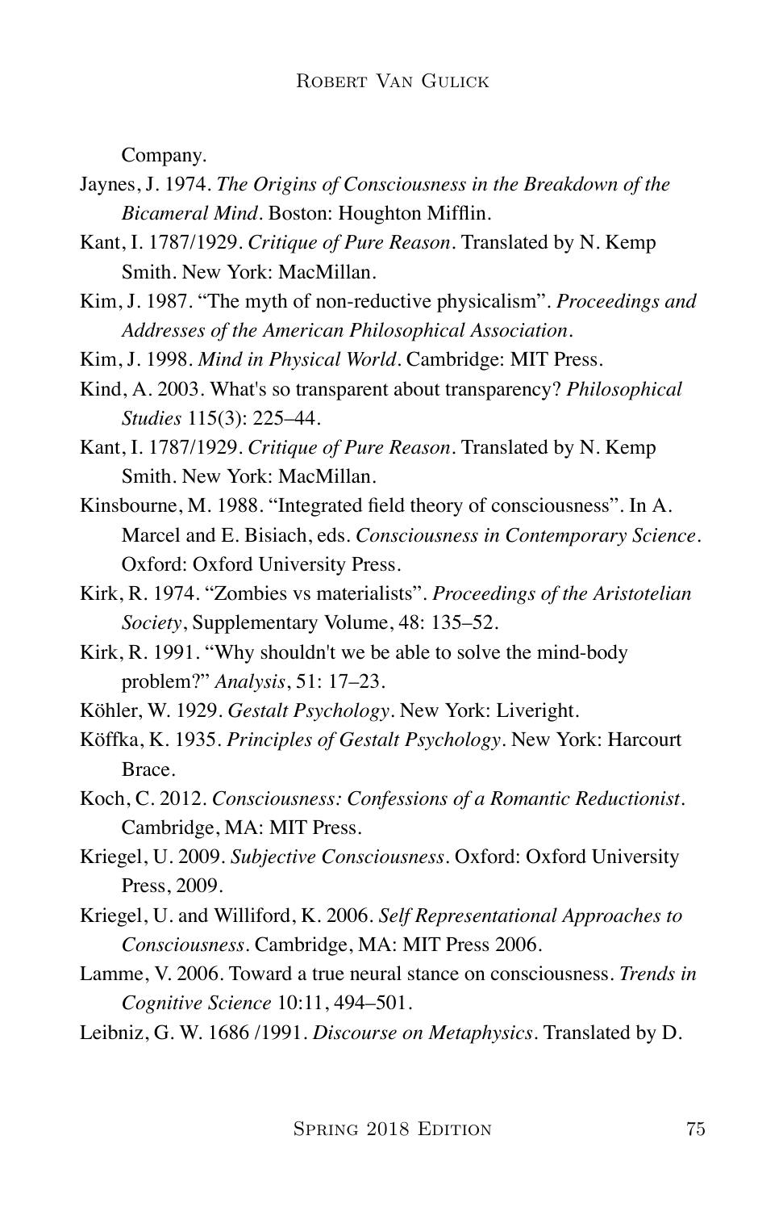Company.

Jaynes, J. 1974. *The Origins of Consciousness in the Breakdown of the Bicameral Mind*. Boston: Houghton Mifflin.

Kant, I. 1787/1929. *Critique of Pure Reason*. Translated by N. Kemp Smith. New York: MacMillan.

Kim, J. 1987. "The myth of non-reductive physicalism". *Proceedings and Addresses of the American Philosophical Association*.

Kim, J. 1998. *Mind in Physical World*. Cambridge: MIT Press.

Kind, A. 2003. What's so transparent about transparency? *Philosophical Studies* 115(3): 225–44.

Kant, I. 1787/1929. *Critique of Pure Reason*. Translated by N. Kemp Smith. New York: MacMillan.

Kinsbourne, M. 1988. "Integrated field theory of consciousness". In A. Marcel and E. Bisiach, eds. *Consciousness in Contemporary Science*. Oxford: Oxford University Press.

Kirk, R. 1974. "Zombies vs materialists". *Proceedings of the Aristotelian Society*, Supplementary Volume, 48: 135–52.

Kirk, R. 1991. "Why shouldn't we be able to solve the mind-body problem?" *Analysis*, 51: 17–23.

Köhler, W. 1929. *Gestalt Psychology*. New York: Liveright.

Köffka, K. 1935. *Principles of Gestalt Psychology*. New York: Harcourt Brace.

Koch, C. 2012. *Consciousness: Confessions of a Romantic Reductionist*. Cambridge, MA: MIT Press.

Kriegel, U. 2009. *Subjective Consciousness*. Oxford: Oxford University Press, 2009.

Kriegel, U. and Williford, K. 2006. *Self Representational Approaches to Consciousness*. Cambridge, MA: MIT Press 2006.

Lamme, V. 2006. Toward a true neural stance on consciousness. *Trends in Cognitive Science* 10:11, 494–501.

Leibniz, G. W. 1686 /1991. *Discourse on Metaphysics*. Translated by D.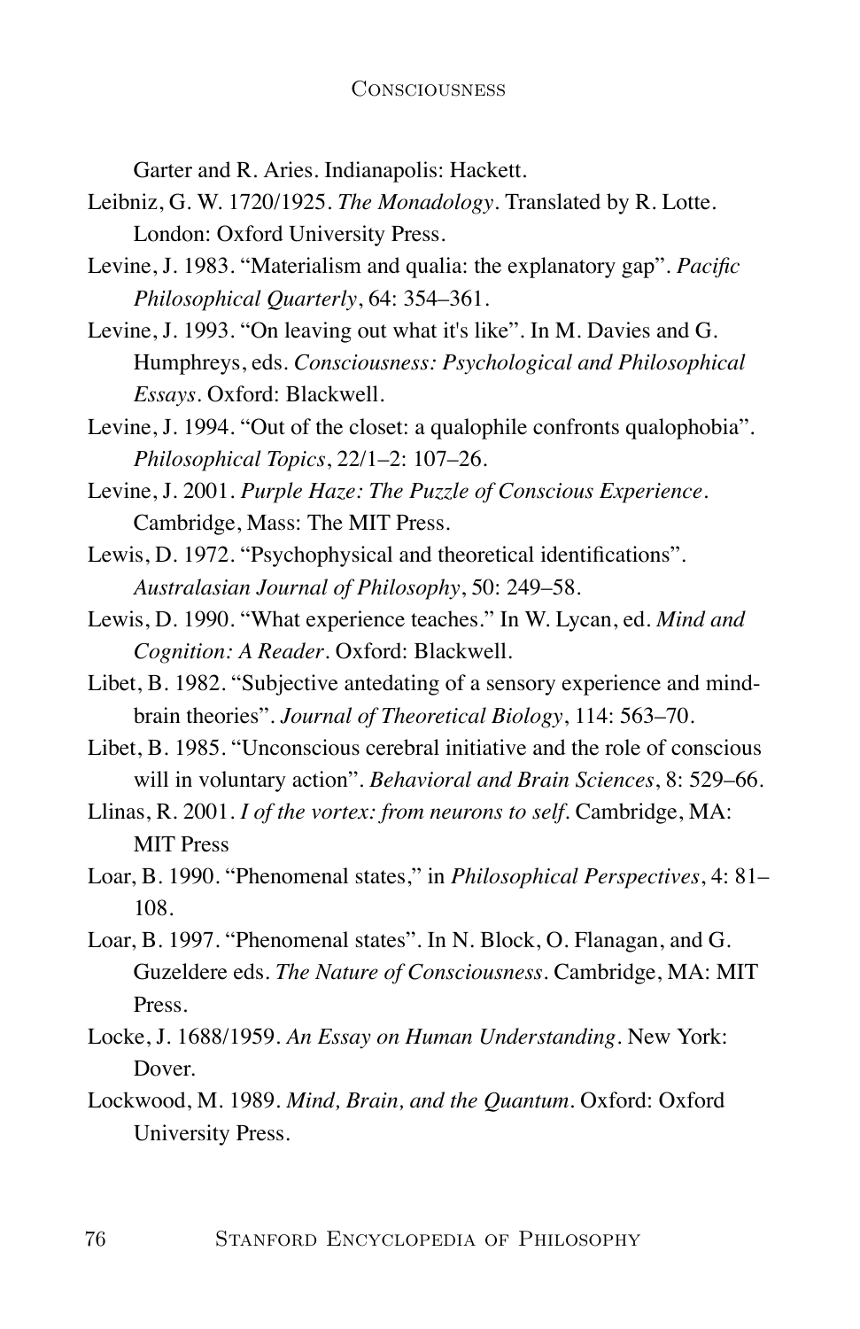Garter and R. Aries. Indianapolis: Hackett.

Leibniz, G. W. 1720/1925. *The Monadology*. Translated by R. Lotte. London: Oxford University Press.

Levine, J. 1983. "Materialism and qualia: the explanatory gap". *Pacific Philosophical Quarterly*, 64: 354–361.

Levine, J. 1993. "On leaving out what it's like". In M. Davies and G. Humphreys, eds. *Consciousness: Psychological and Philosophical Essays*. Oxford: Blackwell.

Levine, J. 1994. "Out of the closet: a qualophile confronts qualophobia". *Philosophical Topics*, 22/1–2: 107–26.

Levine, J. 2001. *Purple Haze: The Puzzle of Conscious Experience*. Cambridge, Mass: The MIT Press.

Lewis, D. 1972. "Psychophysical and theoretical identifications". *Australasian Journal of Philosophy*, 50: 249–58.

Lewis, D. 1990. "What experience teaches." In W. Lycan, ed. *Mind and Cognition: A Reader*. Oxford: Blackwell.

Libet, B. 1982. "Subjective antedating of a sensory experience and mind-brain theories". *Journal of Theoretical Biology*, 114: 563–70.

Libet, B. 1985. "Unconscious cerebral initiative and the role of conscious will in voluntary action". *Behavioral and Brain Sciences*, 8: 529–66.

Llinas, R. 2001. *I of the vortex: from neurons to self*. Cambridge, MA: MIT Press

Loar, B. 1990. "Phenomenal states," in *Philosophical Perspectives*, 4: 81–108.

Loar, B. 1997. "Phenomenal states". In N. Block, O. Flanagan, and G. Guzeldere eds. *The Nature of Consciousness*. Cambridge, MA: MIT Press.

Locke, J. 1688/1959. *An Essay on Human Understanding*. New York: Dover.

Lockwood, M. 1989. *Mind, Brain, and the Quantum*. Oxford: Oxford University Press.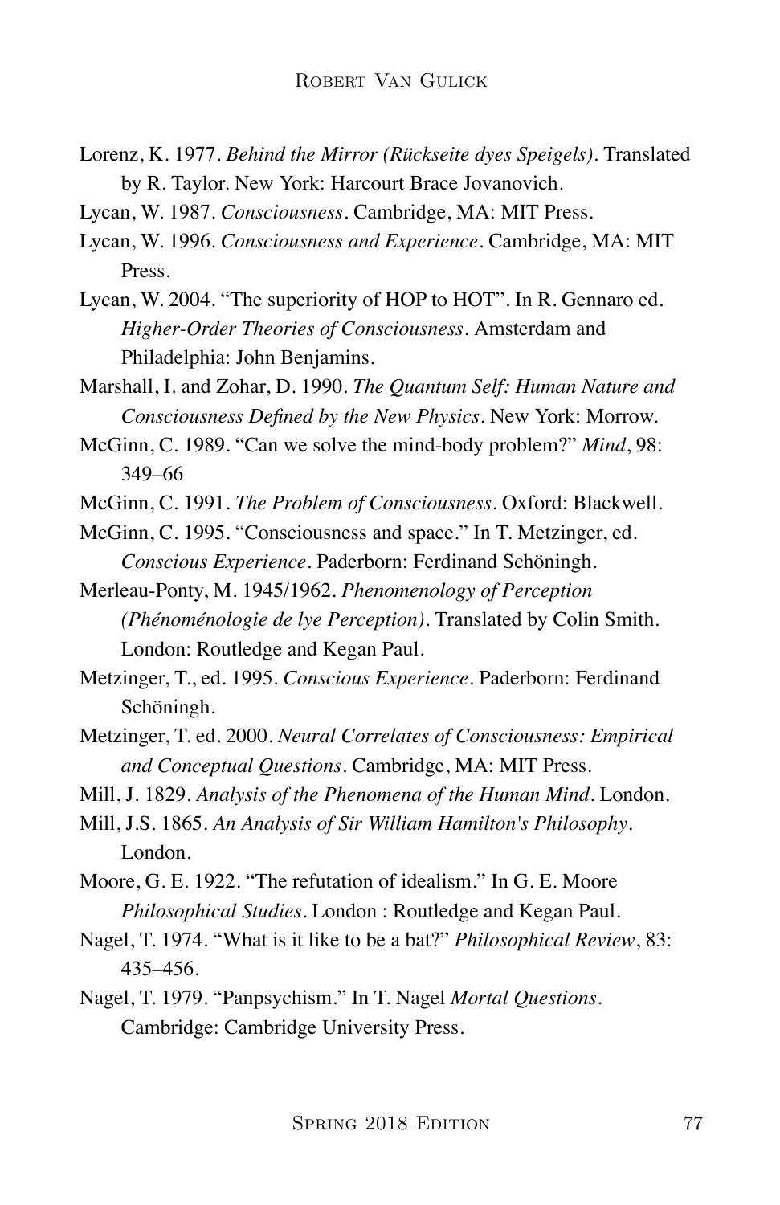Lorenz, K. 1977. *Behind the Mirror (Rückseite dyes Speigels)*. Translated by R. Taylor. New York: Harcourt Brace Jovanovich.

Lycan, W. 1987. *Consciousness*. Cambridge, MA: MIT Press.

Lycan, W. 1996. *Consciousness and Experience*. Cambridge, MA: MIT Press.

Lycan, W. 2004. "The superiority of HOP to HOT". In R. Gennaro ed. *Higher-Order Theories of Consciousness*. Amsterdam and Philadelphia: John Benjamins.

Marshall, I. and Zohar, D. 1990. *The Quantum Self: Human Nature and Consciousness Defined by the New Physics*. New York: Morrow.

McGinn, C. 1989. "Can we solve the mind-body problem?" *Mind*, 98: 349–66

McGinn, C. 1991. *The Problem of Consciousness*. Oxford: Blackwell.

McGinn, C. 1995. "Consciousness and space." In T. Metzinger, ed. *Conscious Experience*. Paderborn: Ferdinand Schöningh.

Merleau-Ponty, M. 1945/1962. *Phenomenology of Perception (Phénoménologie de lye Perception)*. Translated by Colin Smith. London: Routledge and Kegan Paul.

Metzinger, T., ed. 1995. *Conscious Experience*. Paderborn: Ferdinand Schöningh.

Metzinger, T. ed. 2000. *Neural Correlates of Consciousness: Empirical and Conceptual Questions*. Cambridge, MA: MIT Press.

Mill, J. 1829. *Analysis of the Phenomena of the Human Mind*. London.

Mill, J.S. 1865. *An Analysis of Sir William Hamilton's Philosophy*. London.

Moore, G. E. 1922. "The refutation of idealism." In G. E. Moore *Philosophical Studies*. London : Routledge and Kegan Paul.

Nagel, T. 1974. "What is it like to be a bat?" *Philosophical Review*, 83: 435–456.

Nagel, T. 1979. "Panpsychism." In T. Nagel *Mortal Questions*. Cambridge: Cambridge University Press.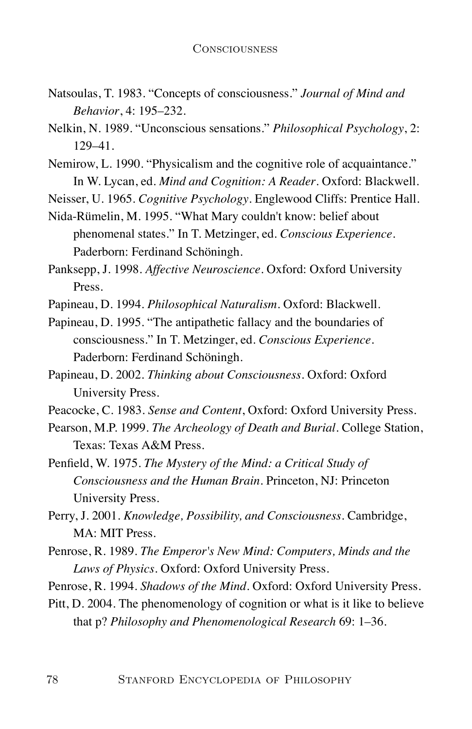Natsoulas, T. 1983. “Concepts of consciousness.” *Journal of Mind and Behavior*, 4: 195–232.

Nelkin, N. 1989. “Unconscious sensations.” *Philosophical Psychology*, 2: 129–41.

Nemirow, L. 1990. “Physicalism and the cognitive role of acquaintance.” In W. Lycan, ed. *Mind and Cognition: A Reader*. Oxford: Blackwell.

Neisser, U. 1965. *Cognitive Psychology*. Englewood Cliffs: Prentice Hall.

Nida-Rümelin, M. 1995. “What Mary couldn't know: belief about phenomenal states.” In T. Metzinger, ed. *Conscious Experience*. Paderborn: Ferdinand Schöningh.

Panksepp, J. 1998. *Affective Neuroscience*. Oxford: Oxford University Press.

Papineau, D. 1994. *Philosophical Naturalism*. Oxford: Blackwell.

Papineau, D. 1995. “The antipathetic fallacy and the boundaries of consciousness.” In T. Metzinger, ed. *Conscious Experience*. Paderborn: Ferdinand Schöningh.

Papineau, D. 2002. *Thinking about Consciousness*. Oxford: Oxford University Press.

Peacocke, C. 1983. *Sense and Content*, Oxford: Oxford University Press.

Pearson, M.P. 1999. *The Archeology of Death and Burial*. College Station, Texas: Texas A&M Press.

Penfield, W. 1975. *The Mystery of the Mind: a Critical Study of Consciousness and the Human Brain*. Princeton, NJ: Princeton University Press.

Perry, J. 2001. *Knowledge, Possibility, and Consciousness*. Cambridge, MA: MIT Press.

Penrose, R. 1989. *The Emperor's New Mind: Computers, Minds and the Laws of Physics*. Oxford: Oxford University Press.

Penrose, R. 1994. *Shadows of the Mind*. Oxford: Oxford University Press.

Pitt, D. 2004. The phenomenology of cognition or what is it like to believe that p? *Philosophy and Phenomenological Research* 69: 1–36.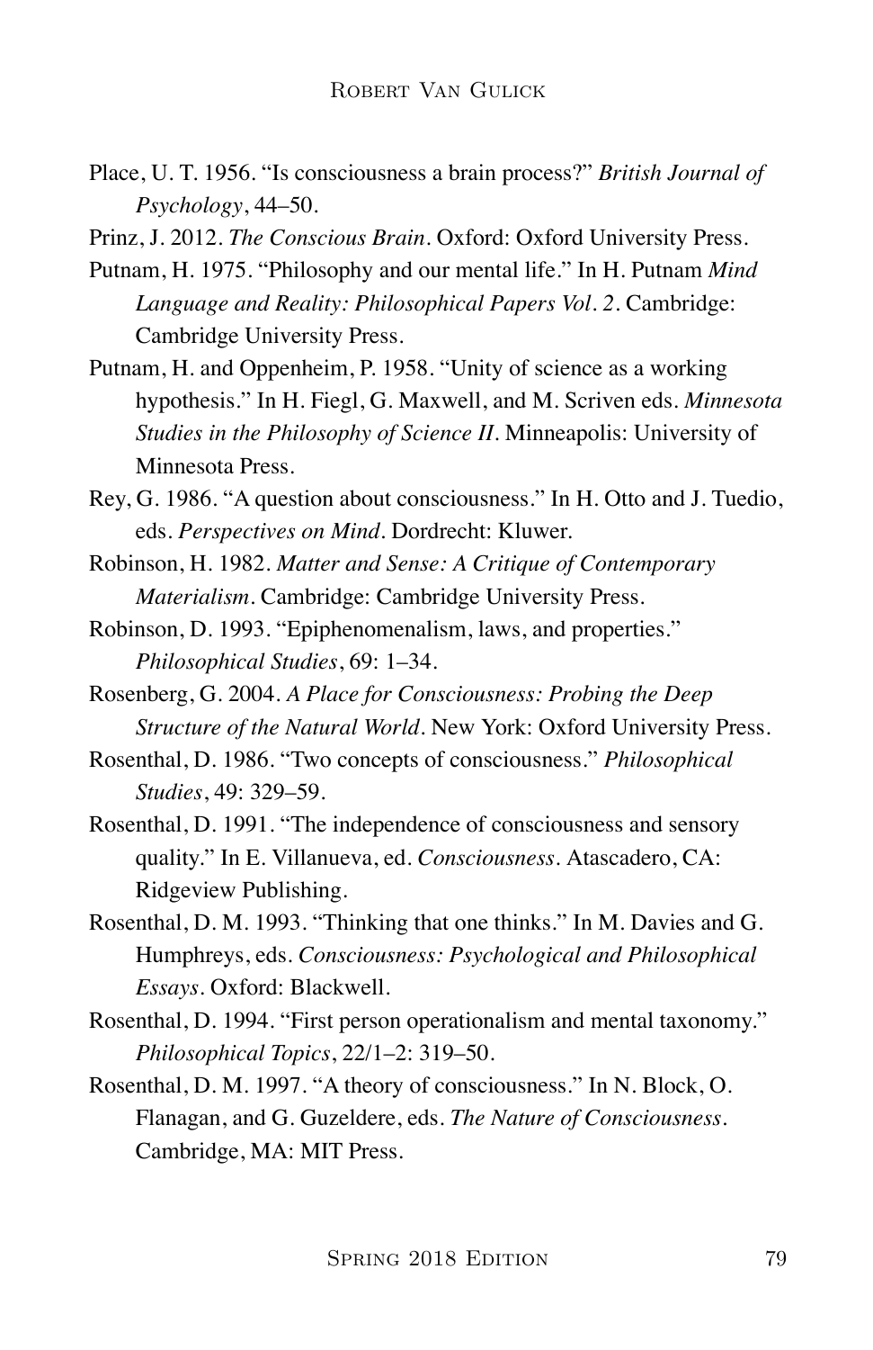Place, U. T. 1956. "Is consciousness a brain process?" *British Journal of Psychology*, 44–50.

Prinz, J. 2012. *The Conscious Brain*. Oxford: Oxford University Press.

Putnam, H. 1975. "Philosophy and our mental life." In H. Putnam *Mind Language and Reality: Philosophical Papers Vol. 2*. Cambridge: Cambridge University Press.

Putnam, H. and Oppenheim, P. 1958. "Unity of science as a working hypothesis." In H. Fiegl, G. Maxwell, and M. Scriven eds. *Minnesota Studies in the Philosophy of Science II*. Minneapolis: University of Minnesota Press.

Rey, G. 1986. "A question about consciousness." In H. Otto and J. Tuedio, eds. *Perspectives on Mind*. Dordrecht: Kluwer.

Robinson, H. 1982. *Matter and Sense: A Critique of Contemporary Materialism*. Cambridge: Cambridge University Press.

Robinson, D. 1993. "Epiphenomenalism, laws, and properties." *Philosophical Studies*, 69: 1–34.

Rosenberg, G. 2004. *A Place for Consciousness: Probing the Deep Structure of the Natural World*. New York: Oxford University Press.

Rosenthal, D. 1986. "Two concepts of consciousness." *Philosophical Studies*, 49: 329–59.

Rosenthal, D. 1991. "The independence of consciousness and sensory quality." In E. Villanueva, ed. *Consciousness*. Atascadero, CA: Ridgeview Publishing.

Rosenthal, D. M. 1993. "Thinking that one thinks." In M. Davies and G. Humphreys, eds. *Consciousness: Psychological and Philosophical Essays*. Oxford: Blackwell.

Rosenthal, D. 1994. "First person operationalism and mental taxonomy." *Philosophical Topics*, 22/1–2: 319–50.

Rosenthal, D. M. 1997. "A theory of consciousness." In N. Block, O. Flanagan, and G. Guzeldere, eds. *The Nature of Consciousness*. Cambridge, MA: MIT Press.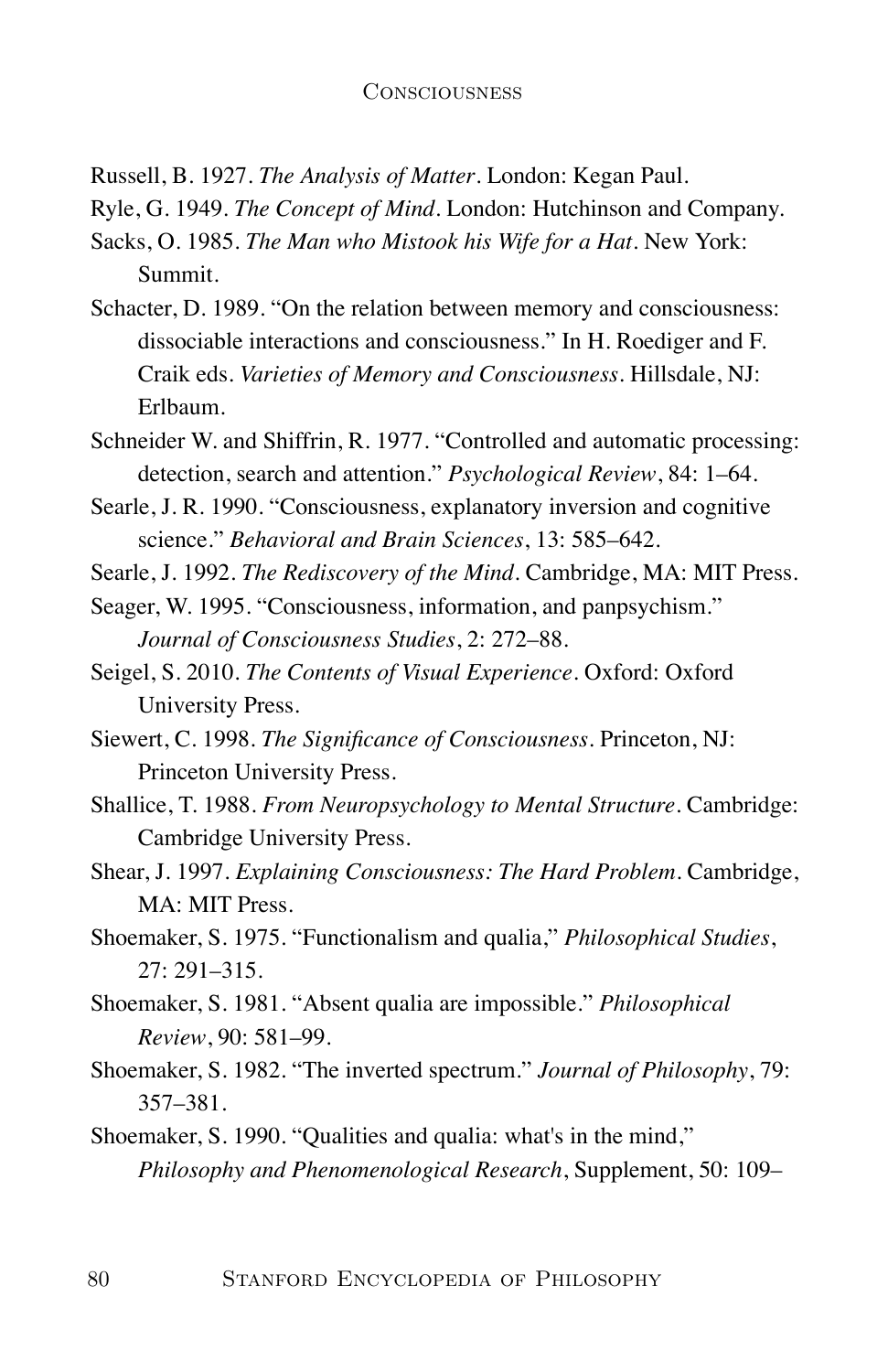Russell, B. 1927. *The Analysis of Matter*. London: Kegan Paul.

Ryle, G. 1949. *The Concept of Mind*. London: Hutchinson and Company.

Sacks, O. 1985. *The Man who Mistook his Wife for a Hat*. New York: Summit.

Schacter, D. 1989. "On the relation between memory and consciousness: dissociable interactions and consciousness." In H. Roediger and F. Craik eds. *Varieties of Memory and Consciousness*. Hillsdale, NJ: Erlbaum.

Schneider W. and Shiffrin, R. 1977. "Controlled and automatic processing: detection, search and attention." *Psychological Review*, 84: 1–64.

Searle, J. R. 1990. "Consciousness, explanatory inversion and cognitive science." *Behavioral and Brain Sciences*, 13: 585–642.

Searle, J. 1992. *The Rediscovery of the Mind*. Cambridge, MA: MIT Press.

Seager, W. 1995. "Consciousness, information, and panpsychism." *Journal of Consciousness Studies*, 2: 272–88.

Seigel, S. 2010. *The Contents of Visual Experience*. Oxford: Oxford University Press.

Siewert, C. 1998. *The Significance of Consciousness*. Princeton, NJ: Princeton University Press.

Shallice, T. 1988. *From Neuropsychology to Mental Structure*. Cambridge: Cambridge University Press.

Shear, J. 1997. *Explaining Consciousness: The Hard Problem*. Cambridge, MA: MIT Press.

Shoemaker, S. 1975. "Functionalism and qualia," *Philosophical Studies*, 27: 291–315.

Shoemaker, S. 1981. "Absent qualia are impossible." *Philosophical Review*, 90: 581–99.

Shoemaker, S. 1982. "The inverted spectrum." *Journal of Philosophy*, 79: 357–381.

Shoemaker, S. 1990. "Qualities and qualia: what's in the mind," *Philosophy and Phenomenological Research*, Supplement, 50: 109–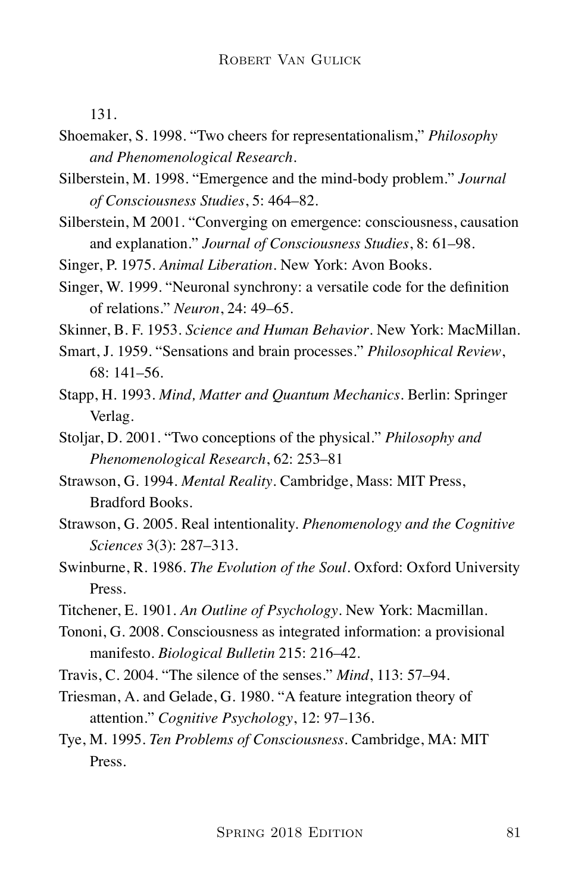131.

Shoemaker, S. 1998. “Two cheers for representationalism,” *Philosophy and Phenomenological Research*.

Silberstein, M. 1998. “Emergence and the mind-body problem.” *Journal of Consciousness Studies*, 5: 464–82.

Silberstein, M 2001. “Converging on emergence: consciousness, causation and explanation.” *Journal of Consciousness Studies*, 8: 61–98.

Singer, P. 1975. *Animal Liberation*. New York: Avon Books.

Singer, W. 1999. “Neuronal synchrony: a versatile code for the definition of relations.” *Neuron*, 24: 49–65.

Skinner, B. F. 1953. *Science and Human Behavior*. New York: MacMillan.

Smart, J. 1959. “Sensations and brain processes.” *Philosophical Review*, 68: 141–56.

Stapp, H. 1993. *Mind, Matter and Quantum Mechanics*. Berlin: Springer Verlag.

Stoljar, D. 2001. “Two conceptions of the physical.” *Philosophy and Phenomenological Research*, 62: 253–81

Strawson, G. 1994. *Mental Reality*. Cambridge, Mass: MIT Press, Bradford Books.

Strawson, G. 2005. Real intentionality. *Phenomenology and the Cognitive Sciences* 3(3): 287–313.

Swinburne, R. 1986. *The Evolution of the Soul*. Oxford: Oxford University Press.

Titchener, E. 1901. *An Outline of Psychology*. New York: Macmillan.

Tononi, G. 2008. Consciousness as integrated information: a provisional manifesto. *Biological Bulletin* 215: 216–42.

Travis, C. 2004. “The silence of the senses.” *Mind*, 113: 57–94.

Triesman, A. and Gelade, G. 1980. “A feature integration theory of attention.” *Cognitive Psychology*, 12: 97–136.

Tye, M. 1995. *Ten Problems of Consciousness*. Cambridge, MA: MIT Press.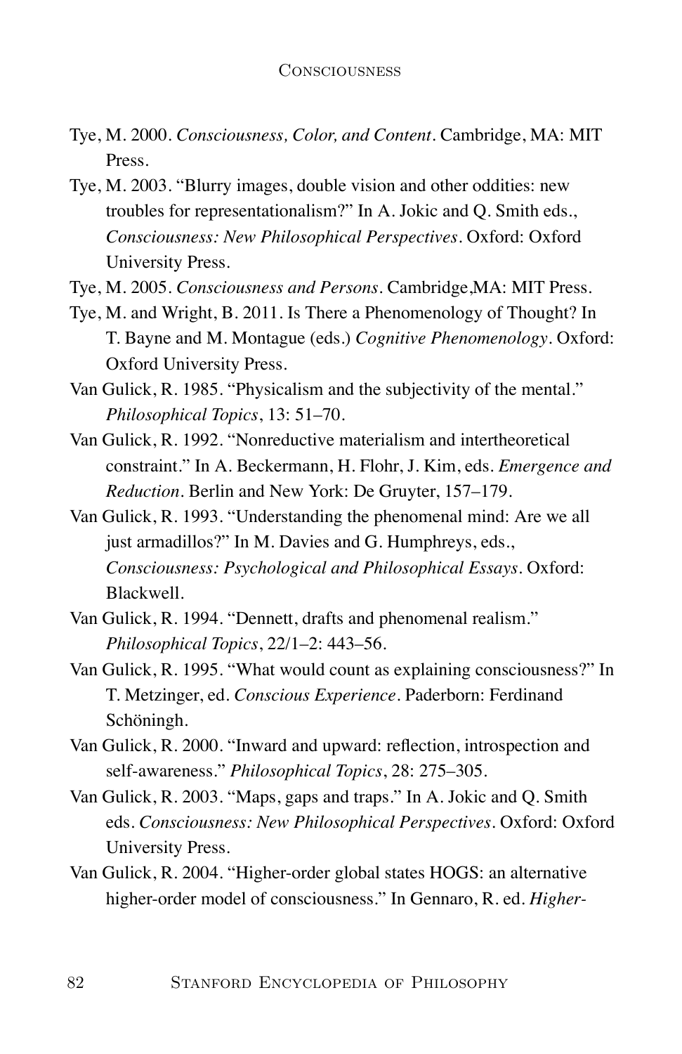Tye, M. 2000. *Consciousness, Color, and Content*. Cambridge, MA: MIT Press.

Tye, M. 2003. "Blurry images, double vision and other oddities: new troubles for representationalism?" In A. Jokic and Q. Smith eds., *Consciousness: New Philosophical Perspectives*. Oxford: Oxford University Press.

Tye, M. 2005. *Consciousness and Persons*. Cambridge,MA: MIT Press.

Tye, M. and Wright, B. 2011. Is There a Phenomenology of Thought? In T. Bayne and M. Montague (eds.) *Cognitive Phenomenology*. Oxford: Oxford University Press.

Van Gulick, R. 1985. "Physicalism and the subjectivity of the mental." *Philosophical Topics*, 13: 51–70.

Van Gulick, R. 1992. "Nonreductive materialism and intertheoretical constraint." In A. Beckermann, H. Flohr, J. Kim, eds. *Emergence and Reduction*. Berlin and New York: De Gruyter, 157–179.

Van Gulick, R. 1993. "Understanding the phenomenal mind: Are we all just armadillos?" In M. Davies and G. Humphreys, eds., *Consciousness: Psychological and Philosophical Essays*. Oxford: Blackwell.

Van Gulick, R. 1994. "Dennett, drafts and phenomenal realism." *Philosophical Topics*, 22/1–2: 443–56.

Van Gulick, R. 1995. "What would count as explaining consciousness?" In T. Metzinger, ed. *Conscious Experience*. Paderborn: Ferdinand Schöningh.

Van Gulick, R. 2000. "Inward and upward: reflection, introspection and self-awareness." *Philosophical Topics*, 28: 275–305.

Van Gulick, R. 2003. "Maps, gaps and traps." In A. Jokic and Q. Smith eds. *Consciousness: New Philosophical Perspectives*. Oxford: Oxford University Press.

Van Gulick, R. 2004. "Higher-order global states HOGS: an alternative higher-order model of consciousness." In Gennaro, R. ed. *Higher-*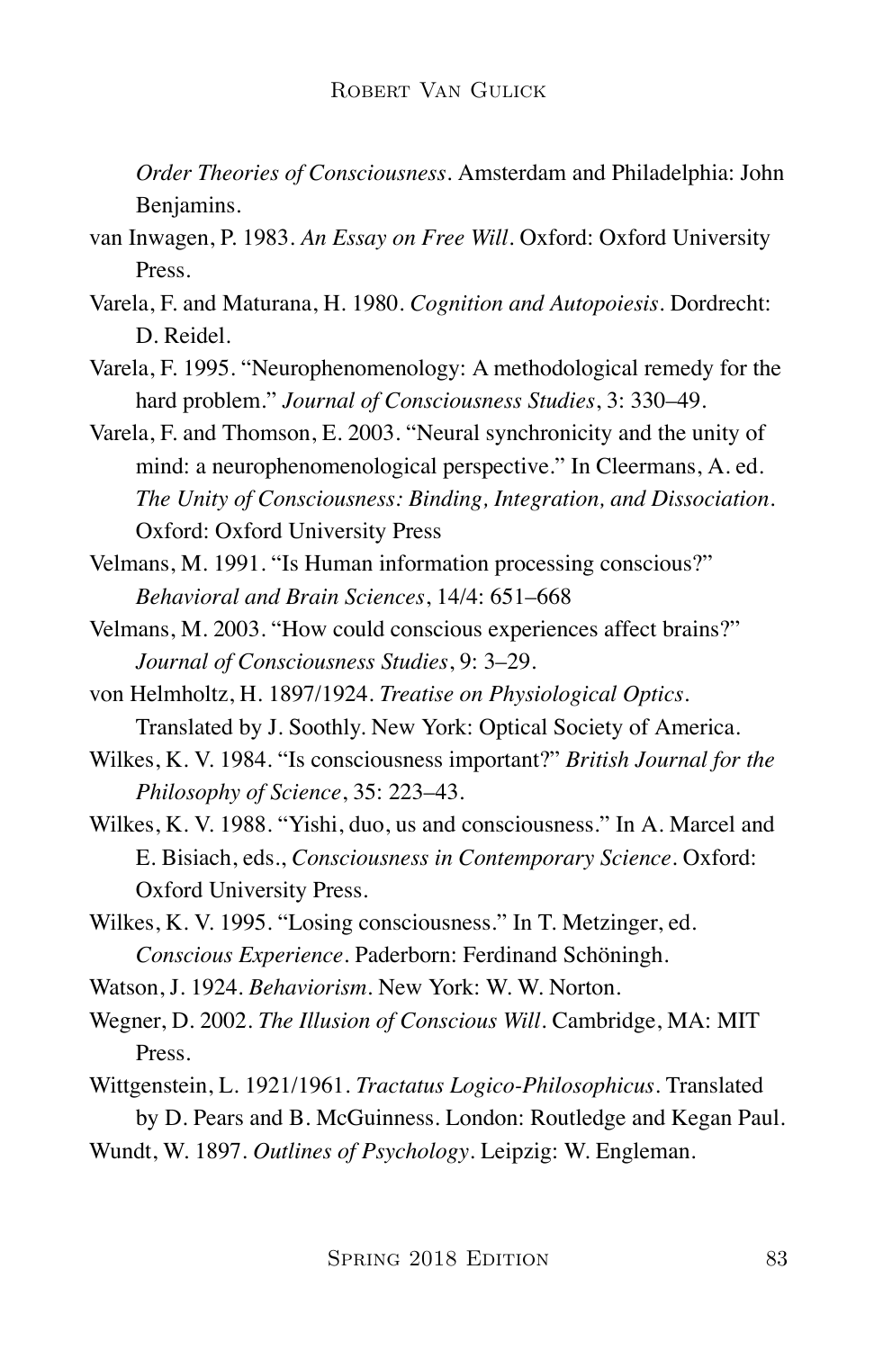*Order Theories of Consciousness*. Amsterdam and Philadelphia: John Benjamins.

van Inwagen, P. 1983. *An Essay on Free Will*. Oxford: Oxford University Press.

Varela, F. and Maturana, H. 1980. *Cognition and Autopoiesis*. Dordrecht: D. Reidel.

Varela, F. 1995. "Neurophenomenology: A methodological remedy for the hard problem." *Journal of Consciousness Studies*, 3: 330–49.

Varela, F. and Thomson, E. 2003. "Neural synchronicity and the unity of mind: a neurophenomenological perspective." In Cleermans, A. ed. *The Unity of Consciousness: Binding, Integration, and Dissociation*. Oxford: Oxford University Press

Velmans, M. 1991. "Is Human information processing conscious?" *Behavioral and Brain Sciences*, 14/4: 651–668

Velmans, M. 2003. "How could conscious experiences affect brains?" *Journal of Consciousness Studies*, 9: 3–29.

von Helmholtz, H. 1897/1924. *Treatise on Physiological Optics*. Translated by J. Soothly. New York: Optical Society of America.

Wilkes, K. V. 1984. "Is consciousness important?" *British Journal for the Philosophy of Science*, 35: 223–43.

Wilkes, K. V. 1988. "Yishi, duo, us and consciousness." In A. Marcel and E. Bisiach, eds., *Consciousness in Contemporary Science*. Oxford: Oxford University Press.

Wilkes, K. V. 1995. "Losing consciousness." In T. Metzinger, ed. *Conscious Experience*. Paderborn: Ferdinand Schöningh.

Watson, J. 1924. *Behaviorism*. New York: W. W. Norton.

Wegner, D. 2002. *The Illusion of Conscious Will*. Cambridge, MA: MIT Press.

Wittgenstein, L. 1921/1961. *Tractatus Logico-Philosophicus*. Translated by D. Pears and B. McGuinness. London: Routledge and Kegan Paul.

Wundt, W. 1897. *Outlines of Psychology*. Leipzig: W. Engleman.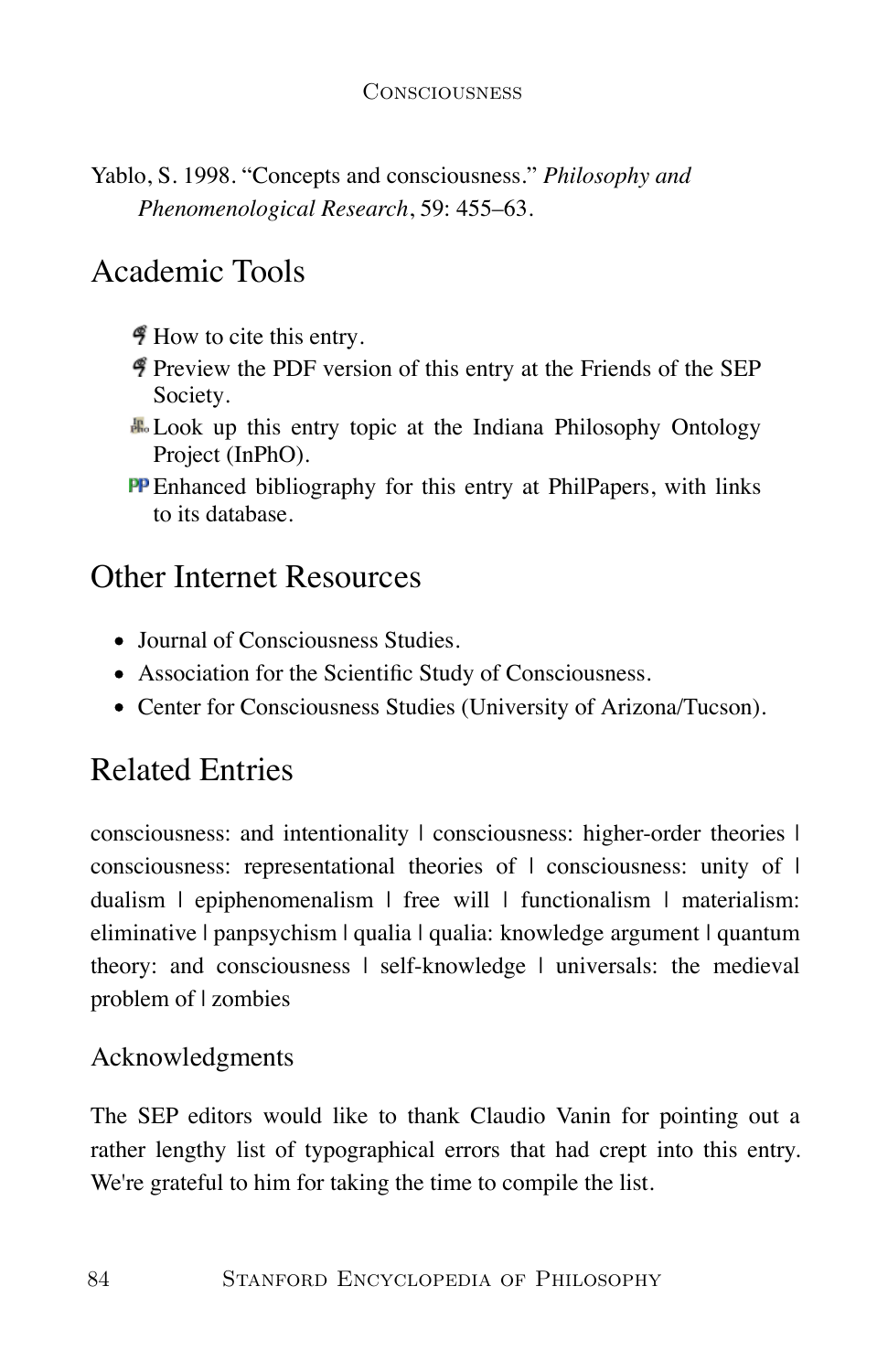Yablo, S. 1998. "Concepts and consciousness." *Philosophy and Phenomenological Research*, 59: 455–63.

## Academic Tools

- How to cite this entry.
- Preview the PDF version of this entry at the Friends of the SEP Society.
- Look up this entry topic at the Indiana Philosophy Ontology Project (InPhO).
- Enhanced bibliography for this entry at PhilPapers, with links to its database.

## Other Internet Resources

- Journal of Consciousness Studies.
- Association for the Scientific Study of Consciousness.
- Center for Consciousness Studies (University of Arizona/Tucson).

## Related Entries

consciousness: and intentionality | consciousness: higher-order theories | consciousness: representational theories of | consciousness: unity of | dualism | epiphenomenalism | free will | functionalism | materialism: eliminative | panpsychism | qualia | qualia: knowledge argument | quantum theory: and consciousness | self-knowledge | universals: the medieval problem of | zombies

### Acknowledgments

The SEP editors would like to thank Claudio Vanin for pointing out a rather lengthy list of typographical errors that had crept into this entry. We're grateful to him for taking the time to compile the list.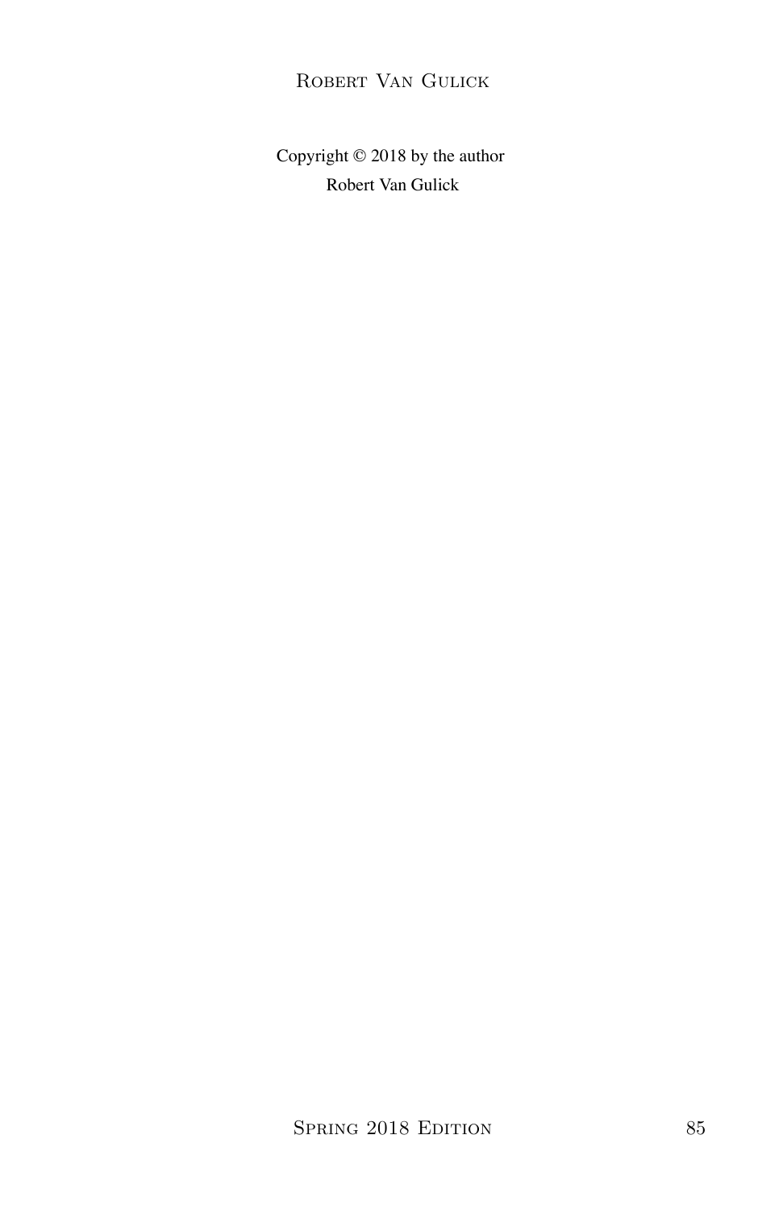Copyright © 2018 by the author
Robert Van Gulick